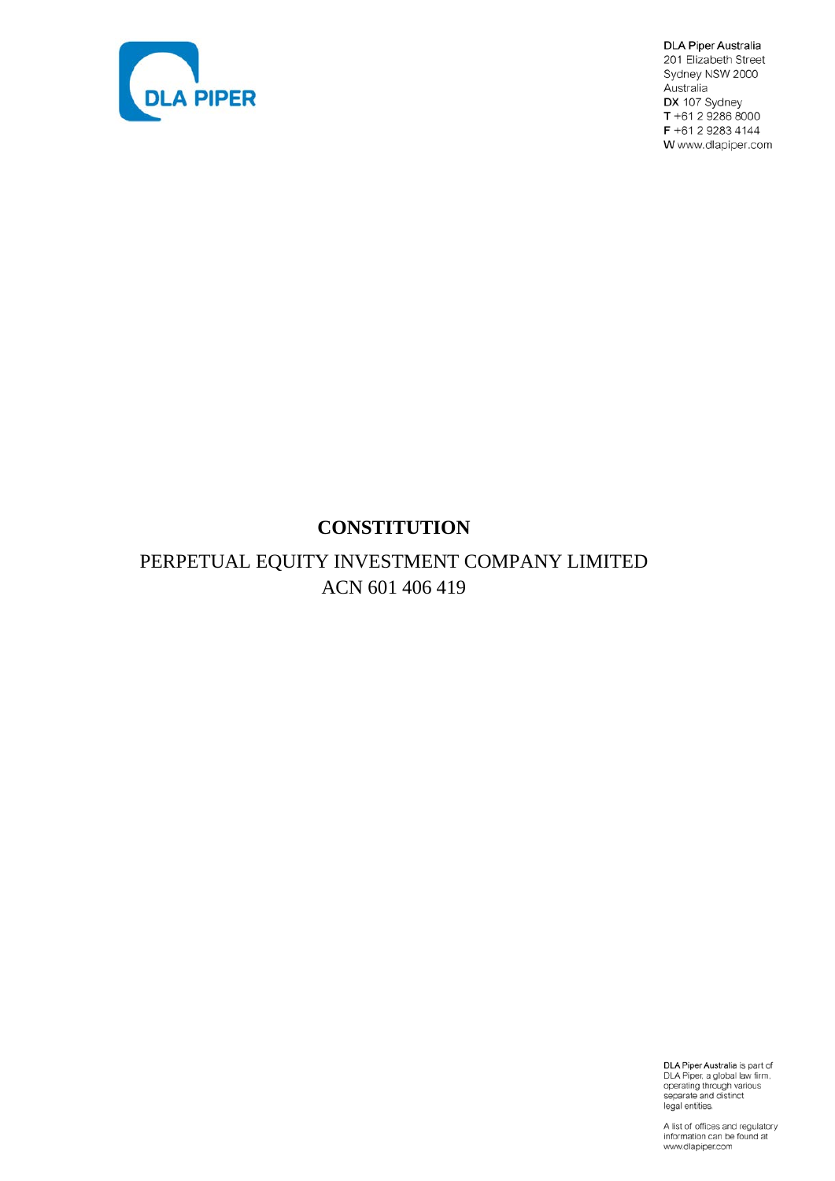DLA Piper Australia
201 Elizabeth Street
Sydney NSW 2000
Australia
**DX** 107 Sydney
**T** +61 2 9286 8000
**F** +61 2 9283 4144
**W** www.dlapiper.com

# CONSTITUTION

PERPETUAL EQUITY INVESTMENT COMPANY LIMITED
ACN 601 406 419

DLA Piper Australia is part of DLA Piper, a global law firm, operating through various separate and distinct legal entities.

A list of offices and regulatory information can be found at www.dlapiper.com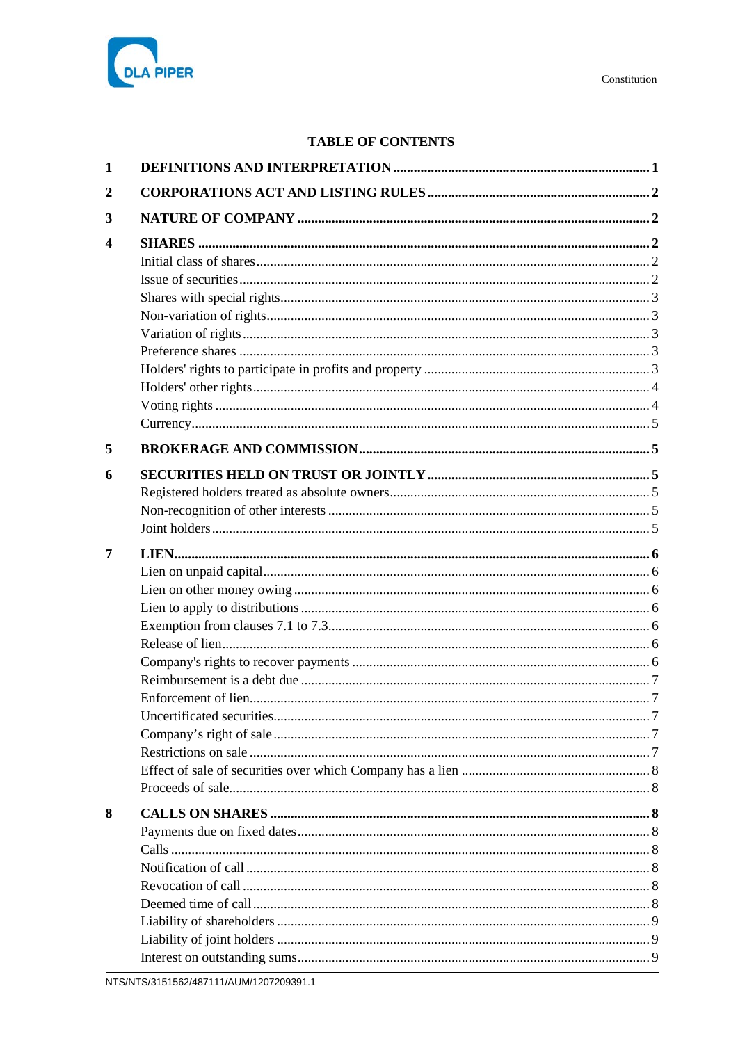## TABLE OF CONTENTS

| | | |
|---|---|---|
| **1** | **DEFINITIONS AND INTERPRETATION** | **1** |
| **2** | **CORPORATIONS ACT AND LISTING RULES** | **2** |
| **3** | **NATURE OF COMPANY** | **2** |
| **4** | **SHARES** | **2** |
| | Initial class of shares | 2 |
| | Issue of securities | 2 |
| | Shares with special rights | 3 |
| | Non-variation of rights | 3 |
| | Variation of rights | 3 |
| | Preference shares | 3 |
| | Holders' rights to participate in profits and property | 3 |
| | Holders' other rights | 4 |
| | Voting rights | 4 |
| | Currency | 5 |
| **5** | **BROKERAGE AND COMMISSION** | **5** |
| **6** | **SECURITIES HELD ON TRUST OR JOINTLY** | **5** |
| | Registered holders treated as absolute owners | 5 |
| | Non-recognition of other interests | 5 |
| | Joint holders | 5 |
| **7** | **LIEN** | **6** |
| | Lien on unpaid capital | 6 |
| | Lien on other money owing | 6 |
| | Lien to apply to distributions | 6 |
| | Exemption from clauses 7.1 to 7.3 | 6 |
| | Release of lien | 6 |
| | Company's rights to recover payments | 6 |
| | Reimbursement is a debt due | 7 |
| | Enforcement of lien | 7 |
| | Uncertificated securities | 7 |
| | Company's right of sale | 7 |
| | Restrictions on sale | 7 |
| | Effect of sale of securities over which Company has a lien | 8 |
| | Proceeds of sale | 8 |
| **8** | **CALLS ON SHARES** | **8** |
| | Payments due on fixed dates | 8 |
| | Calls | 8 |
| | Notification of call | 8 |
| | Revocation of call | 8 |
| | Deemed time of call | 8 |
| | Liability of shareholders | 9 |
| | Liability of joint holders | 9 |
| | Interest on outstanding sums | 9 |

NTS/NTS/3151562/487111/AUM/1207209391.1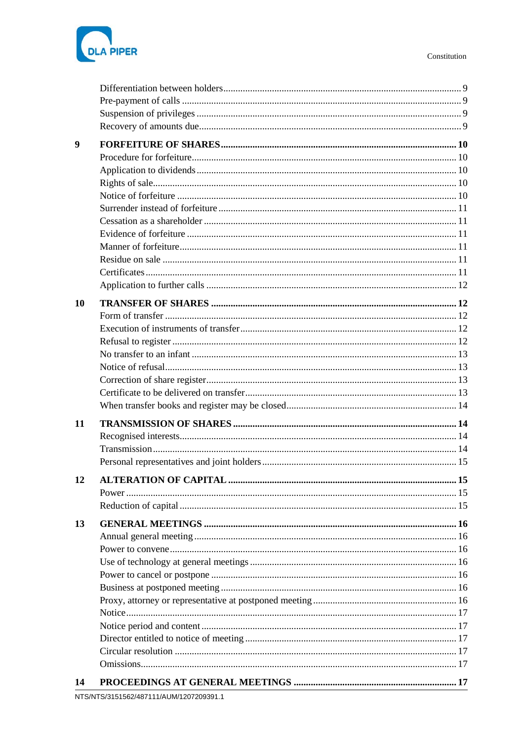| | | |
|---|---|---|
| | Differentiation between holders | 9 |
| | Pre-payment of calls | 9 |
| | Suspension of privileges | 9 |
| | Recovery of amounts due | 9 |
| **9** | **FORFEITURE OF SHARES** | **10** |
| | Procedure for forfeiture | 10 |
| | Application to dividends | 10 |
| | Rights of sale | 10 |
| | Notice of forfeiture | 10 |
| | Surrender instead of forfeiture | 11 |
| | Cessation as a shareholder | 11 |
| | Evidence of forfeiture | 11 |
| | Manner of forfeiture | 11 |
| | Residue on sale | 11 |
| | Certificates | 11 |
| | Application to further calls | 12 |
| **10** | **TRANSFER OF SHARES** | **12** |
| | Form of transfer | 12 |
| | Execution of instruments of transfer | 12 |
| | Refusal to register | 12 |
| | No transfer to an infant | 13 |
| | Notice of refusal | 13 |
| | Correction of share register | 13 |
| | Certificate to be delivered on transfer | 13 |
| | When transfer books and register may be closed | 14 |
| **11** | **TRANSMISSION OF SHARES** | **14** |
| | Recognised interests | 14 |
| | Transmission | 14 |
| | Personal representatives and joint holders | 15 |
| **12** | **ALTERATION OF CAPITAL** | **15** |
| | Power | 15 |
| | Reduction of capital | 15 |
| **13** | **GENERAL MEETINGS** | **16** |
| | Annual general meeting | 16 |
| | Power to convene | 16 |
| | Use of technology at general meetings | 16 |
| | Power to cancel or postpone | 16 |
| | Business at postponed meeting | 16 |
| | Proxy, attorney or representative at postponed meeting | 16 |
| | Notice | 17 |
| | Notice period and content | 17 |
| | Director entitled to notice of meeting | 17 |
| | Circular resolution | 17 |
| | Omissions | 17 |
| **14** | **PROCEEDINGS AT GENERAL MEETINGS** | **17** |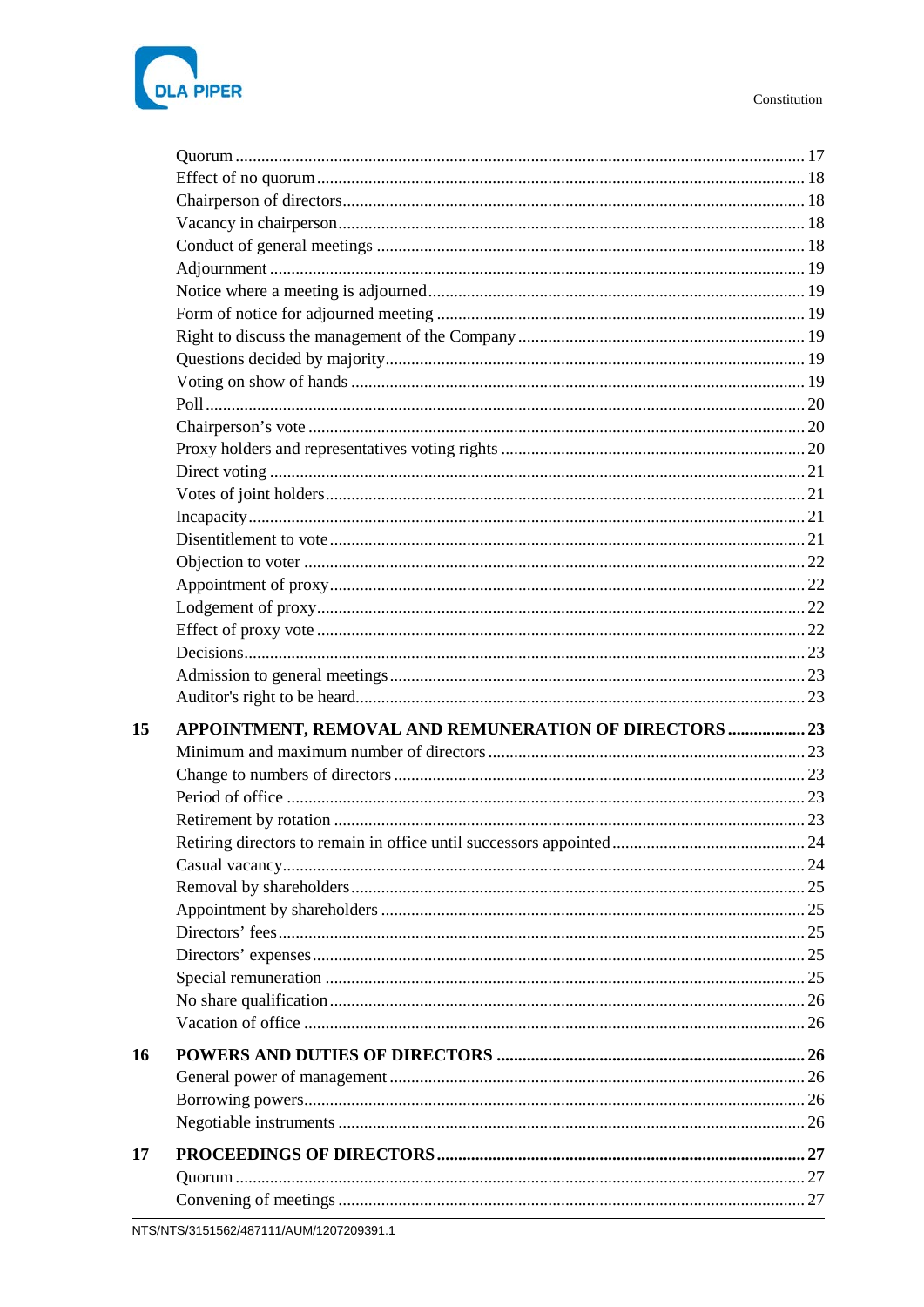| | | |
|---|---|---|
| | Quorum | 17 |
| | Effect of no quorum | 18 |
| | Chairperson of directors | 18 |
| | Vacancy in chairperson | 18 |
| | Conduct of general meetings | 18 |
| | Adjournment | 19 |
| | Notice where a meeting is adjourned | 19 |
| | Form of notice for adjourned meeting | 19 |
| | Right to discuss the management of the Company | 19 |
| | Questions decided by majority | 19 |
| | Voting on show of hands | 19 |
| | Poll | 20 |
| | Chairperson's vote | 20 |
| | Proxy holders and representatives voting rights | 20 |
| | Direct voting | 21 |
| | Votes of joint holders | 21 |
| | Incapacity | 21 |
| | Disentitlement to vote | 21 |
| | Objection to voter | 22 |
| | Appointment of proxy | 22 |
| | Lodgement of proxy | 22 |
| | Effect of proxy vote | 22 |
| | Decisions | 23 |
| | Admission to general meetings | 23 |
| | Auditor's right to be heard | 23 |
| **15** | **APPOINTMENT, REMOVAL AND REMUNERATION OF DIRECTORS** | **23** |
| | Minimum and maximum number of directors | 23 |
| | Change to numbers of directors | 23 |
| | Period of office | 23 |
| | Retirement by rotation | 23 |
| | Retiring directors to remain in office until successors appointed | 24 |
| | Casual vacancy | 24 |
| | Removal by shareholders | 25 |
| | Appointment by shareholders | 25 |
| | Directors' fees | 25 |
| | Directors' expenses | 25 |
| | Special remuneration | 25 |
| | No share qualification | 26 |
| | Vacation of office | 26 |
| **16** | **POWERS AND DUTIES OF DIRECTORS** | **26** |
| | General power of management | 26 |
| | Borrowing powers | 26 |
| | Negotiable instruments | 26 |
| **17** | **PROCEEDINGS OF DIRECTORS** | **27** |
| | Quorum | 27 |
| | Convening of meetings | 27 |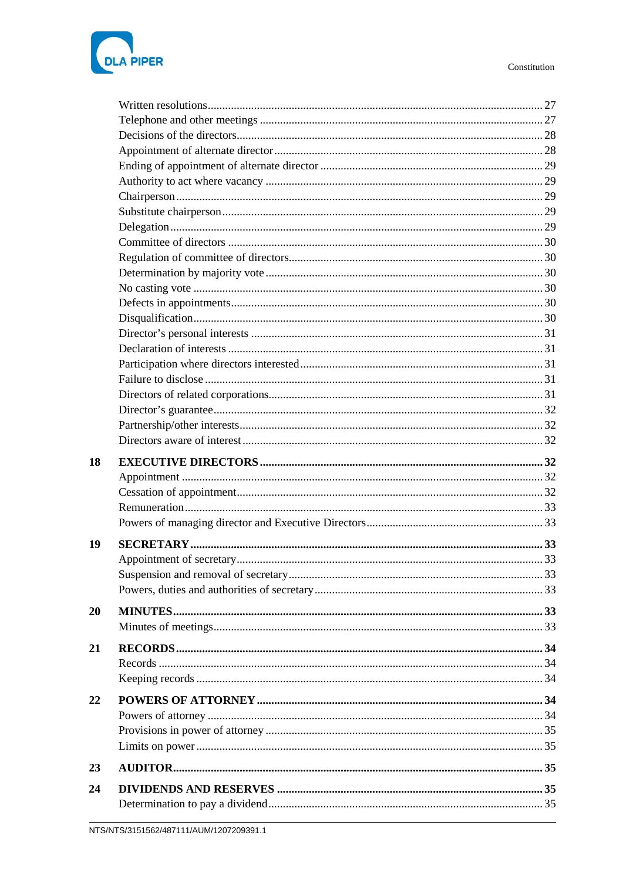Written resolutions .......... 27
Telephone and other meetings .......... 27
Decisions of the directors .......... 28
Appointment of alternate director .......... 28
Ending of appointment of alternate director .......... 29
Authority to act where vacancy .......... 29
Chairperson .......... 29
Substitute chairperson .......... 29
Delegation .......... 29
Committee of directors .......... 30
Regulation of committee of directors .......... 30
Determination by majority vote .......... 30
No casting vote .......... 30
Defects in appointments .......... 30
Disqualification .......... 30
Director's personal interests .......... 31
Declaration of interests .......... 31
Participation where directors interested .......... 31
Failure to disclose .......... 31
Directors of related corporations .......... 31
Director's guarantee .......... 32
Partnership/other interests .......... 32
Directors aware of interest .......... 32

**18 EXECUTIVE DIRECTORS .......... 32**
Appointment .......... 32
Cessation of appointment .......... 32
Remuneration .......... 33
Powers of managing director and Executive Directors .......... 33

**19 SECRETARY .......... 33**
Appointment of secretary .......... 33
Suspension and removal of secretary .......... 33
Powers, duties and authorities of secretary .......... 33

**20 MINUTES .......... 33**
Minutes of meetings .......... 33

**21 RECORDS .......... 34**
Records .......... 34
Keeping records .......... 34

**22 POWERS OF ATTORNEY .......... 34**
Powers of attorney .......... 34
Provisions in power of attorney .......... 35
Limits on power .......... 35

**23 AUDITOR .......... 35**

**24 DIVIDENDS AND RESERVES .......... 35**
Determination to pay a dividend .......... 35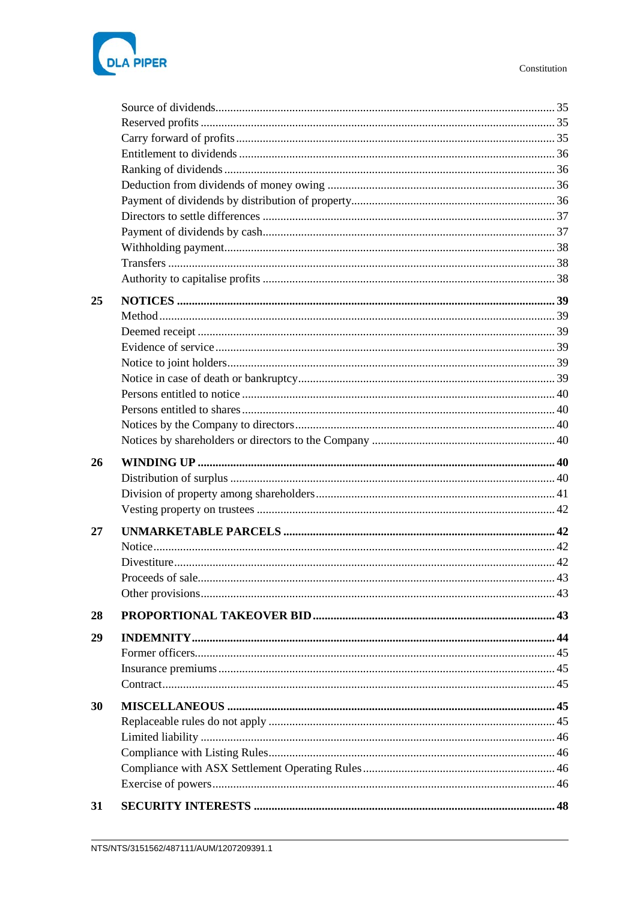| | | |
|---|---|---|
| | Source of dividends | 35 |
| | Reserved profits | 35 |
| | Carry forward of profits | 35 |
| | Entitlement to dividends | 36 |
| | Ranking of dividends | 36 |
| | Deduction from dividends of money owing | 36 |
| | Payment of dividends by distribution of property | 36 |
| | Directors to settle differences | 37 |
| | Payment of dividends by cash | 37 |
| | Withholding payment | 38 |
| | Transfers | 38 |
| | Authority to capitalise profits | 38 |
| **25** | **NOTICES** | **39** |
| | Method | 39 |
| | Deemed receipt | 39 |
| | Evidence of service | 39 |
| | Notice to joint holders | 39 |
| | Notice in case of death or bankruptcy | 39 |
| | Persons entitled to notice | 40 |
| | Persons entitled to shares | 40 |
| | Notices by the Company to directors | 40 |
| | Notices by shareholders or directors to the Company | 40 |
| **26** | **WINDING UP** | **40** |
| | Distribution of surplus | 40 |
| | Division of property among shareholders | 41 |
| | Vesting property on trustees | 42 |
| **27** | **UNMARKETABLE PARCELS** | **42** |
| | Notice | 42 |
| | Divestiture | 42 |
| | Proceeds of sale | 43 |
| | Other provisions | 43 |
| **28** | **PROPORTIONAL TAKEOVER BID** | **43** |
| **29** | **INDEMNITY** | **44** |
| | Former officers | 45 |
| | Insurance premiums | 45 |
| | Contract | 45 |
| **30** | **MISCELLANEOUS** | **45** |
| | Replaceable rules do not apply | 45 |
| | Limited liability | 46 |
| | Compliance with Listing Rules | 46 |
| | Compliance with ASX Settlement Operating Rules | 46 |
| | Exercise of powers | 46 |
| **31** | **SECURITY INTERESTS** | **48** |

NTS/NTS/3151562/487111/AUM/1207209391.1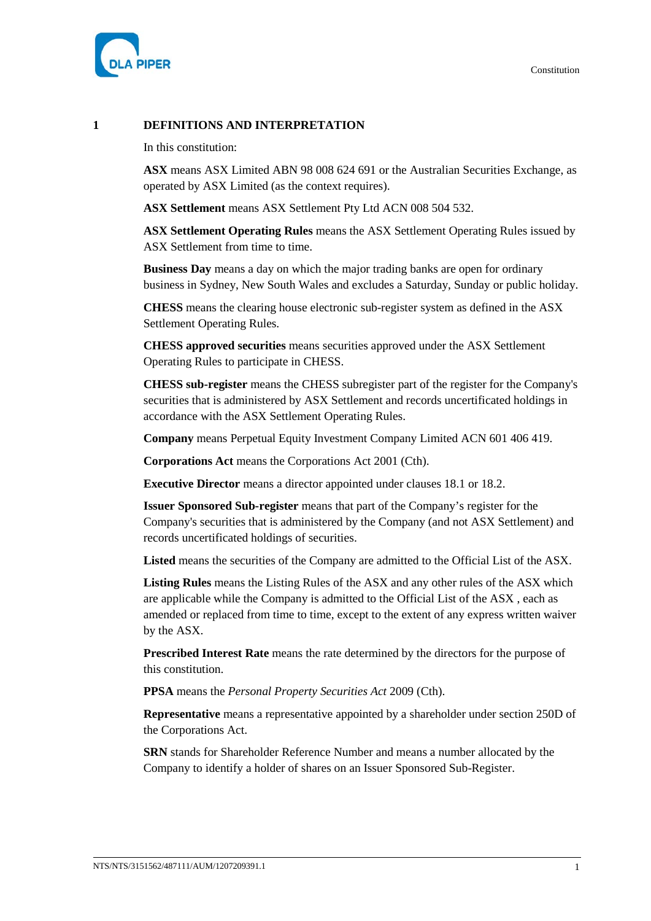# 1 DEFINITIONS AND INTERPRETATION

In this constitution:

**ASX** means ASX Limited ABN 98 008 624 691 or the Australian Securities Exchange, as operated by ASX Limited (as the context requires).

**ASX Settlement** means ASX Settlement Pty Ltd ACN 008 504 532.

**ASX Settlement Operating Rules** means the ASX Settlement Operating Rules issued by ASX Settlement from time to time.

**Business Day** means a day on which the major trading banks are open for ordinary business in Sydney, New South Wales and excludes a Saturday, Sunday or public holiday.

**CHESS** means the clearing house electronic sub-register system as defined in the ASX Settlement Operating Rules.

**CHESS approved securities** means securities approved under the ASX Settlement Operating Rules to participate in CHESS.

**CHESS sub-register** means the CHESS subregister part of the register for the Company's securities that is administered by ASX Settlement and records uncertificated holdings in accordance with the ASX Settlement Operating Rules.

**Company** means Perpetual Equity Investment Company Limited ACN 601 406 419.

**Corporations Act** means the Corporations Act 2001 (Cth).

**Executive Director** means a director appointed under clauses 18.1 or 18.2.

**Issuer Sponsored Sub-register** means that part of the Company's register for the Company's securities that is administered by the Company (and not ASX Settlement) and records uncertificated holdings of securities.

**Listed** means the securities of the Company are admitted to the Official List of the ASX.

**Listing Rules** means the Listing Rules of the ASX and any other rules of the ASX which are applicable while the Company is admitted to the Official List of the ASX , each as amended or replaced from time to time, except to the extent of any express written waiver by the ASX.

**Prescribed Interest Rate** means the rate determined by the directors for the purpose of this constitution.

**PPSA** means the *Personal Property Securities Act* 2009 (Cth).

**Representative** means a representative appointed by a shareholder under section 250D of the Corporations Act.

**SRN** stands for Shareholder Reference Number and means a number allocated by the Company to identify a holder of shares on an Issuer Sponsored Sub-Register.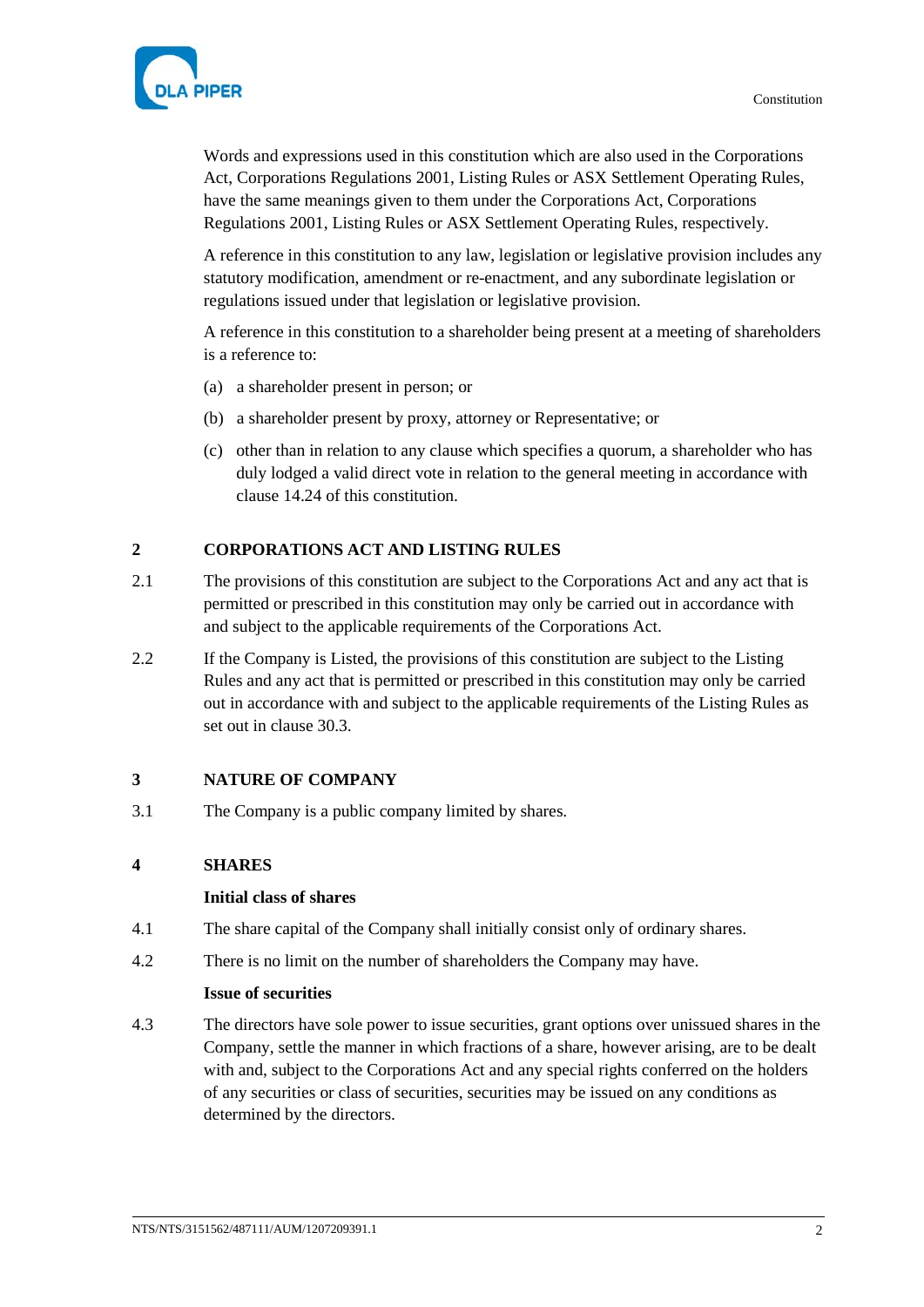Words and expressions used in this constitution which are also used in the Corporations Act, Corporations Regulations 2001, Listing Rules or ASX Settlement Operating Rules, have the same meanings given to them under the Corporations Act, Corporations Regulations 2001, Listing Rules or ASX Settlement Operating Rules, respectively.

A reference in this constitution to any law, legislation or legislative provision includes any statutory modification, amendment or re-enactment, and any subordinate legislation or regulations issued under that legislation or legislative provision.

A reference in this constitution to a shareholder being present at a meeting of shareholders is a reference to:

(a) a shareholder present in person; or

(b) a shareholder present by proxy, attorney or Representative; or

(c) other than in relation to any clause which specifies a quorum, a shareholder who has duly lodged a valid direct vote in relation to the general meeting in accordance with clause 14.24 of this constitution.

## 2 CORPORATIONS ACT AND LISTING RULES

2.1 The provisions of this constitution are subject to the Corporations Act and any act that is permitted or prescribed in this constitution may only be carried out in accordance with and subject to the applicable requirements of the Corporations Act.

2.2 If the Company is Listed, the provisions of this constitution are subject to the Listing Rules and any act that is permitted or prescribed in this constitution may only be carried out in accordance with and subject to the applicable requirements of the Listing Rules as set out in clause 30.3.

## 3 NATURE OF COMPANY

3.1 The Company is a public company limited by shares.

## 4 SHARES

**Initial class of shares**

4.1 The share capital of the Company shall initially consist only of ordinary shares.

4.2 There is no limit on the number of shareholders the Company may have.

**Issue of securities**

4.3 The directors have sole power to issue securities, grant options over unissued shares in the Company, settle the manner in which fractions of a share, however arising, are to be dealt with and, subject to the Corporations Act and any special rights conferred on the holders of any securities or class of securities, securities may be issued on any conditions as determined by the directors.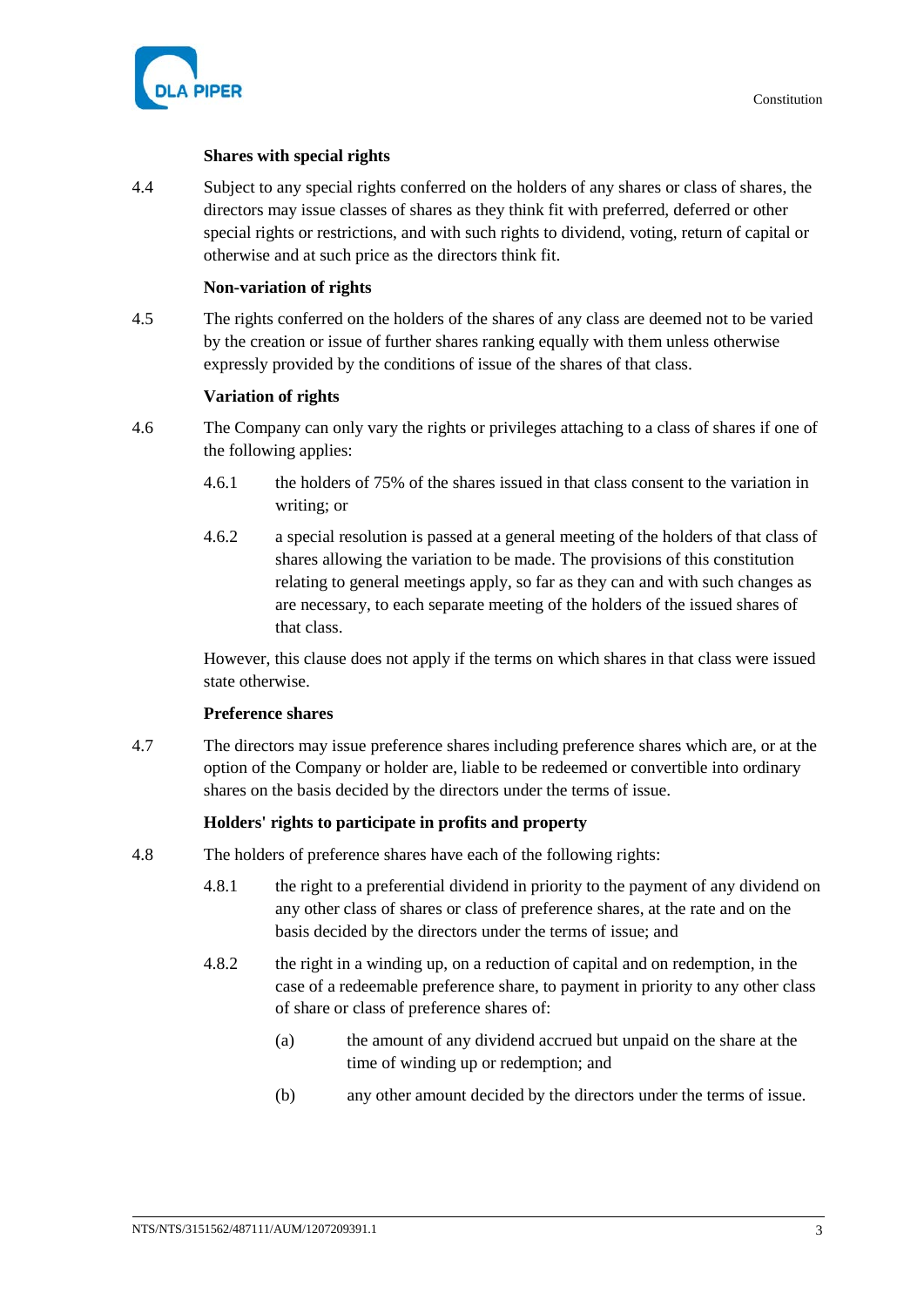**Shares with special rights**

4.4 Subject to any special rights conferred on the holders of any shares or class of shares, the directors may issue classes of shares as they think fit with preferred, deferred or other special rights or restrictions, and with such rights to dividend, voting, return of capital or otherwise and at such price as the directors think fit.

**Non-variation of rights**

4.5 The rights conferred on the holders of the shares of any class are deemed not to be varied by the creation or issue of further shares ranking equally with them unless otherwise expressly provided by the conditions of issue of the shares of that class.

**Variation of rights**

4.6 The Company can only vary the rights or privileges attaching to a class of shares if one of the following applies:

4.6.1 the holders of 75% of the shares issued in that class consent to the variation in writing; or

4.6.2 a special resolution is passed at a general meeting of the holders of that class of shares allowing the variation to be made. The provisions of this constitution relating to general meetings apply, so far as they can and with such changes as are necessary, to each separate meeting of the holders of the issued shares of that class.

However, this clause does not apply if the terms on which shares in that class were issued state otherwise.

**Preference shares**

4.7 The directors may issue preference shares including preference shares which are, or at the option of the Company or holder are, liable to be redeemed or convertible into ordinary shares on the basis decided by the directors under the terms of issue.

**Holders' rights to participate in profits and property**

4.8 The holders of preference shares have each of the following rights:

4.8.1 the right to a preferential dividend in priority to the payment of any dividend on any other class of shares or class of preference shares, at the rate and on the basis decided by the directors under the terms of issue; and

4.8.2 the right in a winding up, on a reduction of capital and on redemption, in the case of a redeemable preference share, to payment in priority to any other class of share or class of preference shares of:

(a) the amount of any dividend accrued but unpaid on the share at the time of winding up or redemption; and

(b) any other amount decided by the directors under the terms of issue.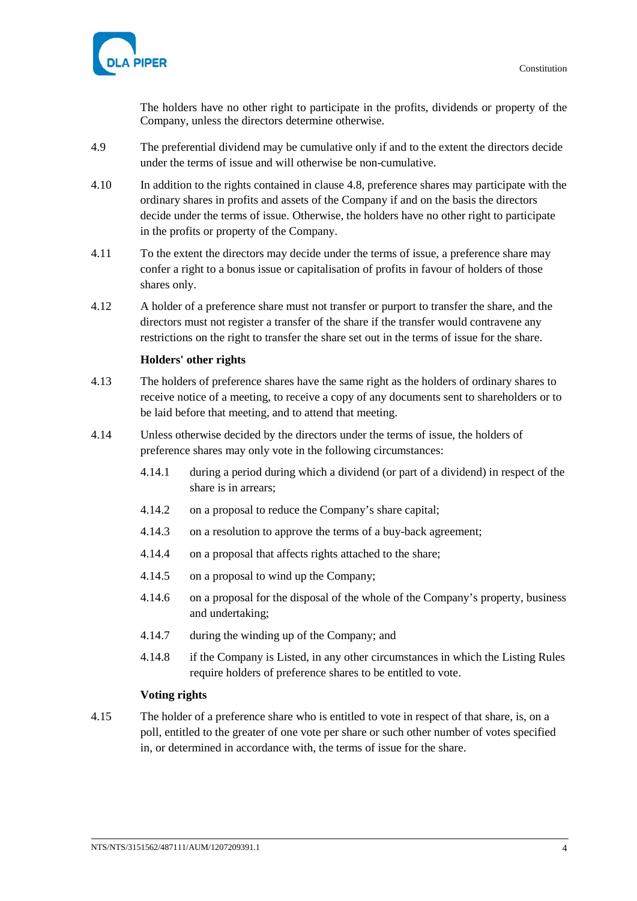The holders have no other right to participate in the profits, dividends or property of the Company, unless the directors determine otherwise.

4.9 The preferential dividend may be cumulative only if and to the extent the directors decide under the terms of issue and will otherwise be non-cumulative.

4.10 In addition to the rights contained in clause 4.8, preference shares may participate with the ordinary shares in profits and assets of the Company if and on the basis the directors decide under the terms of issue. Otherwise, the holders have no other right to participate in the profits or property of the Company.

4.11 To the extent the directors may decide under the terms of issue, a preference share may confer a right to a bonus issue or capitalisation of profits in favour of holders of those shares only.

4.12 A holder of a preference share must not transfer or purport to transfer the share, and the directors must not register a transfer of the share if the transfer would contravene any restrictions on the right to transfer the share set out in the terms of issue for the share.

**Holders' other rights**

4.13 The holders of preference shares have the same right as the holders of ordinary shares to receive notice of a meeting, to receive a copy of any documents sent to shareholders or to be laid before that meeting, and to attend that meeting.

4.14 Unless otherwise decided by the directors under the terms of issue, the holders of preference shares may only vote in the following circumstances:

4.14.1 during a period during which a dividend (or part of a dividend) in respect of the share is in arrears;

4.14.2 on a proposal to reduce the Company's share capital;

4.14.3 on a resolution to approve the terms of a buy-back agreement;

4.14.4 on a proposal that affects rights attached to the share;

4.14.5 on a proposal to wind up the Company;

4.14.6 on a proposal for the disposal of the whole of the Company's property, business and undertaking;

4.14.7 during the winding up of the Company; and

4.14.8 if the Company is Listed, in any other circumstances in which the Listing Rules require holders of preference shares to be entitled to vote.

**Voting rights**

4.15 The holder of a preference share who is entitled to vote in respect of that share, is, on a poll, entitled to the greater of one vote per share or such other number of votes specified in, or determined in accordance with, the terms of issue for the share.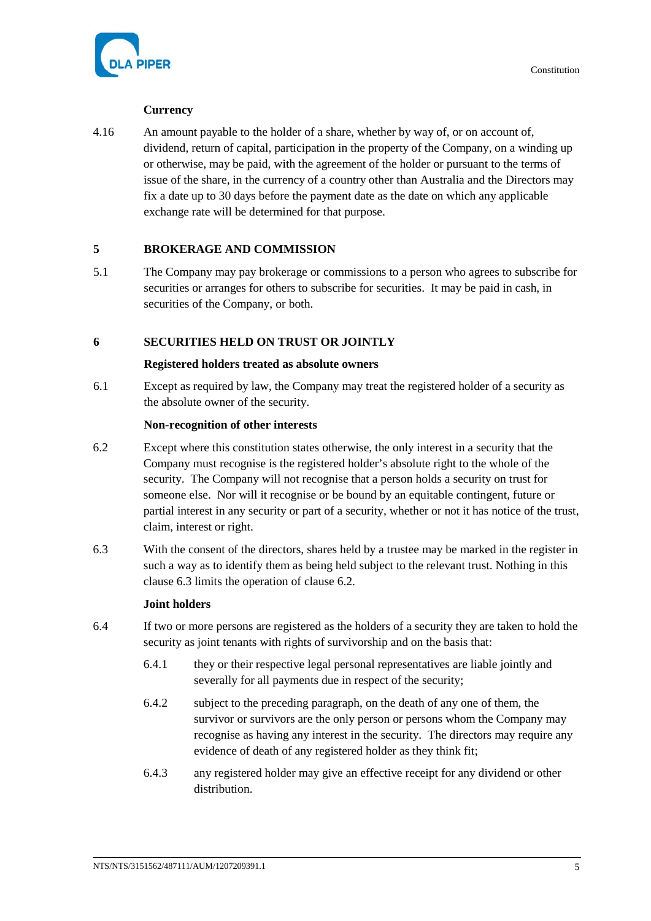**Currency**

4.16 An amount payable to the holder of a share, whether by way of, or on account of, dividend, return of capital, participation in the property of the Company, on a winding up or otherwise, may be paid, with the agreement of the holder or pursuant to the terms of issue of the share, in the currency of a country other than Australia and the Directors may fix a date up to 30 days before the payment date as the date on which any applicable exchange rate will be determined for that purpose.

## 5 BROKERAGE AND COMMISSION

5.1 The Company may pay brokerage or commissions to a person who agrees to subscribe for securities or arranges for others to subscribe for securities. It may be paid in cash, in securities of the Company, or both.

## 6 SECURITIES HELD ON TRUST OR JOINTLY

**Registered holders treated as absolute owners**

6.1 Except as required by law, the Company may treat the registered holder of a security as the absolute owner of the security.

**Non-recognition of other interests**

6.2 Except where this constitution states otherwise, the only interest in a security that the Company must recognise is the registered holder's absolute right to the whole of the security. The Company will not recognise that a person holds a security on trust for someone else. Nor will it recognise or be bound by an equitable contingent, future or partial interest in any security or part of a security, whether or not it has notice of the trust, claim, interest or right.

6.3 With the consent of the directors, shares held by a trustee may be marked in the register in such a way as to identify them as being held subject to the relevant trust. Nothing in this clause 6.3 limits the operation of clause 6.2.

**Joint holders**

6.4 If two or more persons are registered as the holders of a security they are taken to hold the security as joint tenants with rights of survivorship and on the basis that:

6.4.1 they or their respective legal personal representatives are liable jointly and severally for all payments due in respect of the security;

6.4.2 subject to the preceding paragraph, on the death of any one of them, the survivor or survivors are the only person or persons whom the Company may recognise as having any interest in the security. The directors may require any evidence of death of any registered holder as they think fit;

6.4.3 any registered holder may give an effective receipt for any dividend or other distribution.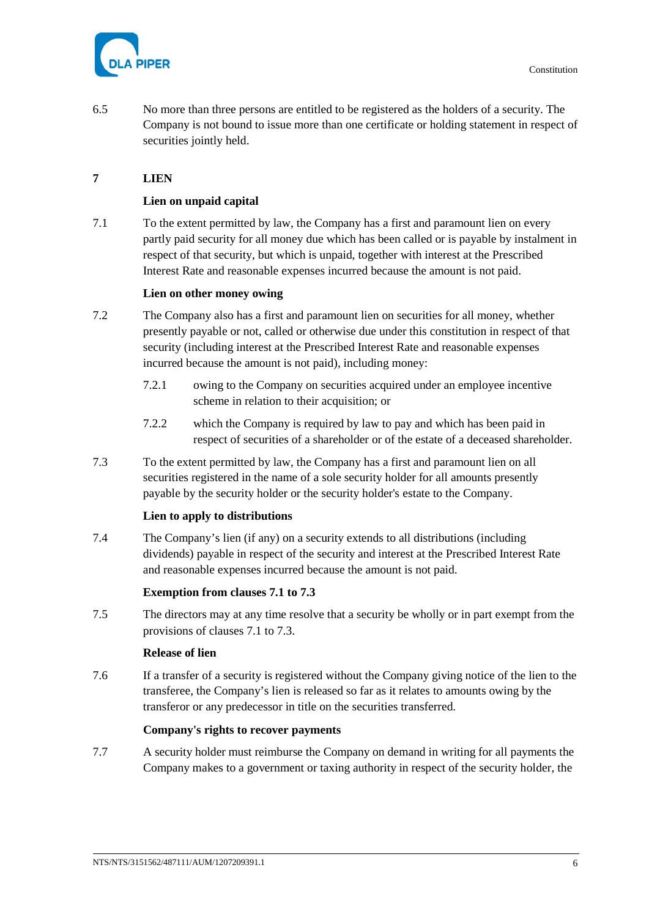6.5 No more than three persons are entitled to be registered as the holders of a security. The Company is not bound to issue more than one certificate or holding statement in respect of securities jointly held.

## 7 LIEN

### Lien on unpaid capital

7.1 To the extent permitted by law, the Company has a first and paramount lien on every partly paid security for all money due which has been called or is payable by instalment in respect of that security, but which is unpaid, together with interest at the Prescribed Interest Rate and reasonable expenses incurred because the amount is not paid.

### Lien on other money owing

7.2 The Company also has a first and paramount lien on securities for all money, whether presently payable or not, called or otherwise due under this constitution in respect of that security (including interest at the Prescribed Interest Rate and reasonable expenses incurred because the amount is not paid), including money:

7.2.1 owing to the Company on securities acquired under an employee incentive scheme in relation to their acquisition; or

7.2.2 which the Company is required by law to pay and which has been paid in respect of securities of a shareholder or of the estate of a deceased shareholder.

7.3 To the extent permitted by law, the Company has a first and paramount lien on all securities registered in the name of a sole security holder for all amounts presently payable by the security holder or the security holder's estate to the Company.

### Lien to apply to distributions

7.4 The Company's lien (if any) on a security extends to all distributions (including dividends) payable in respect of the security and interest at the Prescribed Interest Rate and reasonable expenses incurred because the amount is not paid.

### Exemption from clauses 7.1 to 7.3

7.5 The directors may at any time resolve that a security be wholly or in part exempt from the provisions of clauses 7.1 to 7.3.

### Release of lien

7.6 If a transfer of a security is registered without the Company giving notice of the lien to the transferee, the Company's lien is released so far as it relates to amounts owing by the transferor or any predecessor in title on the securities transferred.

### Company's rights to recover payments

7.7 A security holder must reimburse the Company on demand in writing for all payments the Company makes to a government or taxing authority in respect of the security holder, the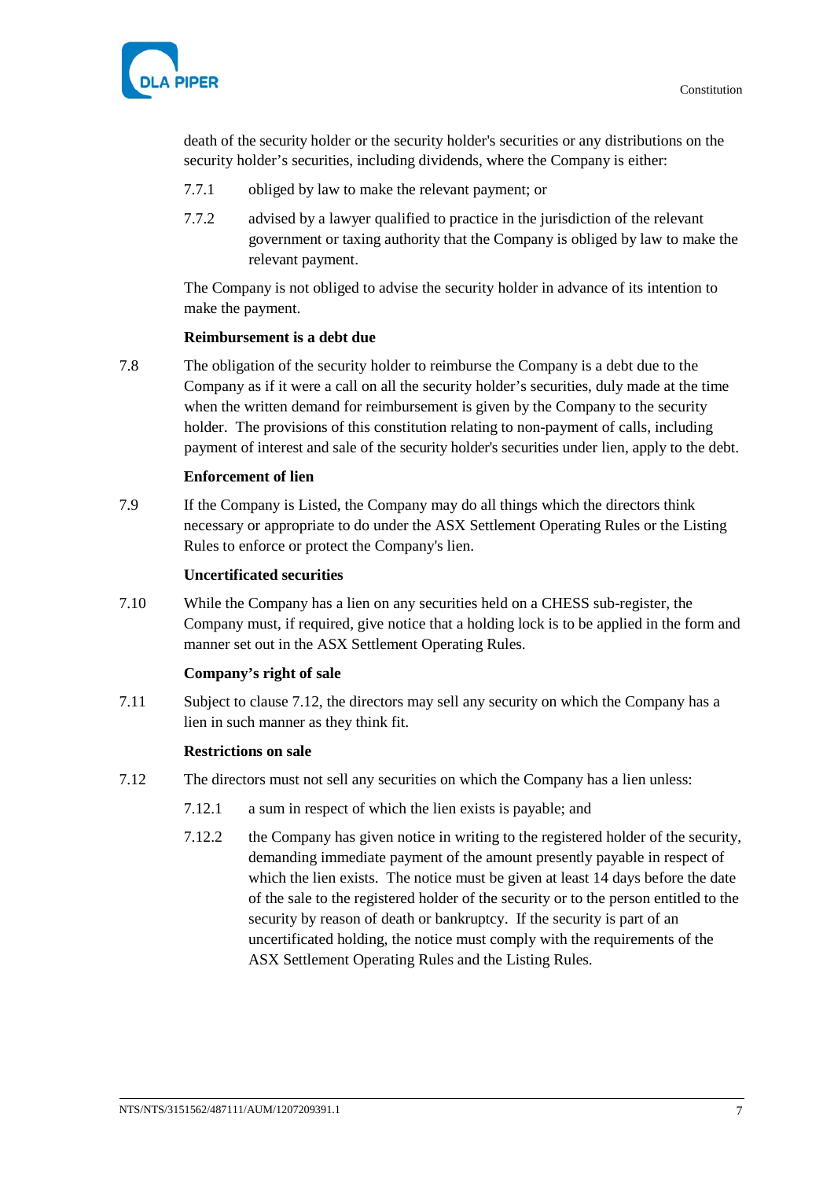death of the security holder or the security holder's securities or any distributions on the security holder's securities, including dividends, where the Company is either:

7.7.1 obliged by law to make the relevant payment; or

7.7.2 advised by a lawyer qualified to practice in the jurisdiction of the relevant government or taxing authority that the Company is obliged by law to make the relevant payment.

The Company is not obliged to advise the security holder in advance of its intention to make the payment.

**Reimbursement is a debt due**

7.8 The obligation of the security holder to reimburse the Company is a debt due to the Company as if it were a call on all the security holder's securities, duly made at the time when the written demand for reimbursement is given by the Company to the security holder. The provisions of this constitution relating to non-payment of calls, including payment of interest and sale of the security holder's securities under lien, apply to the debt.

**Enforcement of lien**

7.9 If the Company is Listed, the Company may do all things which the directors think necessary or appropriate to do under the ASX Settlement Operating Rules or the Listing Rules to enforce or protect the Company's lien.

**Uncertificated securities**

7.10 While the Company has a lien on any securities held on a CHESS sub-register, the Company must, if required, give notice that a holding lock is to be applied in the form and manner set out in the ASX Settlement Operating Rules.

**Company's right of sale**

7.11 Subject to clause 7.12, the directors may sell any security on which the Company has a lien in such manner as they think fit.

**Restrictions on sale**

7.12 The directors must not sell any securities on which the Company has a lien unless:

7.12.1 a sum in respect of which the lien exists is payable; and

7.12.2 the Company has given notice in writing to the registered holder of the security, demanding immediate payment of the amount presently payable in respect of which the lien exists. The notice must be given at least 14 days before the date of the sale to the registered holder of the security or to the person entitled to the security by reason of death or bankruptcy. If the security is part of an uncertificated holding, the notice must comply with the requirements of the ASX Settlement Operating Rules and the Listing Rules.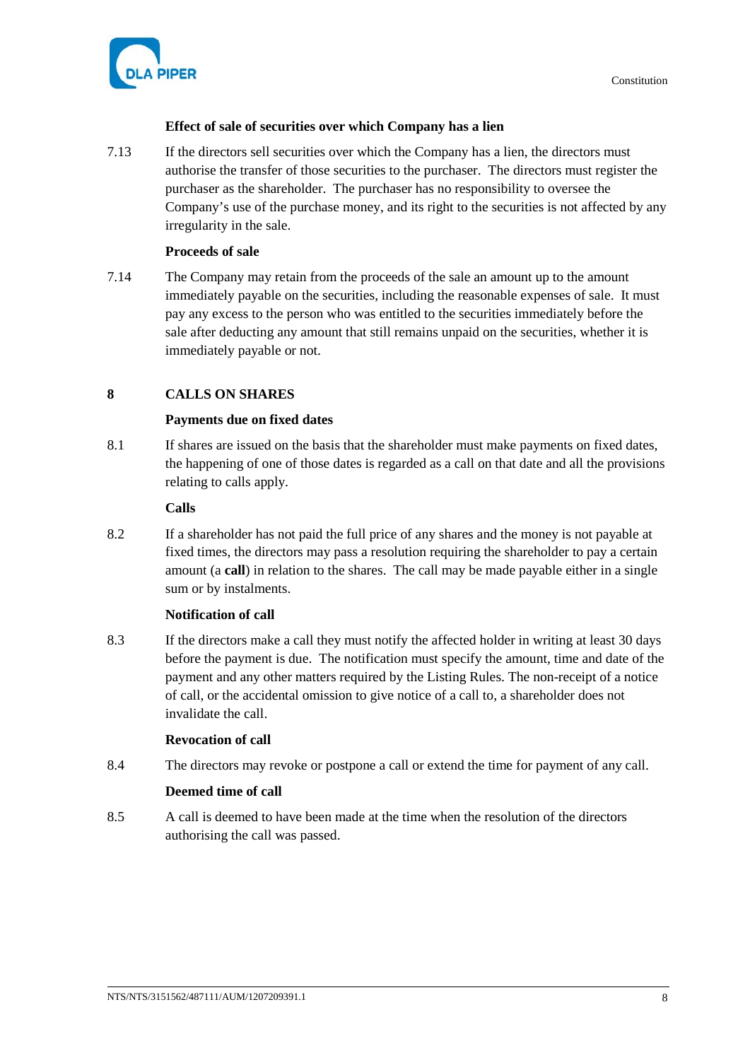### Effect of sale of securities over which Company has a lien

7.13 If the directors sell securities over which the Company has a lien, the directors must authorise the transfer of those securities to the purchaser. The directors must register the purchaser as the shareholder. The purchaser has no responsibility to oversee the Company's use of the purchase money, and its right to the securities is not affected by any irregularity in the sale.

### Proceeds of sale

7.14 The Company may retain from the proceeds of the sale an amount up to the amount immediately payable on the securities, including the reasonable expenses of sale. It must pay any excess to the person who was entitled to the securities immediately before the sale after deducting any amount that still remains unpaid on the securities, whether it is immediately payable or not.

## 8 CALLS ON SHARES

### Payments due on fixed dates

8.1 If shares are issued on the basis that the shareholder must make payments on fixed dates, the happening of one of those dates is regarded as a call on that date and all the provisions relating to calls apply.

### Calls

8.2 If a shareholder has not paid the full price of any shares and the money is not payable at fixed times, the directors may pass a resolution requiring the shareholder to pay a certain amount (a **call**) in relation to the shares. The call may be made payable either in a single sum or by instalments.

### Notification of call

8.3 If the directors make a call they must notify the affected holder in writing at least 30 days before the payment is due. The notification must specify the amount, time and date of the payment and any other matters required by the Listing Rules. The non-receipt of a notice of call, or the accidental omission to give notice of a call to, a shareholder does not invalidate the call.

### Revocation of call

8.4 The directors may revoke or postpone a call or extend the time for payment of any call.

### Deemed time of call

8.5 A call is deemed to have been made at the time when the resolution of the directors authorising the call was passed.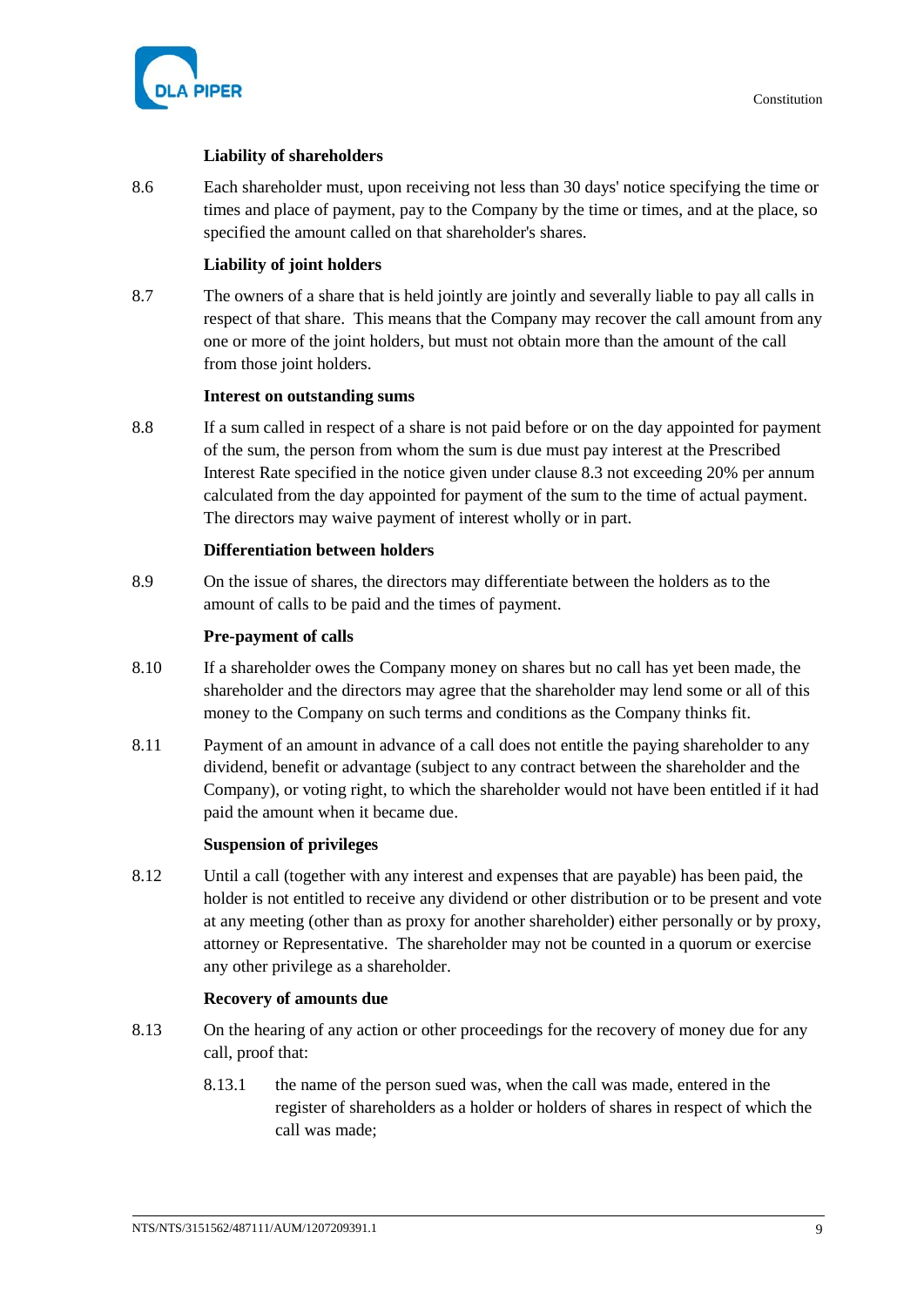**Liability of shareholders**

8.6 Each shareholder must, upon receiving not less than 30 days' notice specifying the time or times and place of payment, pay to the Company by the time or times, and at the place, so specified the amount called on that shareholder's shares.

**Liability of joint holders**

8.7 The owners of a share that is held jointly are jointly and severally liable to pay all calls in respect of that share. This means that the Company may recover the call amount from any one or more of the joint holders, but must not obtain more than the amount of the call from those joint holders.

**Interest on outstanding sums**

8.8 If a sum called in respect of a share is not paid before or on the day appointed for payment of the sum, the person from whom the sum is due must pay interest at the Prescribed Interest Rate specified in the notice given under clause 8.3 not exceeding 20% per annum calculated from the day appointed for payment of the sum to the time of actual payment. The directors may waive payment of interest wholly or in part.

**Differentiation between holders**

8.9 On the issue of shares, the directors may differentiate between the holders as to the amount of calls to be paid and the times of payment.

**Pre-payment of calls**

8.10 If a shareholder owes the Company money on shares but no call has yet been made, the shareholder and the directors may agree that the shareholder may lend some or all of this money to the Company on such terms and conditions as the Company thinks fit.

8.11 Payment of an amount in advance of a call does not entitle the paying shareholder to any dividend, benefit or advantage (subject to any contract between the shareholder and the Company), or voting right, to which the shareholder would not have been entitled if it had paid the amount when it became due.

**Suspension of privileges**

8.12 Until a call (together with any interest and expenses that are payable) has been paid, the holder is not entitled to receive any dividend or other distribution or to be present and vote at any meeting (other than as proxy for another shareholder) either personally or by proxy, attorney or Representative. The shareholder may not be counted in a quorum or exercise any other privilege as a shareholder.

**Recovery of amounts due**

8.13 On the hearing of any action or other proceedings for the recovery of money due for any call, proof that:

8.13.1 the name of the person sued was, when the call was made, entered in the register of shareholders as a holder or holders of shares in respect of which the call was made;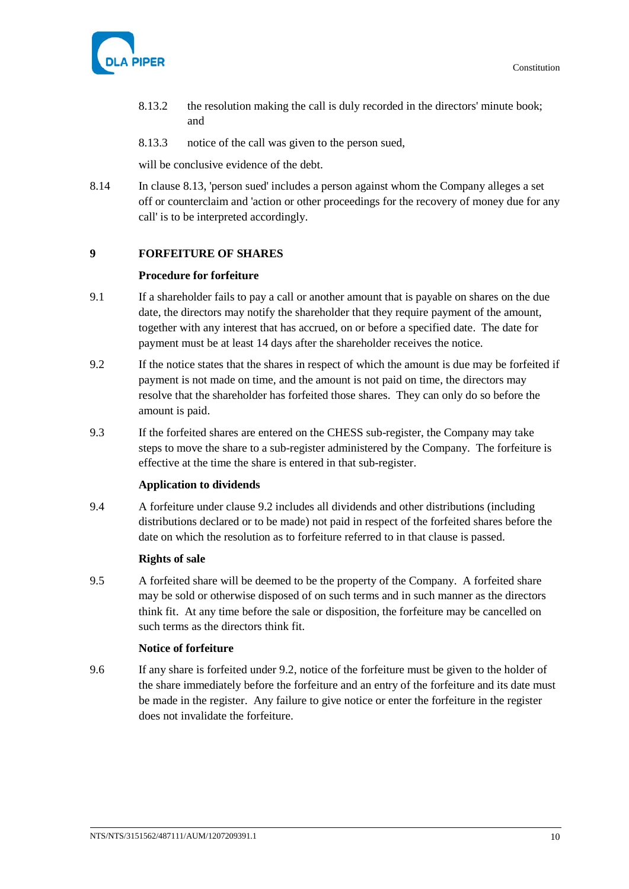8.13.2 the resolution making the call is duly recorded in the directors' minute book; and

8.13.3 notice of the call was given to the person sued,

will be conclusive evidence of the debt.

8.14 In clause 8.13, 'person sued' includes a person against whom the Company alleges a set off or counterclaim and 'action or other proceedings for the recovery of money due for any call' is to be interpreted accordingly.

## 9 FORFEITURE OF SHARES

**Procedure for forfeiture**

9.1 If a shareholder fails to pay a call or another amount that is payable on shares on the due date, the directors may notify the shareholder that they require payment of the amount, together with any interest that has accrued, on or before a specified date. The date for payment must be at least 14 days after the shareholder receives the notice.

9.2 If the notice states that the shares in respect of which the amount is due may be forfeited if payment is not made on time, and the amount is not paid on time, the directors may resolve that the shareholder has forfeited those shares. They can only do so before the amount is paid.

9.3 If the forfeited shares are entered on the CHESS sub-register, the Company may take steps to move the share to a sub-register administered by the Company. The forfeiture is effective at the time the share is entered in that sub-register.

**Application to dividends**

9.4 A forfeiture under clause 9.2 includes all dividends and other distributions (including distributions declared or to be made) not paid in respect of the forfeited shares before the date on which the resolution as to forfeiture referred to in that clause is passed.

**Rights of sale**

9.5 A forfeited share will be deemed to be the property of the Company. A forfeited share may be sold or otherwise disposed of on such terms and in such manner as the directors think fit. At any time before the sale or disposition, the forfeiture may be cancelled on such terms as the directors think fit.

**Notice of forfeiture**

9.6 If any share is forfeited under 9.2, notice of the forfeiture must be given to the holder of the share immediately before the forfeiture and an entry of the forfeiture and its date must be made in the register. Any failure to give notice or enter the forfeiture in the register does not invalidate the forfeiture.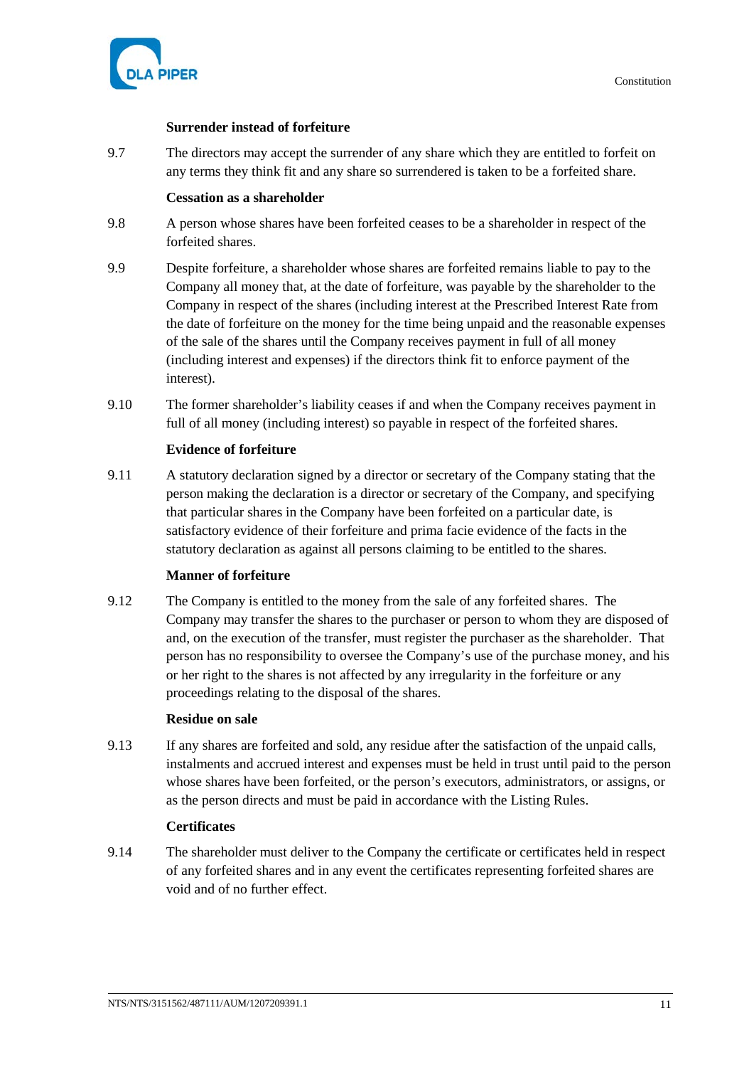**Surrender instead of forfeiture**

9.7 The directors may accept the surrender of any share which they are entitled to forfeit on any terms they think fit and any share so surrendered is taken to be a forfeited share.

**Cessation as a shareholder**

9.8 A person whose shares have been forfeited ceases to be a shareholder in respect of the forfeited shares.

9.9 Despite forfeiture, a shareholder whose shares are forfeited remains liable to pay to the Company all money that, at the date of forfeiture, was payable by the shareholder to the Company in respect of the shares (including interest at the Prescribed Interest Rate from the date of forfeiture on the money for the time being unpaid and the reasonable expenses of the sale of the shares until the Company receives payment in full of all money (including interest and expenses) if the directors think fit to enforce payment of the interest).

9.10 The former shareholder's liability ceases if and when the Company receives payment in full of all money (including interest) so payable in respect of the forfeited shares.

**Evidence of forfeiture**

9.11 A statutory declaration signed by a director or secretary of the Company stating that the person making the declaration is a director or secretary of the Company, and specifying that particular shares in the Company have been forfeited on a particular date, is satisfactory evidence of their forfeiture and prima facie evidence of the facts in the statutory declaration as against all persons claiming to be entitled to the shares.

**Manner of forfeiture**

9.12 The Company is entitled to the money from the sale of any forfeited shares. The Company may transfer the shares to the purchaser or person to whom they are disposed of and, on the execution of the transfer, must register the purchaser as the shareholder. That person has no responsibility to oversee the Company's use of the purchase money, and his or her right to the shares is not affected by any irregularity in the forfeiture or any proceedings relating to the disposal of the shares.

**Residue on sale**

9.13 If any shares are forfeited and sold, any residue after the satisfaction of the unpaid calls, instalments and accrued interest and expenses must be held in trust until paid to the person whose shares have been forfeited, or the person's executors, administrators, or assigns, or as the person directs and must be paid in accordance with the Listing Rules.

**Certificates**

9.14 The shareholder must deliver to the Company the certificate or certificates held in respect of any forfeited shares and in any event the certificates representing forfeited shares are void and of no further effect.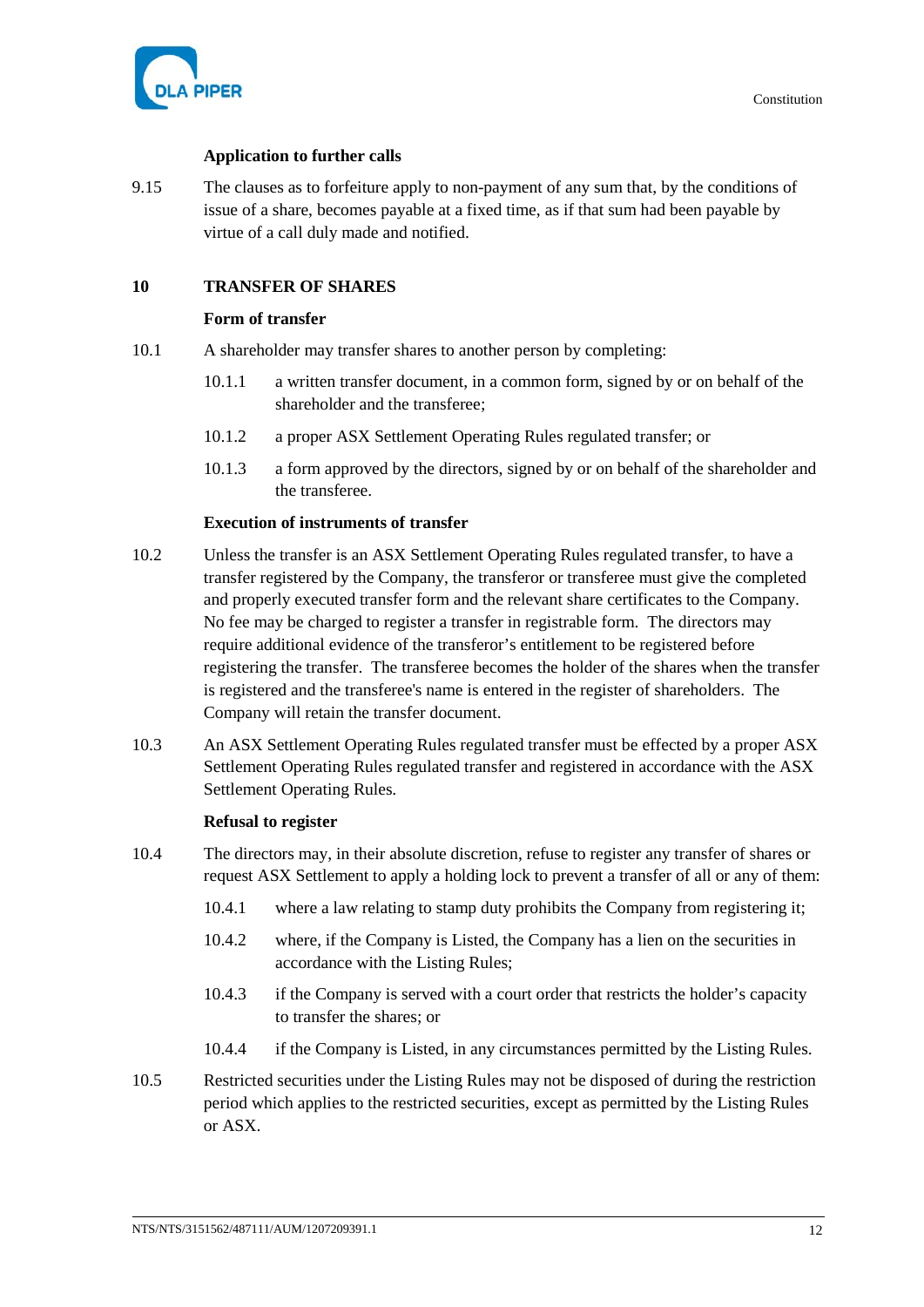**Application to further calls**

9.15 The clauses as to forfeiture apply to non-payment of any sum that, by the conditions of issue of a share, becomes payable at a fixed time, as if that sum had been payable by virtue of a call duly made and notified.

## 10 TRANSFER OF SHARES

**Form of transfer**

10.1 A shareholder may transfer shares to another person by completing:

- 10.1.1 a written transfer document, in a common form, signed by or on behalf of the shareholder and the transferee;
- 10.1.2 a proper ASX Settlement Operating Rules regulated transfer; or
- 10.1.3 a form approved by the directors, signed by or on behalf of the shareholder and the transferee.

**Execution of instruments of transfer**

10.2 Unless the transfer is an ASX Settlement Operating Rules regulated transfer, to have a transfer registered by the Company, the transferor or transferee must give the completed and properly executed transfer form and the relevant share certificates to the Company. No fee may be charged to register a transfer in registrable form. The directors may require additional evidence of the transferor's entitlement to be registered before registering the transfer. The transferee becomes the holder of the shares when the transfer is registered and the transferee's name is entered in the register of shareholders. The Company will retain the transfer document.

10.3 An ASX Settlement Operating Rules regulated transfer must be effected by a proper ASX Settlement Operating Rules regulated transfer and registered in accordance with the ASX Settlement Operating Rules.

**Refusal to register**

10.4 The directors may, in their absolute discretion, refuse to register any transfer of shares or request ASX Settlement to apply a holding lock to prevent a transfer of all or any of them:

- 10.4.1 where a law relating to stamp duty prohibits the Company from registering it;
- 10.4.2 where, if the Company is Listed, the Company has a lien on the securities in accordance with the Listing Rules;
- 10.4.3 if the Company is served with a court order that restricts the holder's capacity to transfer the shares; or
- 10.4.4 if the Company is Listed, in any circumstances permitted by the Listing Rules.

10.5 Restricted securities under the Listing Rules may not be disposed of during the restriction period which applies to the restricted securities, except as permitted by the Listing Rules or ASX.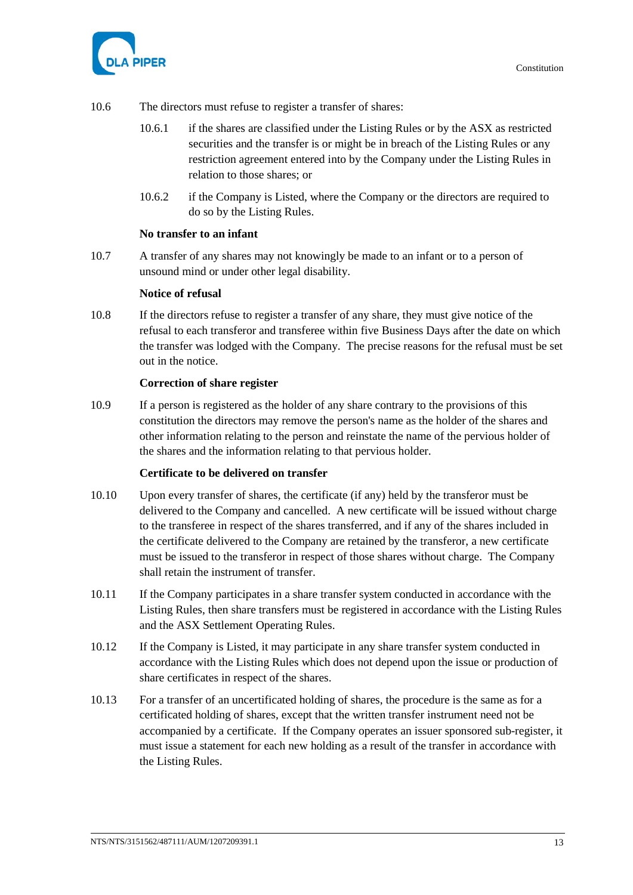10.6 The directors must refuse to register a transfer of shares:

10.6.1 if the shares are classified under the Listing Rules or by the ASX as restricted securities and the transfer is or might be in breach of the Listing Rules or any restriction agreement entered into by the Company under the Listing Rules in relation to those shares; or

10.6.2 if the Company is Listed, where the Company or the directors are required to do so by the Listing Rules.

**No transfer to an infant**

10.7 A transfer of any shares may not knowingly be made to an infant or to a person of unsound mind or under other legal disability.

**Notice of refusal**

10.8 If the directors refuse to register a transfer of any share, they must give notice of the refusal to each transferor and transferee within five Business Days after the date on which the transfer was lodged with the Company. The precise reasons for the refusal must be set out in the notice.

**Correction of share register**

10.9 If a person is registered as the holder of any share contrary to the provisions of this constitution the directors may remove the person's name as the holder of the shares and other information relating to the person and reinstate the name of the pervious holder of the shares and the information relating to that pervious holder.

**Certificate to be delivered on transfer**

10.10 Upon every transfer of shares, the certificate (if any) held by the transferor must be delivered to the Company and cancelled. A new certificate will be issued without charge to the transferee in respect of the shares transferred, and if any of the shares included in the certificate delivered to the Company are retained by the transferor, a new certificate must be issued to the transferor in respect of those shares without charge. The Company shall retain the instrument of transfer.

10.11 If the Company participates in a share transfer system conducted in accordance with the Listing Rules, then share transfers must be registered in accordance with the Listing Rules and the ASX Settlement Operating Rules.

10.12 If the Company is Listed, it may participate in any share transfer system conducted in accordance with the Listing Rules which does not depend upon the issue or production of share certificates in respect of the shares.

10.13 For a transfer of an uncertificated holding of shares, the procedure is the same as for a certificated holding of shares, except that the written transfer instrument need not be accompanied by a certificate. If the Company operates an issuer sponsored sub-register, it must issue a statement for each new holding as a result of the transfer in accordance with the Listing Rules.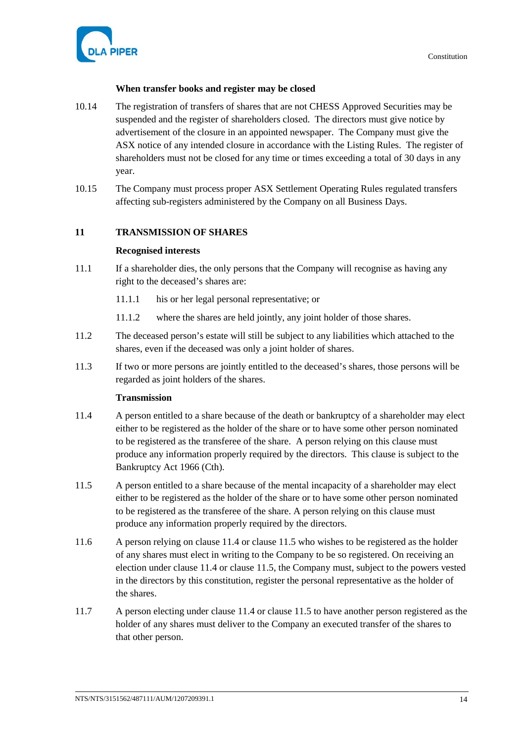**When transfer books and register may be closed**

10.14 The registration of transfers of shares that are not CHESS Approved Securities may be suspended and the register of shareholders closed. The directors must give notice by advertisement of the closure in an appointed newspaper. The Company must give the ASX notice of any intended closure in accordance with the Listing Rules. The register of shareholders must not be closed for any time or times exceeding a total of 30 days in any year.

10.15 The Company must process proper ASX Settlement Operating Rules regulated transfers affecting sub-registers administered by the Company on all Business Days.

## 11 TRANSMISSION OF SHARES

**Recognised interests**

11.1 If a shareholder dies, the only persons that the Company will recognise as having any right to the deceased's shares are:

11.1.1 his or her legal personal representative; or

11.1.2 where the shares are held jointly, any joint holder of those shares.

11.2 The deceased person's estate will still be subject to any liabilities which attached to the shares, even if the deceased was only a joint holder of shares.

11.3 If two or more persons are jointly entitled to the deceased's shares, those persons will be regarded as joint holders of the shares.

**Transmission**

11.4 A person entitled to a share because of the death or bankruptcy of a shareholder may elect either to be registered as the holder of the share or to have some other person nominated to be registered as the transferee of the share. A person relying on this clause must produce any information properly required by the directors. This clause is subject to the Bankruptcy Act 1966 (Cth).

11.5 A person entitled to a share because of the mental incapacity of a shareholder may elect either to be registered as the holder of the share or to have some other person nominated to be registered as the transferee of the share. A person relying on this clause must produce any information properly required by the directors.

11.6 A person relying on clause 11.4 or clause 11.5 who wishes to be registered as the holder of any shares must elect in writing to the Company to be so registered. On receiving an election under clause 11.4 or clause 11.5, the Company must, subject to the powers vested in the directors by this constitution, register the personal representative as the holder of the shares.

11.7 A person electing under clause 11.4 or clause 11.5 to have another person registered as the holder of any shares must deliver to the Company an executed transfer of the shares to that other person.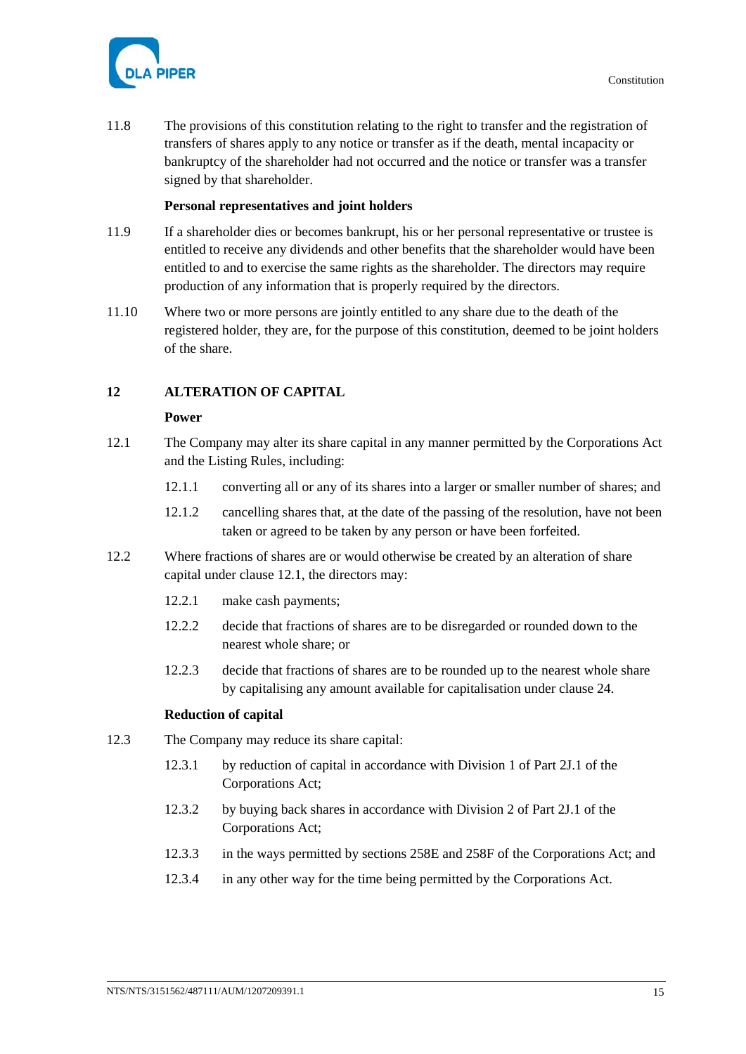11.8 The provisions of this constitution relating to the right to transfer and the registration of transfers of shares apply to any notice or transfer as if the death, mental incapacity or bankruptcy of the shareholder had not occurred and the notice or transfer was a transfer signed by that shareholder.

**Personal representatives and joint holders**

11.9 If a shareholder dies or becomes bankrupt, his or her personal representative or trustee is entitled to receive any dividends and other benefits that the shareholder would have been entitled to and to exercise the same rights as the shareholder. The directors may require production of any information that is properly required by the directors.

11.10 Where two or more persons are jointly entitled to any share due to the death of the registered holder, they are, for the purpose of this constitution, deemed to be joint holders of the share.

## 12 ALTERATION OF CAPITAL

**Power**

12.1 The Company may alter its share capital in any manner permitted by the Corporations Act and the Listing Rules, including:

12.1.1 converting all or any of its shares into a larger or smaller number of shares; and

12.1.2 cancelling shares that, at the date of the passing of the resolution, have not been taken or agreed to be taken by any person or have been forfeited.

12.2 Where fractions of shares are or would otherwise be created by an alteration of share capital under clause 12.1, the directors may:

12.2.1 make cash payments;

12.2.2 decide that fractions of shares are to be disregarded or rounded down to the nearest whole share; or

12.2.3 decide that fractions of shares are to be rounded up to the nearest whole share by capitalising any amount available for capitalisation under clause 24.

**Reduction of capital**

12.3 The Company may reduce its share capital:

12.3.1 by reduction of capital in accordance with Division 1 of Part 2J.1 of the Corporations Act;

12.3.2 by buying back shares in accordance with Division 2 of Part 2J.1 of the Corporations Act;

12.3.3 in the ways permitted by sections 258E and 258F of the Corporations Act; and

12.3.4 in any other way for the time being permitted by the Corporations Act.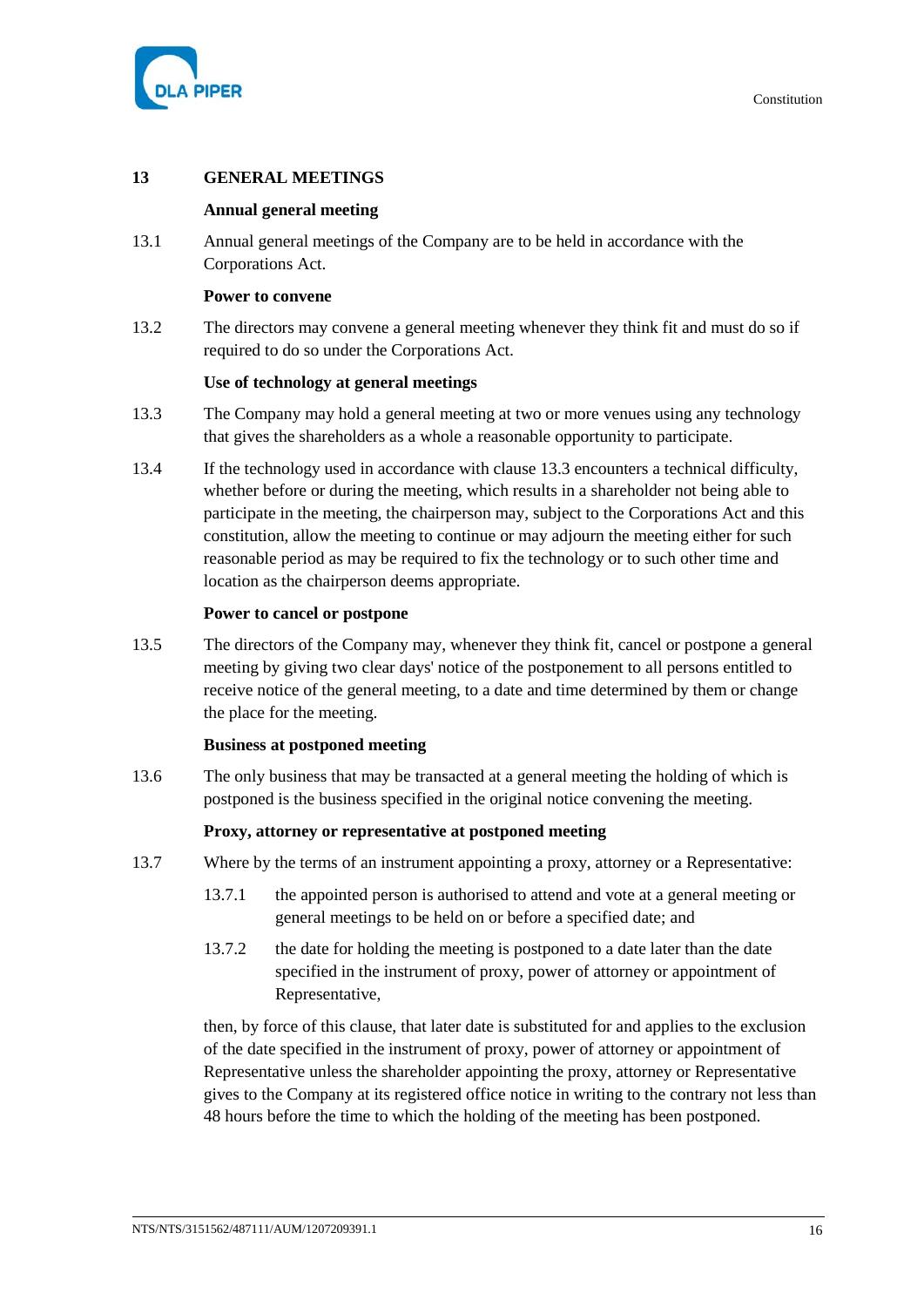## 13 GENERAL MEETINGS

### Annual general meeting

13.1 Annual general meetings of the Company are to be held in accordance with the Corporations Act.

### Power to convene

13.2 The directors may convene a general meeting whenever they think fit and must do so if required to do so under the Corporations Act.

### Use of technology at general meetings

13.3 The Company may hold a general meeting at two or more venues using any technology that gives the shareholders as a whole a reasonable opportunity to participate.

13.4 If the technology used in accordance with clause 13.3 encounters a technical difficulty, whether before or during the meeting, which results in a shareholder not being able to participate in the meeting, the chairperson may, subject to the Corporations Act and this constitution, allow the meeting to continue or may adjourn the meeting either for such reasonable period as may be required to fix the technology or to such other time and location as the chairperson deems appropriate.

### Power to cancel or postpone

13.5 The directors of the Company may, whenever they think fit, cancel or postpone a general meeting by giving two clear days' notice of the postponement to all persons entitled to receive notice of the general meeting, to a date and time determined by them or change the place for the meeting.

### Business at postponed meeting

13.6 The only business that may be transacted at a general meeting the holding of which is postponed is the business specified in the original notice convening the meeting.

### Proxy, attorney or representative at postponed meeting

13.7 Where by the terms of an instrument appointing a proxy, attorney or a Representative:

13.7.1 the appointed person is authorised to attend and vote at a general meeting or general meetings to be held on or before a specified date; and

13.7.2 the date for holding the meeting is postponed to a date later than the date specified in the instrument of proxy, power of attorney or appointment of Representative,

then, by force of this clause, that later date is substituted for and applies to the exclusion of the date specified in the instrument of proxy, power of attorney or appointment of Representative unless the shareholder appointing the proxy, attorney or Representative gives to the Company at its registered office notice in writing to the contrary not less than 48 hours before the time to which the holding of the meeting has been postponed.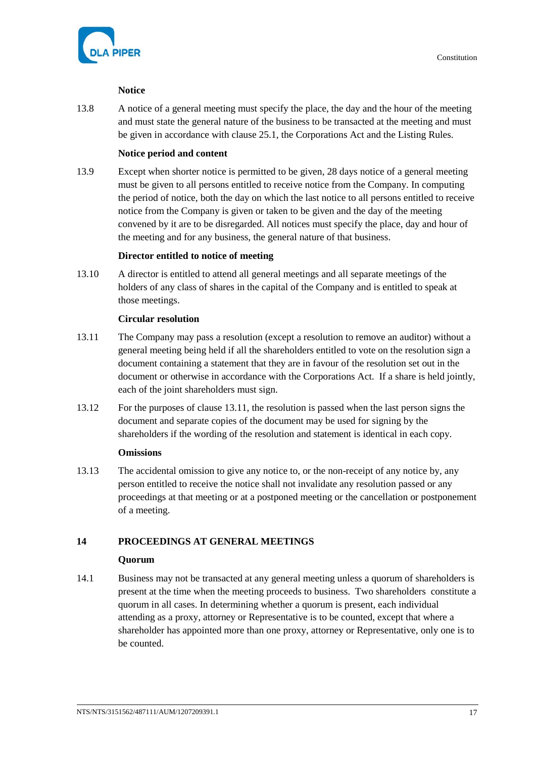**Notice**

13.8 A notice of a general meeting must specify the place, the day and the hour of the meeting and must state the general nature of the business to be transacted at the meeting and must be given in accordance with clause 25.1, the Corporations Act and the Listing Rules.

**Notice period and content**

13.9 Except when shorter notice is permitted to be given, 28 days notice of a general meeting must be given to all persons entitled to receive notice from the Company. In computing the period of notice, both the day on which the last notice to all persons entitled to receive notice from the Company is given or taken to be given and the day of the meeting convened by it are to be disregarded. All notices must specify the place, day and hour of the meeting and for any business, the general nature of that business.

**Director entitled to notice of meeting**

13.10 A director is entitled to attend all general meetings and all separate meetings of the holders of any class of shares in the capital of the Company and is entitled to speak at those meetings.

**Circular resolution**

13.11 The Company may pass a resolution (except a resolution to remove an auditor) without a general meeting being held if all the shareholders entitled to vote on the resolution sign a document containing a statement that they are in favour of the resolution set out in the document or otherwise in accordance with the Corporations Act. If a share is held jointly, each of the joint shareholders must sign.

13.12 For the purposes of clause 13.11, the resolution is passed when the last person signs the document and separate copies of the document may be used for signing by the shareholders if the wording of the resolution and statement is identical in each copy.

**Omissions**

13.13 The accidental omission to give any notice to, or the non-receipt of any notice by, any person entitled to receive the notice shall not invalidate any resolution passed or any proceedings at that meeting or at a postponed meeting or the cancellation or postponement of a meeting.

## 14 PROCEEDINGS AT GENERAL MEETINGS

**Quorum**

14.1 Business may not be transacted at any general meeting unless a quorum of shareholders is present at the time when the meeting proceeds to business. Two shareholders constitute a quorum in all cases. In determining whether a quorum is present, each individual attending as a proxy, attorney or Representative is to be counted, except that where a shareholder has appointed more than one proxy, attorney or Representative, only one is to be counted.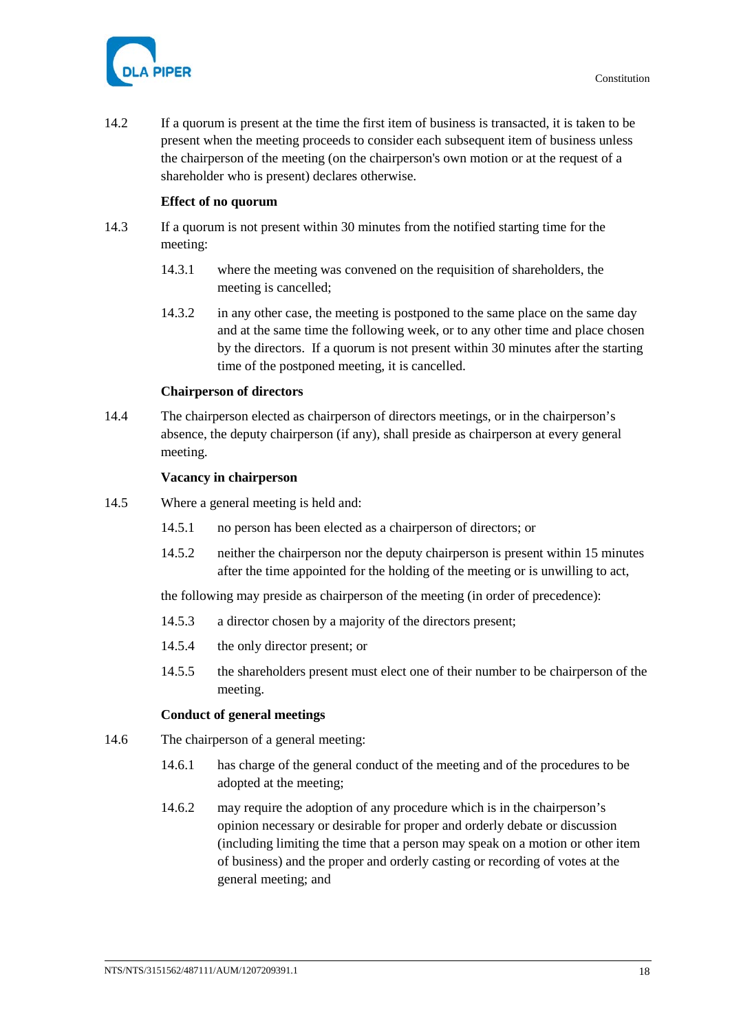14.2 If a quorum is present at the time the first item of business is transacted, it is taken to be present when the meeting proceeds to consider each subsequent item of business unless the chairperson of the meeting (on the chairperson's own motion or at the request of a shareholder who is present) declares otherwise.

**Effect of no quorum**

14.3 If a quorum is not present within 30 minutes from the notified starting time for the meeting:

14.3.1 where the meeting was convened on the requisition of shareholders, the meeting is cancelled;

14.3.2 in any other case, the meeting is postponed to the same place on the same day and at the same time the following week, or to any other time and place chosen by the directors. If a quorum is not present within 30 minutes after the starting time of the postponed meeting, it is cancelled.

**Chairperson of directors**

14.4 The chairperson elected as chairperson of directors meetings, or in the chairperson's absence, the deputy chairperson (if any), shall preside as chairperson at every general meeting.

**Vacancy in chairperson**

14.5 Where a general meeting is held and:

14.5.1 no person has been elected as a chairperson of directors; or

14.5.2 neither the chairperson nor the deputy chairperson is present within 15 minutes after the time appointed for the holding of the meeting or is unwilling to act,

the following may preside as chairperson of the meeting (in order of precedence):

14.5.3 a director chosen by a majority of the directors present;

14.5.4 the only director present; or

14.5.5 the shareholders present must elect one of their number to be chairperson of the meeting.

**Conduct of general meetings**

14.6 The chairperson of a general meeting:

14.6.1 has charge of the general conduct of the meeting and of the procedures to be adopted at the meeting;

14.6.2 may require the adoption of any procedure which is in the chairperson's opinion necessary or desirable for proper and orderly debate or discussion (including limiting the time that a person may speak on a motion or other item of business) and the proper and orderly casting or recording of votes at the general meeting; and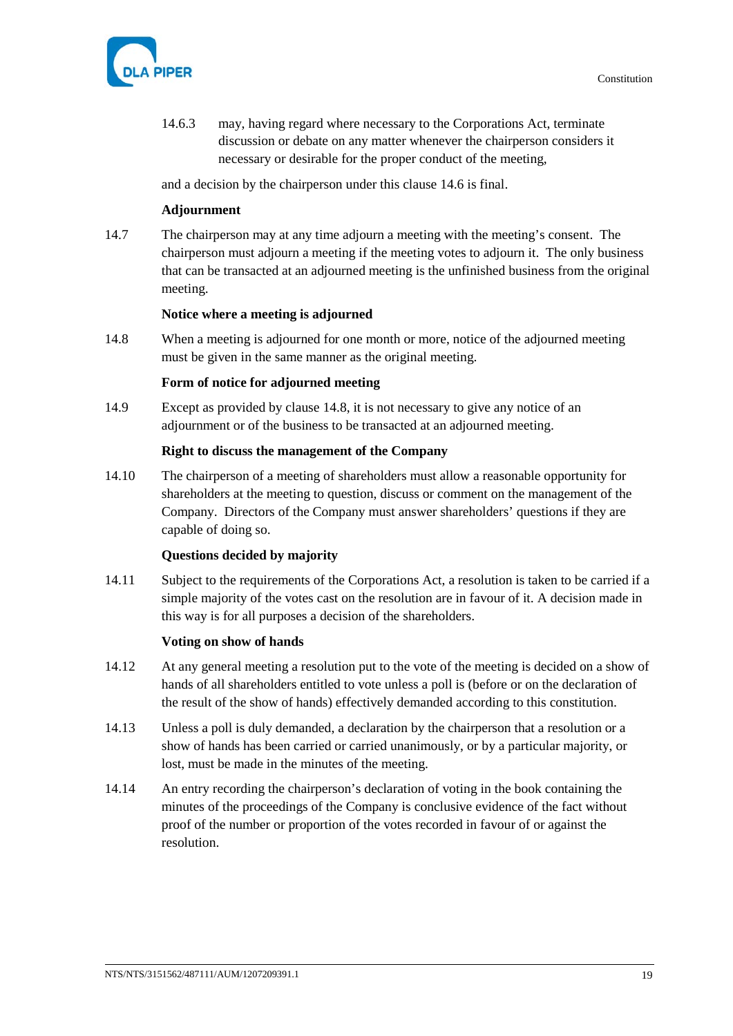14.6.3 may, having regard where necessary to the Corporations Act, terminate discussion or debate on any matter whenever the chairperson considers it necessary or desirable for the proper conduct of the meeting,

and a decision by the chairperson under this clause 14.6 is final.

**Adjournment**

14.7 The chairperson may at any time adjourn a meeting with the meeting's consent. The chairperson must adjourn a meeting if the meeting votes to adjourn it. The only business that can be transacted at an adjourned meeting is the unfinished business from the original meeting.

**Notice where a meeting is adjourned**

14.8 When a meeting is adjourned for one month or more, notice of the adjourned meeting must be given in the same manner as the original meeting.

**Form of notice for adjourned meeting**

14.9 Except as provided by clause 14.8, it is not necessary to give any notice of an adjournment or of the business to be transacted at an adjourned meeting.

**Right to discuss the management of the Company**

14.10 The chairperson of a meeting of shareholders must allow a reasonable opportunity for shareholders at the meeting to question, discuss or comment on the management of the Company. Directors of the Company must answer shareholders' questions if they are capable of doing so.

**Questions decided by majority**

14.11 Subject to the requirements of the Corporations Act, a resolution is taken to be carried if a simple majority of the votes cast on the resolution are in favour of it. A decision made in this way is for all purposes a decision of the shareholders.

**Voting on show of hands**

14.12 At any general meeting a resolution put to the vote of the meeting is decided on a show of hands of all shareholders entitled to vote unless a poll is (before or on the declaration of the result of the show of hands) effectively demanded according to this constitution.

14.13 Unless a poll is duly demanded, a declaration by the chairperson that a resolution or a show of hands has been carried or carried unanimously, or by a particular majority, or lost, must be made in the minutes of the meeting.

14.14 An entry recording the chairperson's declaration of voting in the book containing the minutes of the proceedings of the Company is conclusive evidence of the fact without proof of the number or proportion of the votes recorded in favour of or against the resolution.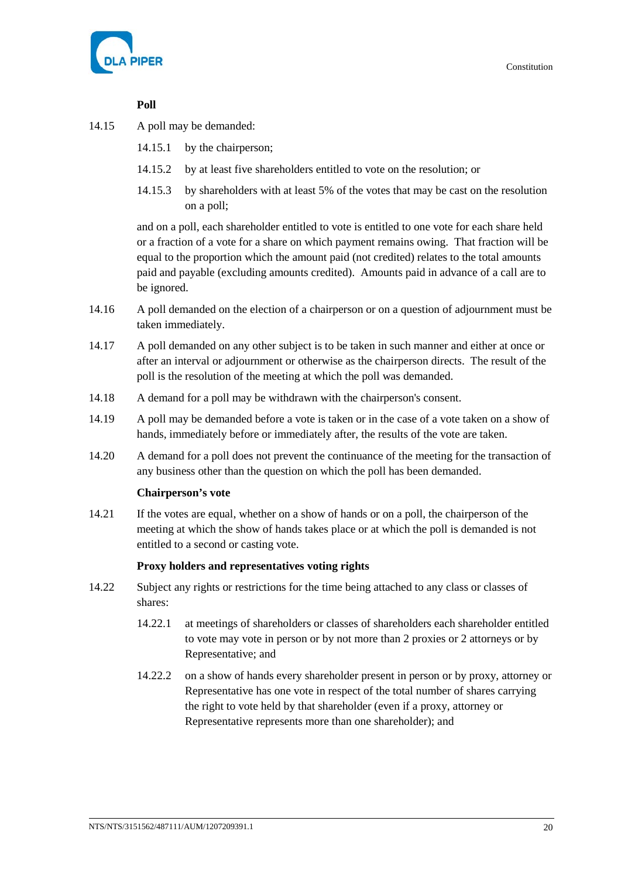**Poll**

14.15 A poll may be demanded:

14.15.1 by the chairperson;

14.15.2 by at least five shareholders entitled to vote on the resolution; or

14.15.3 by shareholders with at least 5% of the votes that may be cast on the resolution on a poll;

and on a poll, each shareholder entitled to vote is entitled to one vote for each share held or a fraction of a vote for a share on which payment remains owing. That fraction will be equal to the proportion which the amount paid (not credited) relates to the total amounts paid and payable (excluding amounts credited). Amounts paid in advance of a call are to be ignored.

14.16 A poll demanded on the election of a chairperson or on a question of adjournment must be taken immediately.

14.17 A poll demanded on any other subject is to be taken in such manner and either at once or after an interval or adjournment or otherwise as the chairperson directs. The result of the poll is the resolution of the meeting at which the poll was demanded.

14.18 A demand for a poll may be withdrawn with the chairperson's consent.

14.19 A poll may be demanded before a vote is taken or in the case of a vote taken on a show of hands, immediately before or immediately after, the results of the vote are taken.

14.20 A demand for a poll does not prevent the continuance of the meeting for the transaction of any business other than the question on which the poll has been demanded.

**Chairperson's vote**

14.21 If the votes are equal, whether on a show of hands or on a poll, the chairperson of the meeting at which the show of hands takes place or at which the poll is demanded is not entitled to a second or casting vote.

**Proxy holders and representatives voting rights**

14.22 Subject any rights or restrictions for the time being attached to any class or classes of shares:

14.22.1 at meetings of shareholders or classes of shareholders each shareholder entitled to vote may vote in person or by not more than 2 proxies or 2 attorneys or by Representative; and

14.22.2 on a show of hands every shareholder present in person or by proxy, attorney or Representative has one vote in respect of the total number of shares carrying the right to vote held by that shareholder (even if a proxy, attorney or Representative represents more than one shareholder); and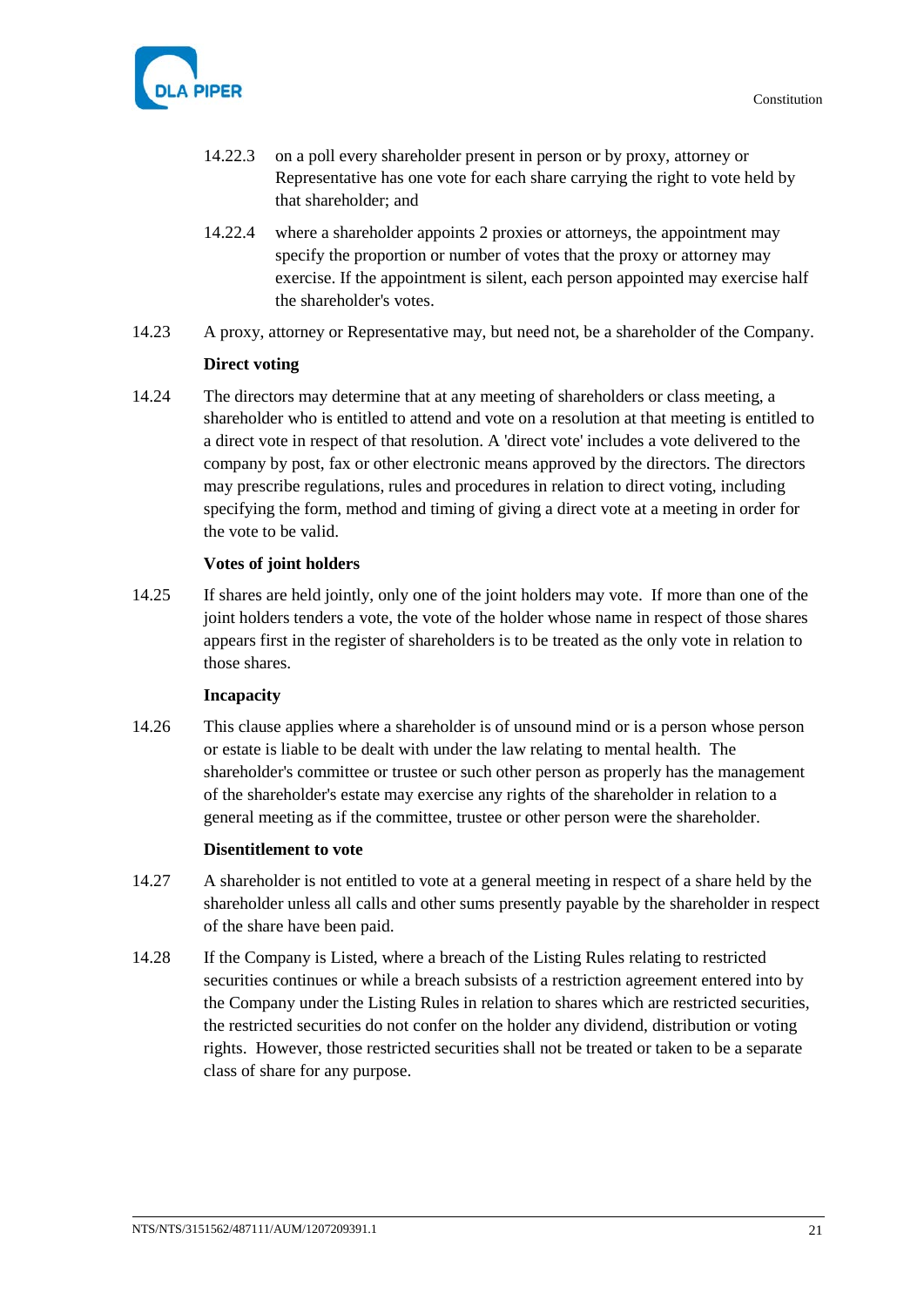14.22.3 on a poll every shareholder present in person or by proxy, attorney or Representative has one vote for each share carrying the right to vote held by that shareholder; and

14.22.4 where a shareholder appoints 2 proxies or attorneys, the appointment may specify the proportion or number of votes that the proxy or attorney may exercise. If the appointment is silent, each person appointed may exercise half the shareholder's votes.

14.23 A proxy, attorney or Representative may, but need not, be a shareholder of the Company.

**Direct voting**

14.24 The directors may determine that at any meeting of shareholders or class meeting, a shareholder who is entitled to attend and vote on a resolution at that meeting is entitled to a direct vote in respect of that resolution. A 'direct vote' includes a vote delivered to the company by post, fax or other electronic means approved by the directors. The directors may prescribe regulations, rules and procedures in relation to direct voting, including specifying the form, method and timing of giving a direct vote at a meeting in order for the vote to be valid.

**Votes of joint holders**

14.25 If shares are held jointly, only one of the joint holders may vote. If more than one of the joint holders tenders a vote, the vote of the holder whose name in respect of those shares appears first in the register of shareholders is to be treated as the only vote in relation to those shares.

**Incapacity**

14.26 This clause applies where a shareholder is of unsound mind or is a person whose person or estate is liable to be dealt with under the law relating to mental health. The shareholder's committee or trustee or such other person as properly has the management of the shareholder's estate may exercise any rights of the shareholder in relation to a general meeting as if the committee, trustee or other person were the shareholder.

**Disentitlement to vote**

14.27 A shareholder is not entitled to vote at a general meeting in respect of a share held by the shareholder unless all calls and other sums presently payable by the shareholder in respect of the share have been paid.

14.28 If the Company is Listed, where a breach of the Listing Rules relating to restricted securities continues or while a breach subsists of a restriction agreement entered into by the Company under the Listing Rules in relation to shares which are restricted securities, the restricted securities do not confer on the holder any dividend, distribution or voting rights. However, those restricted securities shall not be treated or taken to be a separate class of share for any purpose.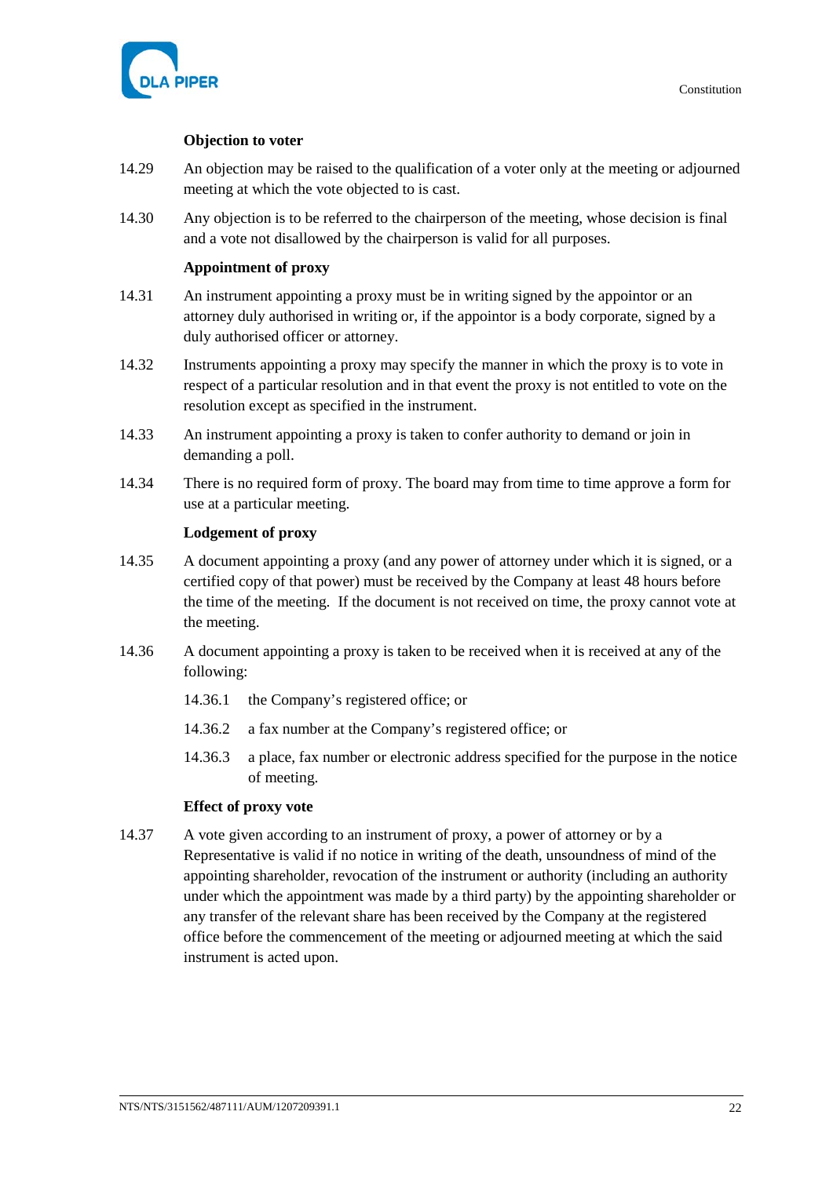**Objection to voter**

14.29 An objection may be raised to the qualification of a voter only at the meeting or adjourned meeting at which the vote objected to is cast.

14.30 Any objection is to be referred to the chairperson of the meeting, whose decision is final and a vote not disallowed by the chairperson is valid for all purposes.

**Appointment of proxy**

14.31 An instrument appointing a proxy must be in writing signed by the appointor or an attorney duly authorised in writing or, if the appointor is a body corporate, signed by a duly authorised officer or attorney.

14.32 Instruments appointing a proxy may specify the manner in which the proxy is to vote in respect of a particular resolution and in that event the proxy is not entitled to vote on the resolution except as specified in the instrument.

14.33 An instrument appointing a proxy is taken to confer authority to demand or join in demanding a poll.

14.34 There is no required form of proxy. The board may from time to time approve a form for use at a particular meeting.

**Lodgement of proxy**

14.35 A document appointing a proxy (and any power of attorney under which it is signed, or a certified copy of that power) must be received by the Company at least 48 hours before the time of the meeting. If the document is not received on time, the proxy cannot vote at the meeting.

14.36 A document appointing a proxy is taken to be received when it is received at any of the following:

14.36.1 the Company's registered office; or

14.36.2 a fax number at the Company's registered office; or

14.36.3 a place, fax number or electronic address specified for the purpose in the notice of meeting.

**Effect of proxy vote**

14.37 A vote given according to an instrument of proxy, a power of attorney or by a Representative is valid if no notice in writing of the death, unsoundness of mind of the appointing shareholder, revocation of the instrument or authority (including an authority under which the appointment was made by a third party) by the appointing shareholder or any transfer of the relevant share has been received by the Company at the registered office before the commencement of the meeting or adjourned meeting at which the said instrument is acted upon.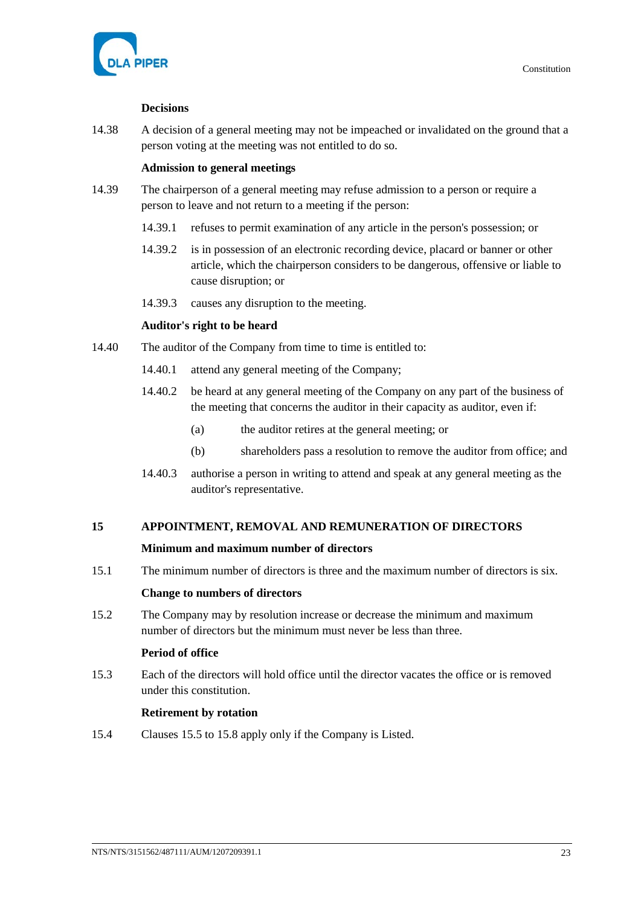**Decisions**

14.38 A decision of a general meeting may not be impeached or invalidated on the ground that a person voting at the meeting was not entitled to do so.

**Admission to general meetings**

14.39 The chairperson of a general meeting may refuse admission to a person or require a person to leave and not return to a meeting if the person:

14.39.1 refuses to permit examination of any article in the person's possession; or

14.39.2 is in possession of an electronic recording device, placard or banner or other article, which the chairperson considers to be dangerous, offensive or liable to cause disruption; or

14.39.3 causes any disruption to the meeting.

**Auditor's right to be heard**

14.40 The auditor of the Company from time to time is entitled to:

14.40.1 attend any general meeting of the Company;

14.40.2 be heard at any general meeting of the Company on any part of the business of the meeting that concerns the auditor in their capacity as auditor, even if:

(a) the auditor retires at the general meeting; or

(b) shareholders pass a resolution to remove the auditor from office; and

14.40.3 authorise a person in writing to attend and speak at any general meeting as the auditor's representative.

## 15 APPOINTMENT, REMOVAL AND REMUNERATION OF DIRECTORS

**Minimum and maximum number of directors**

15.1 The minimum number of directors is three and the maximum number of directors is six.

**Change to numbers of directors**

15.2 The Company may by resolution increase or decrease the minimum and maximum number of directors but the minimum must never be less than three.

**Period of office**

15.3 Each of the directors will hold office until the director vacates the office or is removed under this constitution.

**Retirement by rotation**

15.4 Clauses 15.5 to 15.8 apply only if the Company is Listed.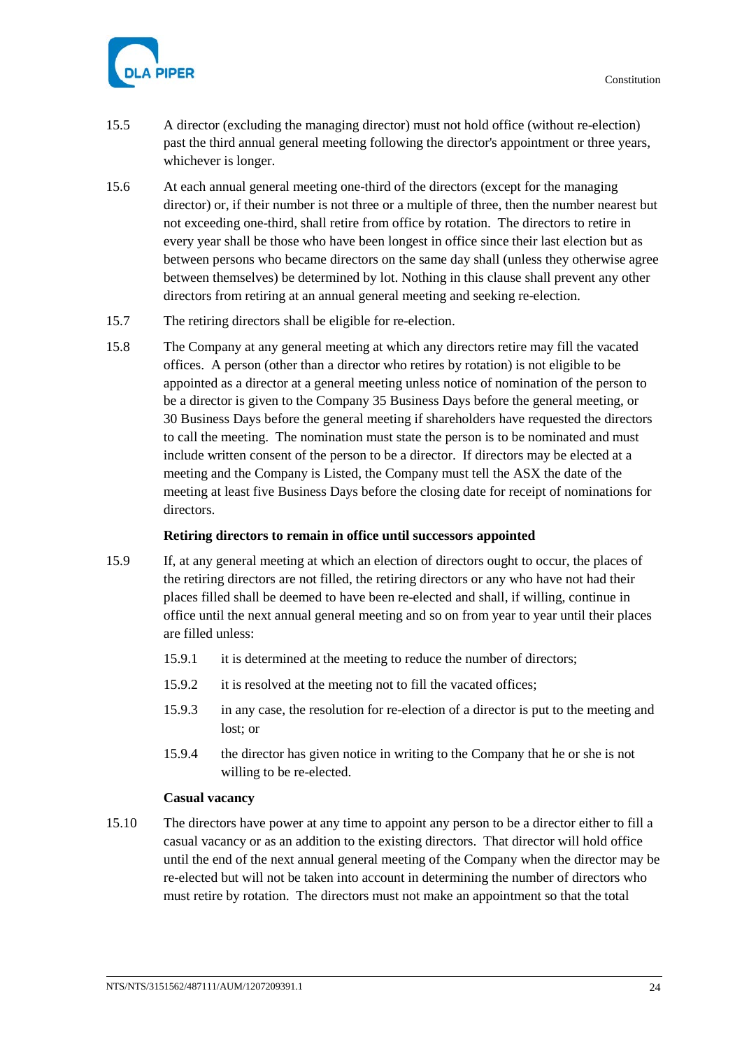15.5 A director (excluding the managing director) must not hold office (without re-election) past the third annual general meeting following the director's appointment or three years, whichever is longer.

15.6 At each annual general meeting one-third of the directors (except for the managing director) or, if their number is not three or a multiple of three, then the number nearest but not exceeding one-third, shall retire from office by rotation. The directors to retire in every year shall be those who have been longest in office since their last election but as between persons who became directors on the same day shall (unless they otherwise agree between themselves) be determined by lot. Nothing in this clause shall prevent any other directors from retiring at an annual general meeting and seeking re-election.

15.7 The retiring directors shall be eligible for re-election.

15.8 The Company at any general meeting at which any directors retire may fill the vacated offices. A person (other than a director who retires by rotation) is not eligible to be appointed as a director at a general meeting unless notice of nomination of the person to be a director is given to the Company 35 Business Days before the general meeting, or 30 Business Days before the general meeting if shareholders have requested the directors to call the meeting. The nomination must state the person is to be nominated and must include written consent of the person to be a director. If directors may be elected at a meeting and the Company is Listed, the Company must tell the ASX the date of the meeting at least five Business Days before the closing date for receipt of nominations for directors.

**Retiring directors to remain in office until successors appointed**

15.9 If, at any general meeting at which an election of directors ought to occur, the places of the retiring directors are not filled, the retiring directors or any who have not had their places filled shall be deemed to have been re-elected and shall, if willing, continue in office until the next annual general meeting and so on from year to year until their places are filled unless:

15.9.1 it is determined at the meeting to reduce the number of directors;

15.9.2 it is resolved at the meeting not to fill the vacated offices;

15.9.3 in any case, the resolution for re-election of a director is put to the meeting and lost; or

15.9.4 the director has given notice in writing to the Company that he or she is not willing to be re-elected.

**Casual vacancy**

15.10 The directors have power at any time to appoint any person to be a director either to fill a casual vacancy or as an addition to the existing directors. That director will hold office until the end of the next annual general meeting of the Company when the director may be re-elected but will not be taken into account in determining the number of directors who must retire by rotation. The directors must not make an appointment so that the total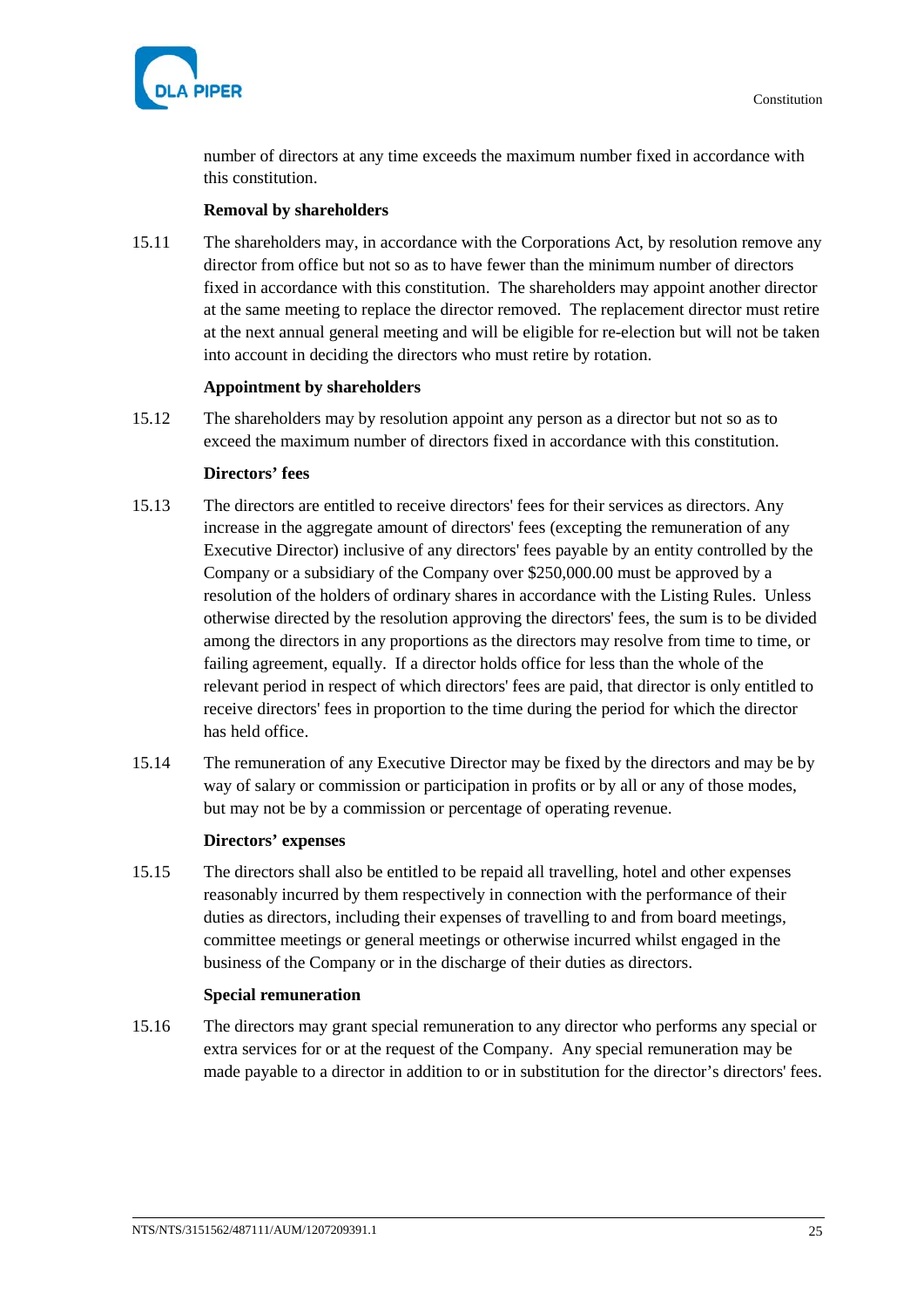number of directors at any time exceeds the maximum number fixed in accordance with this constitution.

**Removal by shareholders**

15.11 The shareholders may, in accordance with the Corporations Act, by resolution remove any director from office but not so as to have fewer than the minimum number of directors fixed in accordance with this constitution. The shareholders may appoint another director at the same meeting to replace the director removed. The replacement director must retire at the next annual general meeting and will be eligible for re-election but will not be taken into account in deciding the directors who must retire by rotation.

**Appointment by shareholders**

15.12 The shareholders may by resolution appoint any person as a director but not so as to exceed the maximum number of directors fixed in accordance with this constitution.

**Directors' fees**

15.13 The directors are entitled to receive directors' fees for their services as directors. Any increase in the aggregate amount of directors' fees (excepting the remuneration of any Executive Director) inclusive of any directors' fees payable by an entity controlled by the Company or a subsidiary of the Company over $250,000.00 must be approved by a resolution of the holders of ordinary shares in accordance with the Listing Rules. Unless otherwise directed by the resolution approving the directors' fees, the sum is to be divided among the directors in any proportions as the directors may resolve from time to time, or failing agreement, equally. If a director holds office for less than the whole of the relevant period in respect of which directors' fees are paid, that director is only entitled to receive directors' fees in proportion to the time during the period for which the director has held office.

15.14 The remuneration of any Executive Director may be fixed by the directors and may be by way of salary or commission or participation in profits or by all or any of those modes, but may not be by a commission or percentage of operating revenue.

**Directors' expenses**

15.15 The directors shall also be entitled to be repaid all travelling, hotel and other expenses reasonably incurred by them respectively in connection with the performance of their duties as directors, including their expenses of travelling to and from board meetings, committee meetings or general meetings or otherwise incurred whilst engaged in the business of the Company or in the discharge of their duties as directors.

**Special remuneration**

15.16 The directors may grant special remuneration to any director who performs any special or extra services for or at the request of the Company. Any special remuneration may be made payable to a director in addition to or in substitution for the director's directors' fees.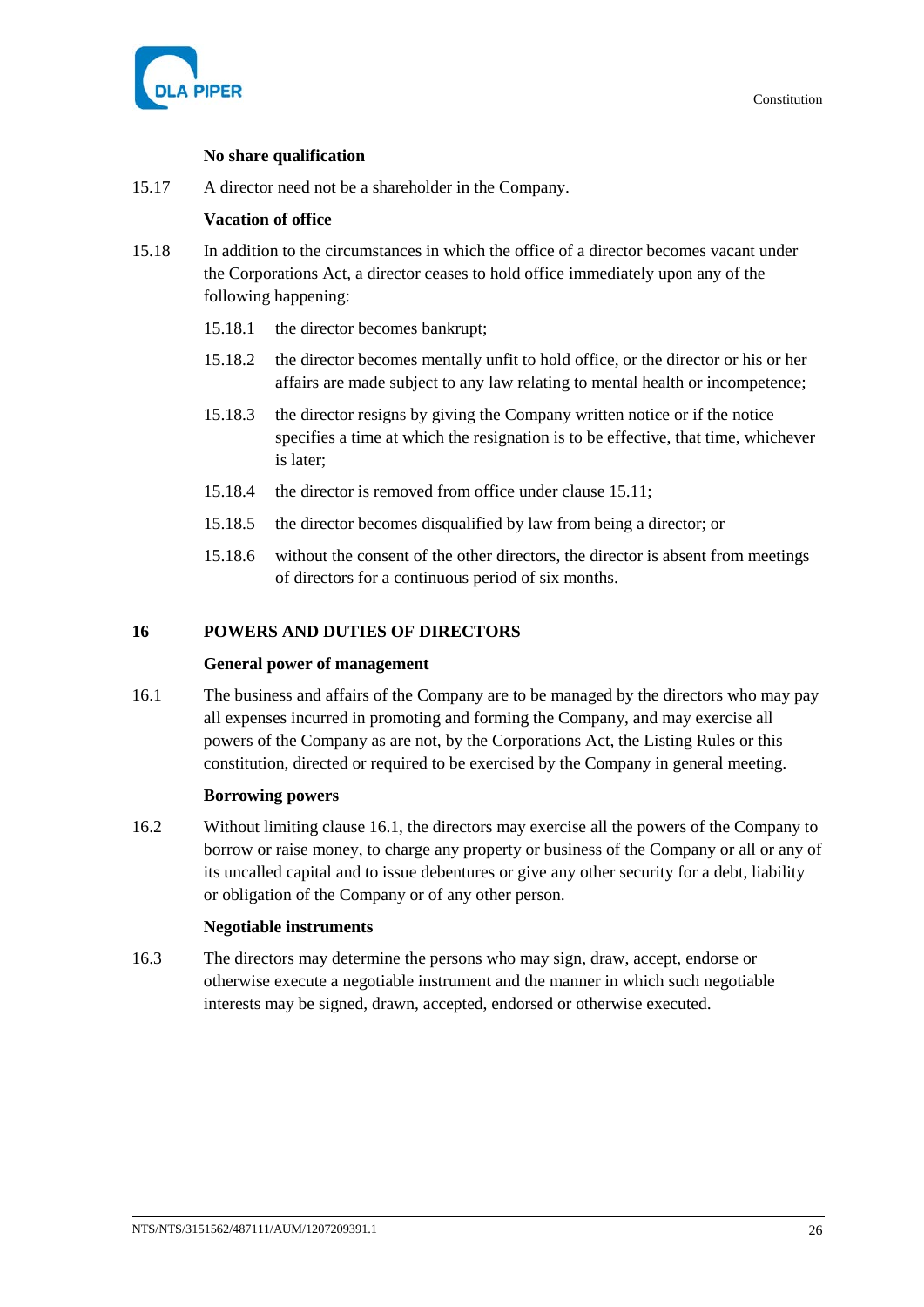**No share qualification**

15.17 A director need not be a shareholder in the Company.

**Vacation of office**

15.18 In addition to the circumstances in which the office of a director becomes vacant under the Corporations Act, a director ceases to hold office immediately upon any of the following happening:

15.18.1 the director becomes bankrupt;

15.18.2 the director becomes mentally unfit to hold office, or the director or his or her affairs are made subject to any law relating to mental health or incompetence;

15.18.3 the director resigns by giving the Company written notice or if the notice specifies a time at which the resignation is to be effective, that time, whichever is later;

15.18.4 the director is removed from office under clause 15.11;

15.18.5 the director becomes disqualified by law from being a director; or

15.18.6 without the consent of the other directors, the director is absent from meetings of directors for a continuous period of six months.

## 16 POWERS AND DUTIES OF DIRECTORS

**General power of management**

16.1 The business and affairs of the Company are to be managed by the directors who may pay all expenses incurred in promoting and forming the Company, and may exercise all powers of the Company as are not, by the Corporations Act, the Listing Rules or this constitution, directed or required to be exercised by the Company in general meeting.

**Borrowing powers**

16.2 Without limiting clause 16.1, the directors may exercise all the powers of the Company to borrow or raise money, to charge any property or business of the Company or all or any of its uncalled capital and to issue debentures or give any other security for a debt, liability or obligation of the Company or of any other person.

**Negotiable instruments**

16.3 The directors may determine the persons who may sign, draw, accept, endorse or otherwise execute a negotiable instrument and the manner in which such negotiable interests may be signed, drawn, accepted, endorsed or otherwise executed.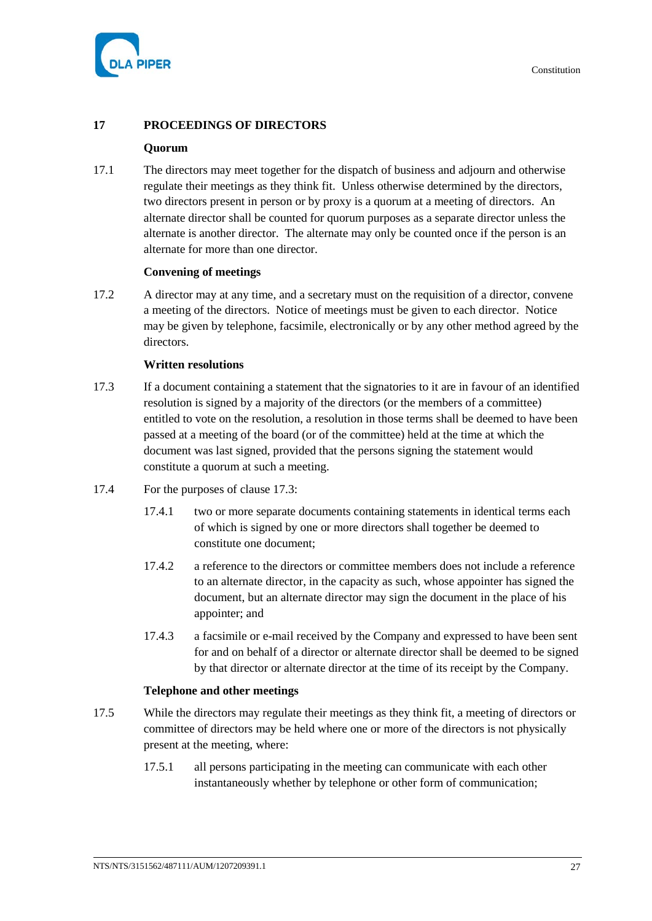## 17 PROCEEDINGS OF DIRECTORS

**Quorum**

17.1 The directors may meet together for the dispatch of business and adjourn and otherwise regulate their meetings as they think fit. Unless otherwise determined by the directors, two directors present in person or by proxy is a quorum at a meeting of directors. An alternate director shall be counted for quorum purposes as a separate director unless the alternate is another director. The alternate may only be counted once if the person is an alternate for more than one director.

**Convening of meetings**

17.2 A director may at any time, and a secretary must on the requisition of a director, convene a meeting of the directors. Notice of meetings must be given to each director. Notice may be given by telephone, facsimile, electronically or by any other method agreed by the directors.

**Written resolutions**

17.3 If a document containing a statement that the signatories to it are in favour of an identified resolution is signed by a majority of the directors (or the members of a committee) entitled to vote on the resolution, a resolution in those terms shall be deemed to have been passed at a meeting of the board (or of the committee) held at the time at which the document was last signed, provided that the persons signing the statement would constitute a quorum at such a meeting.

17.4 For the purposes of clause 17.3:

17.4.1 two or more separate documents containing statements in identical terms each of which is signed by one or more directors shall together be deemed to constitute one document;

17.4.2 a reference to the directors or committee members does not include a reference to an alternate director, in the capacity as such, whose appointer has signed the document, but an alternate director may sign the document in the place of his appointer; and

17.4.3 a facsimile or e-mail received by the Company and expressed to have been sent for and on behalf of a director or alternate director shall be deemed to be signed by that director or alternate director at the time of its receipt by the Company.

**Telephone and other meetings**

17.5 While the directors may regulate their meetings as they think fit, a meeting of directors or committee of directors may be held where one or more of the directors is not physically present at the meeting, where:

17.5.1 all persons participating in the meeting can communicate with each other instantaneously whether by telephone or other form of communication;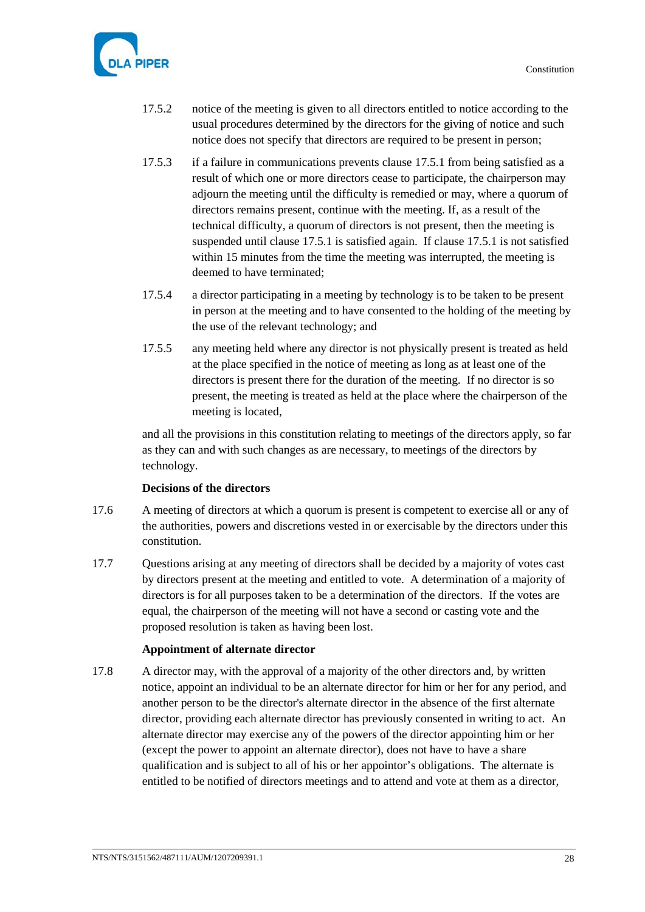17.5.2 notice of the meeting is given to all directors entitled to notice according to the usual procedures determined by the directors for the giving of notice and such notice does not specify that directors are required to be present in person;

17.5.3 if a failure in communications prevents clause 17.5.1 from being satisfied as a result of which one or more directors cease to participate, the chairperson may adjourn the meeting until the difficulty is remedied or may, where a quorum of directors remains present, continue with the meeting. If, as a result of the technical difficulty, a quorum of directors is not present, then the meeting is suspended until clause 17.5.1 is satisfied again. If clause 17.5.1 is not satisfied within 15 minutes from the time the meeting was interrupted, the meeting is deemed to have terminated;

17.5.4 a director participating in a meeting by technology is to be taken to be present in person at the meeting and to have consented to the holding of the meeting by the use of the relevant technology; and

17.5.5 any meeting held where any director is not physically present is treated as held at the place specified in the notice of meeting as long as at least one of the directors is present there for the duration of the meeting. If no director is so present, the meeting is treated as held at the place where the chairperson of the meeting is located,

and all the provisions in this constitution relating to meetings of the directors apply, so far as they can and with such changes as are necessary, to meetings of the directors by technology.

**Decisions of the directors**

17.6 A meeting of directors at which a quorum is present is competent to exercise all or any of the authorities, powers and discretions vested in or exercisable by the directors under this constitution.

17.7 Questions arising at any meeting of directors shall be decided by a majority of votes cast by directors present at the meeting and entitled to vote. A determination of a majority of directors is for all purposes taken to be a determination of the directors. If the votes are equal, the chairperson of the meeting will not have a second or casting vote and the proposed resolution is taken as having been lost.

**Appointment of alternate director**

17.8 A director may, with the approval of a majority of the other directors and, by written notice, appoint an individual to be an alternate director for him or her for any period, and another person to be the director's alternate director in the absence of the first alternate director, providing each alternate director has previously consented in writing to act. An alternate director may exercise any of the powers of the director appointing him or her (except the power to appoint an alternate director), does not have to have a share qualification and is subject to all of his or her appointor's obligations. The alternate is entitled to be notified of directors meetings and to attend and vote at them as a director,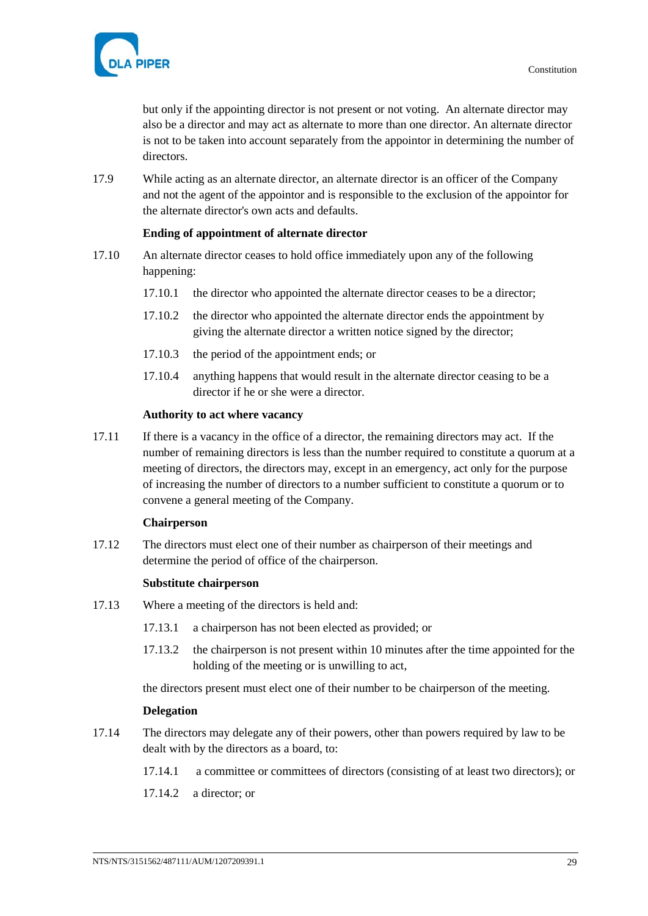but only if the appointing director is not present or not voting. An alternate director may also be a director and may act as alternate to more than one director. An alternate director is not to be taken into account separately from the appointor in determining the number of directors.

17.9 While acting as an alternate director, an alternate director is an officer of the Company and not the agent of the appointor and is responsible to the exclusion of the appointor for the alternate director's own acts and defaults.

**Ending of appointment of alternate director**

17.10 An alternate director ceases to hold office immediately upon any of the following happening:

17.10.1 the director who appointed the alternate director ceases to be a director;

17.10.2 the director who appointed the alternate director ends the appointment by giving the alternate director a written notice signed by the director;

17.10.3 the period of the appointment ends; or

17.10.4 anything happens that would result in the alternate director ceasing to be a director if he or she were a director.

**Authority to act where vacancy**

17.11 If there is a vacancy in the office of a director, the remaining directors may act. If the number of remaining directors is less than the number required to constitute a quorum at a meeting of directors, the directors may, except in an emergency, act only for the purpose of increasing the number of directors to a number sufficient to constitute a quorum or to convene a general meeting of the Company.

**Chairperson**

17.12 The directors must elect one of their number as chairperson of their meetings and determine the period of office of the chairperson.

**Substitute chairperson**

17.13 Where a meeting of the directors is held and:

17.13.1 a chairperson has not been elected as provided; or

17.13.2 the chairperson is not present within 10 minutes after the time appointed for the holding of the meeting or is unwilling to act,

the directors present must elect one of their number to be chairperson of the meeting.

**Delegation**

17.14 The directors may delegate any of their powers, other than powers required by law to be dealt with by the directors as a board, to:

17.14.1 a committee or committees of directors (consisting of at least two directors); or

17.14.2 a director; or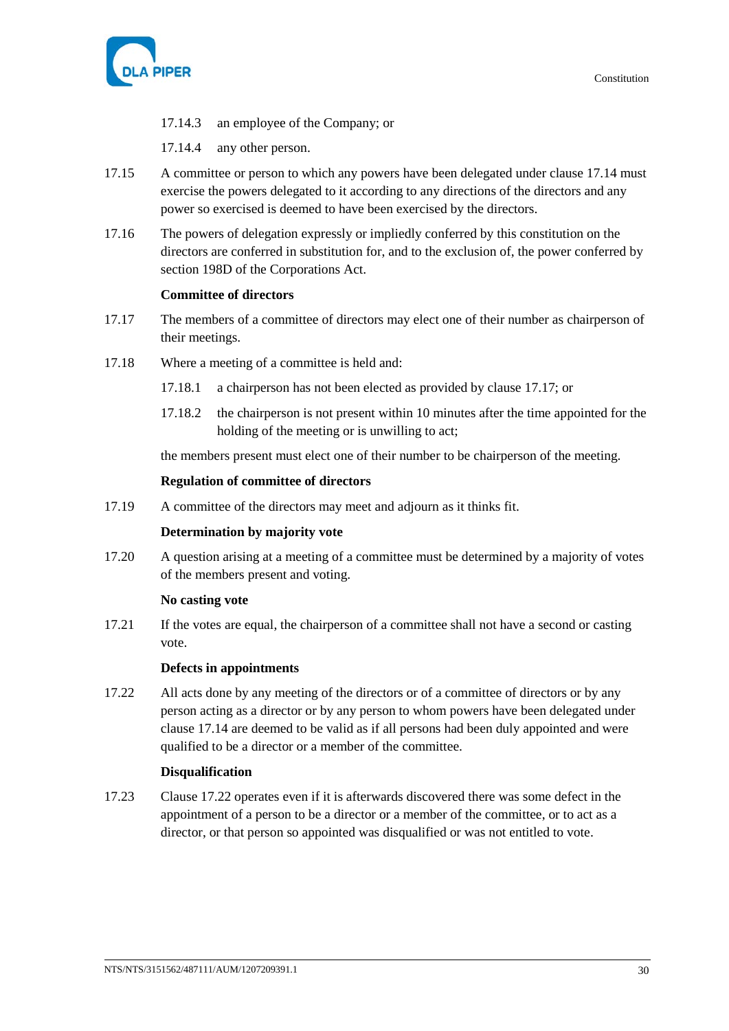17.14.3 an employee of the Company; or

17.14.4 any other person.

17.15 A committee or person to which any powers have been delegated under clause 17.14 must exercise the powers delegated to it according to any directions of the directors and any power so exercised is deemed to have been exercised by the directors.

17.16 The powers of delegation expressly or impliedly conferred by this constitution on the directors are conferred in substitution for, and to the exclusion of, the power conferred by section 198D of the Corporations Act.

**Committee of directors**

17.17 The members of a committee of directors may elect one of their number as chairperson of their meetings.

17.18 Where a meeting of a committee is held and:

17.18.1 a chairperson has not been elected as provided by clause 17.17; or

17.18.2 the chairperson is not present within 10 minutes after the time appointed for the holding of the meeting or is unwilling to act;

the members present must elect one of their number to be chairperson of the meeting.

**Regulation of committee of directors**

17.19 A committee of the directors may meet and adjourn as it thinks fit.

**Determination by majority vote**

17.20 A question arising at a meeting of a committee must be determined by a majority of votes of the members present and voting.

**No casting vote**

17.21 If the votes are equal, the chairperson of a committee shall not have a second or casting vote.

**Defects in appointments**

17.22 All acts done by any meeting of the directors or of a committee of directors or by any person acting as a director or by any person to whom powers have been delegated under clause 17.14 are deemed to be valid as if all persons had been duly appointed and were qualified to be a director or a member of the committee.

**Disqualification**

17.23 Clause 17.22 operates even if it is afterwards discovered there was some defect in the appointment of a person to be a director or a member of the committee, or to act as a director, or that person so appointed was disqualified or was not entitled to vote.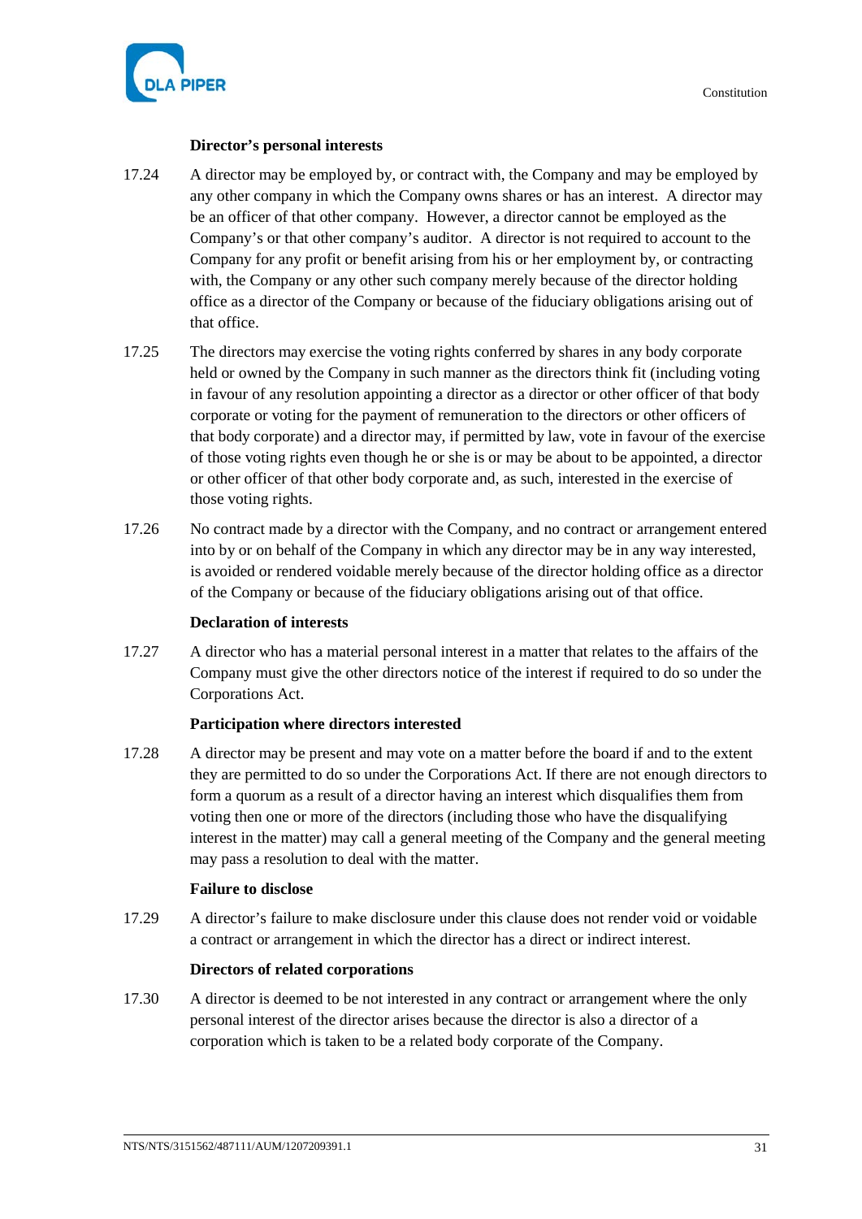**Director's personal interests**

17.24 A director may be employed by, or contract with, the Company and may be employed by any other company in which the Company owns shares or has an interest. A director may be an officer of that other company. However, a director cannot be employed as the Company's or that other company's auditor. A director is not required to account to the Company for any profit or benefit arising from his or her employment by, or contracting with, the Company or any other such company merely because of the director holding office as a director of the Company or because of the fiduciary obligations arising out of that office.

17.25 The directors may exercise the voting rights conferred by shares in any body corporate held or owned by the Company in such manner as the directors think fit (including voting in favour of any resolution appointing a director as a director or other officer of that body corporate or voting for the payment of remuneration to the directors or other officers of that body corporate) and a director may, if permitted by law, vote in favour of the exercise of those voting rights even though he or she is or may be about to be appointed, a director or other officer of that other body corporate and, as such, interested in the exercise of those voting rights.

17.26 No contract made by a director with the Company, and no contract or arrangement entered into by or on behalf of the Company in which any director may be in any way interested, is avoided or rendered voidable merely because of the director holding office as a director of the Company or because of the fiduciary obligations arising out of that office.

**Declaration of interests**

17.27 A director who has a material personal interest in a matter that relates to the affairs of the Company must give the other directors notice of the interest if required to do so under the Corporations Act.

**Participation where directors interested**

17.28 A director may be present and may vote on a matter before the board if and to the extent they are permitted to do so under the Corporations Act. If there are not enough directors to form a quorum as a result of a director having an interest which disqualifies them from voting then one or more of the directors (including those who have the disqualifying interest in the matter) may call a general meeting of the Company and the general meeting may pass a resolution to deal with the matter.

**Failure to disclose**

17.29 A director's failure to make disclosure under this clause does not render void or voidable a contract or arrangement in which the director has a direct or indirect interest.

**Directors of related corporations**

17.30 A director is deemed to be not interested in any contract or arrangement where the only personal interest of the director arises because the director is also a director of a corporation which is taken to be a related body corporate of the Company.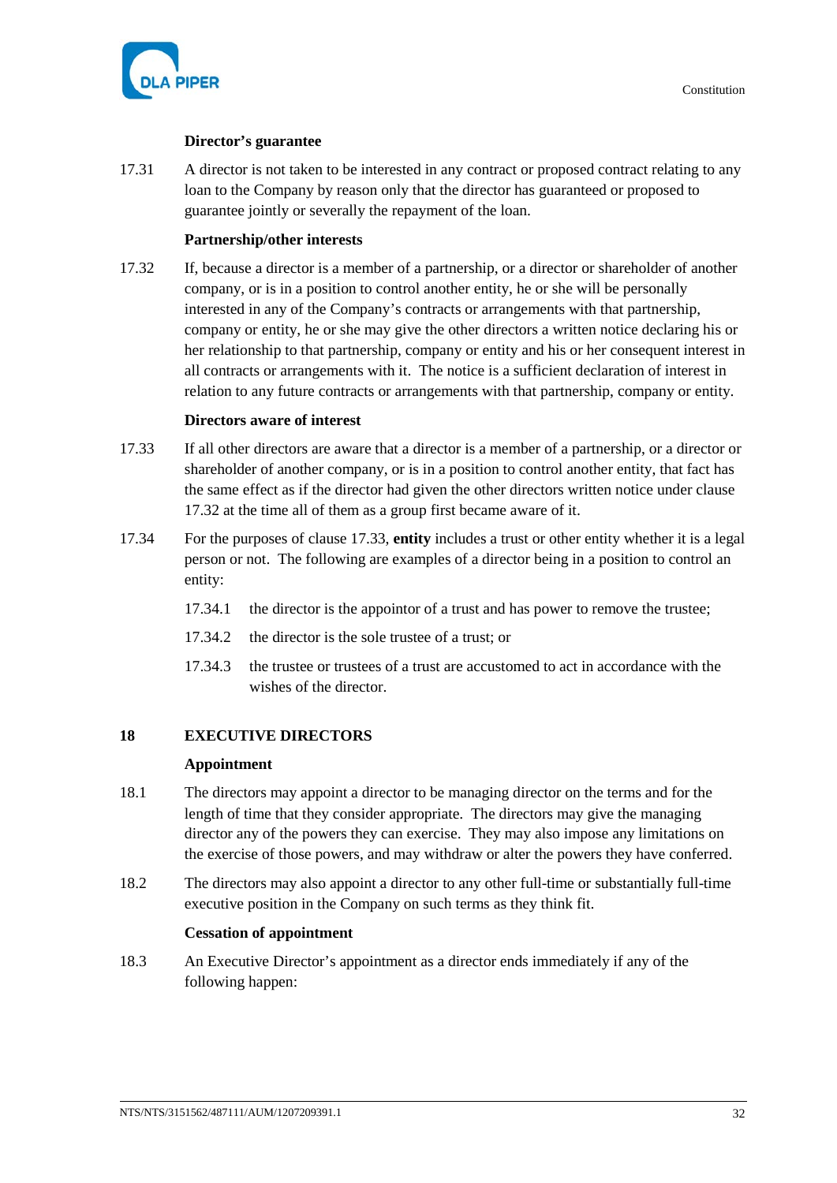**Director's guarantee**

17.31 A director is not taken to be interested in any contract or proposed contract relating to any loan to the Company by reason only that the director has guaranteed or proposed to guarantee jointly or severally the repayment of the loan.

**Partnership/other interests**

17.32 If, because a director is a member of a partnership, or a director or shareholder of another company, or is in a position to control another entity, he or she will be personally interested in any of the Company's contracts or arrangements with that partnership, company or entity, he or she may give the other directors a written notice declaring his or her relationship to that partnership, company or entity and his or her consequent interest in all contracts or arrangements with it. The notice is a sufficient declaration of interest in relation to any future contracts or arrangements with that partnership, company or entity.

**Directors aware of interest**

17.33 If all other directors are aware that a director is a member of a partnership, or a director or shareholder of another company, or is in a position to control another entity, that fact has the same effect as if the director had given the other directors written notice under clause 17.32 at the time all of them as a group first became aware of it.

17.34 For the purposes of clause 17.33, **entity** includes a trust or other entity whether it is a legal person or not. The following are examples of a director being in a position to control an entity:

17.34.1 the director is the appointor of a trust and has power to remove the trustee;

17.34.2 the director is the sole trustee of a trust; or

17.34.3 the trustee or trustees of a trust are accustomed to act in accordance with the wishes of the director.

## 18 EXECUTIVE DIRECTORS

**Appointment**

18.1 The directors may appoint a director to be managing director on the terms and for the length of time that they consider appropriate. The directors may give the managing director any of the powers they can exercise. They may also impose any limitations on the exercise of those powers, and may withdraw or alter the powers they have conferred.

18.2 The directors may also appoint a director to any other full-time or substantially full-time executive position in the Company on such terms as they think fit.

**Cessation of appointment**

18.3 An Executive Director's appointment as a director ends immediately if any of the following happen: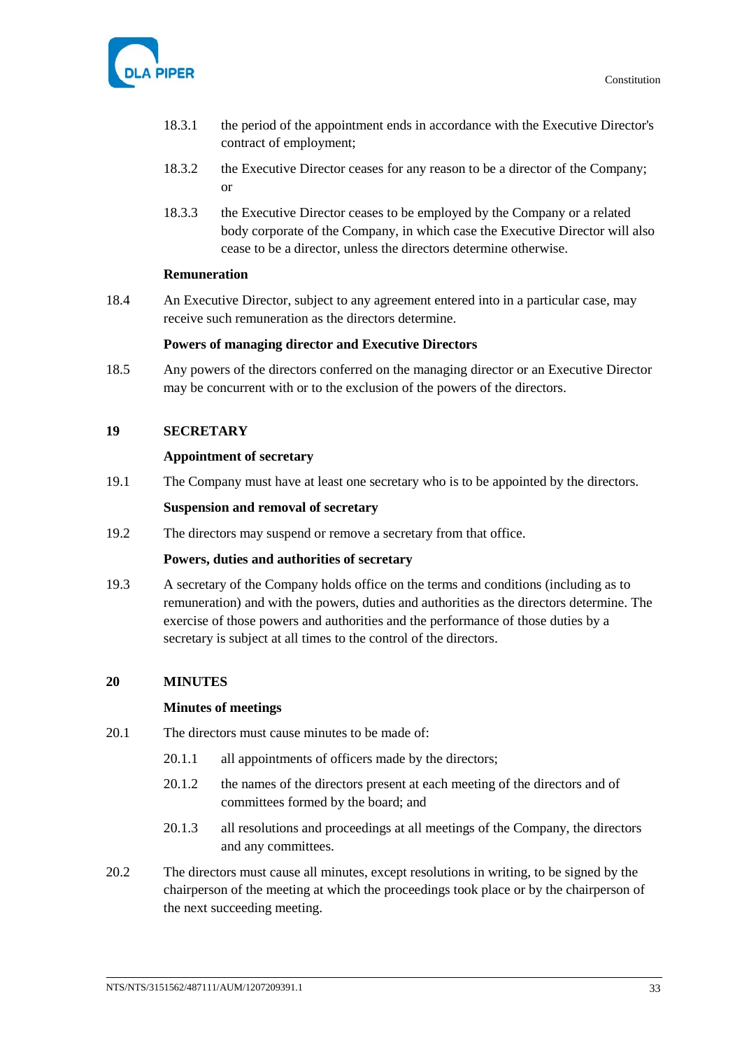18.3.1 the period of the appointment ends in accordance with the Executive Director's contract of employment;

18.3.2 the Executive Director ceases for any reason to be a director of the Company; or

18.3.3 the Executive Director ceases to be employed by the Company or a related body corporate of the Company, in which case the Executive Director will also cease to be a director, unless the directors determine otherwise.

**Remuneration**

18.4 An Executive Director, subject to any agreement entered into in a particular case, may receive such remuneration as the directors determine.

**Powers of managing director and Executive Directors**

18.5 Any powers of the directors conferred on the managing director or an Executive Director may be concurrent with or to the exclusion of the powers of the directors.

## 19 SECRETARY

**Appointment of secretary**

19.1 The Company must have at least one secretary who is to be appointed by the directors.

**Suspension and removal of secretary**

19.2 The directors may suspend or remove a secretary from that office.

**Powers, duties and authorities of secretary**

19.3 A secretary of the Company holds office on the terms and conditions (including as to remuneration) and with the powers, duties and authorities as the directors determine. The exercise of those powers and authorities and the performance of those duties by a secretary is subject at all times to the control of the directors.

## 20 MINUTES

**Minutes of meetings**

20.1 The directors must cause minutes to be made of:

20.1.1 all appointments of officers made by the directors;

20.1.2 the names of the directors present at each meeting of the directors and of committees formed by the board; and

20.1.3 all resolutions and proceedings at all meetings of the Company, the directors and any committees.

20.2 The directors must cause all minutes, except resolutions in writing, to be signed by the chairperson of the meeting at which the proceedings took place or by the chairperson of the next succeeding meeting.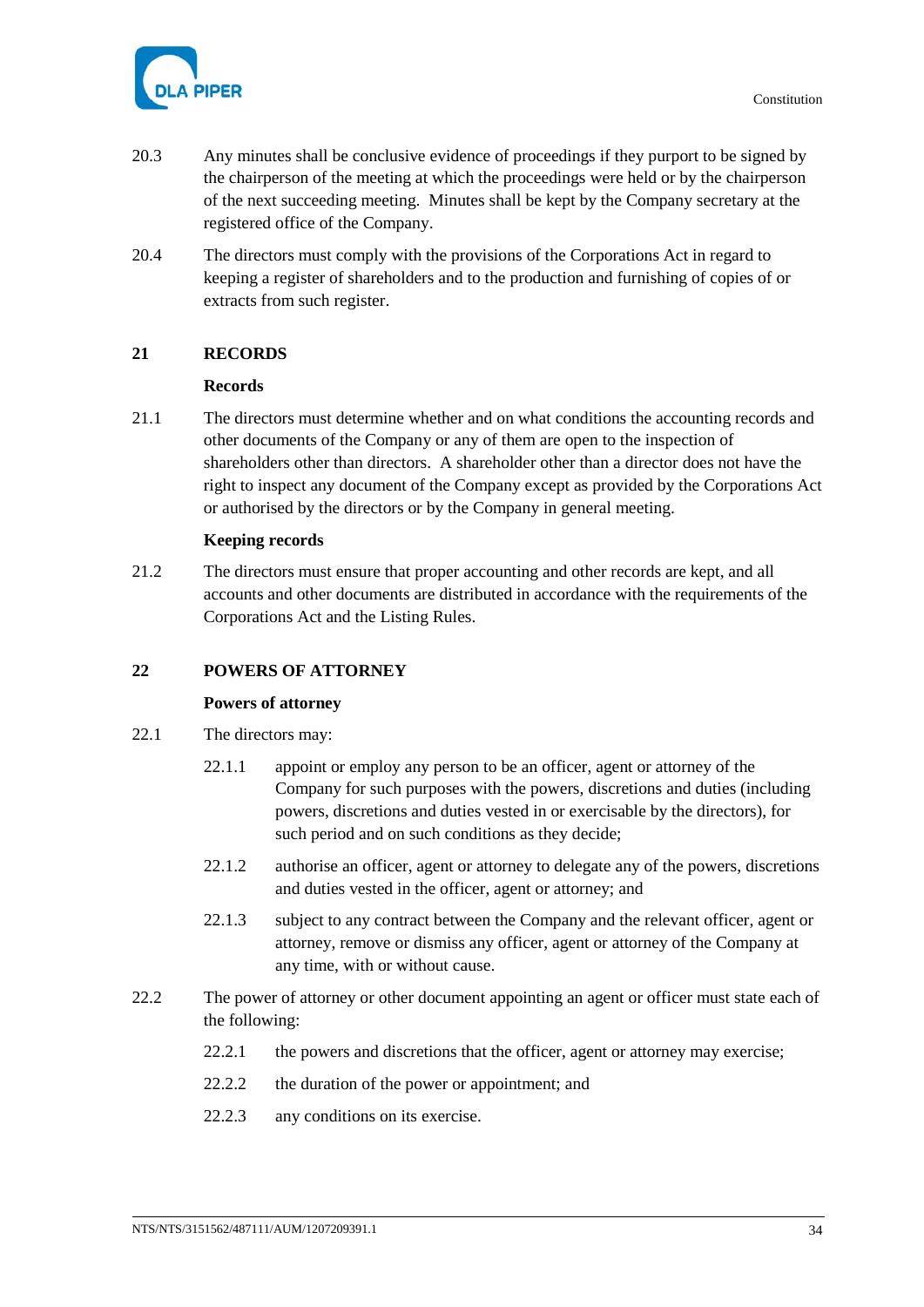20.3 Any minutes shall be conclusive evidence of proceedings if they purport to be signed by the chairperson of the meeting at which the proceedings were held or by the chairperson of the next succeeding meeting. Minutes shall be kept by the Company secretary at the registered office of the Company.

20.4 The directors must comply with the provisions of the Corporations Act in regard to keeping a register of shareholders and to the production and furnishing of copies of or extracts from such register.

## 21 RECORDS

**Records**

21.1 The directors must determine whether and on what conditions the accounting records and other documents of the Company or any of them are open to the inspection of shareholders other than directors. A shareholder other than a director does not have the right to inspect any document of the Company except as provided by the Corporations Act or authorised by the directors or by the Company in general meeting.

**Keeping records**

21.2 The directors must ensure that proper accounting and other records are kept, and all accounts and other documents are distributed in accordance with the requirements of the Corporations Act and the Listing Rules.

## 22 POWERS OF ATTORNEY

**Powers of attorney**

22.1 The directors may:

- 22.1.1 appoint or employ any person to be an officer, agent or attorney of the Company for such purposes with the powers, discretions and duties (including powers, discretions and duties vested in or exercisable by the directors), for such period and on such conditions as they decide;
- 22.1.2 authorise an officer, agent or attorney to delegate any of the powers, discretions and duties vested in the officer, agent or attorney; and
- 22.1.3 subject to any contract between the Company and the relevant officer, agent or attorney, remove or dismiss any officer, agent or attorney of the Company at any time, with or without cause.

22.2 The power of attorney or other document appointing an agent or officer must state each of the following:

- 22.2.1 the powers and discretions that the officer, agent or attorney may exercise;
- 22.2.2 the duration of the power or appointment; and
- 22.2.3 any conditions on its exercise.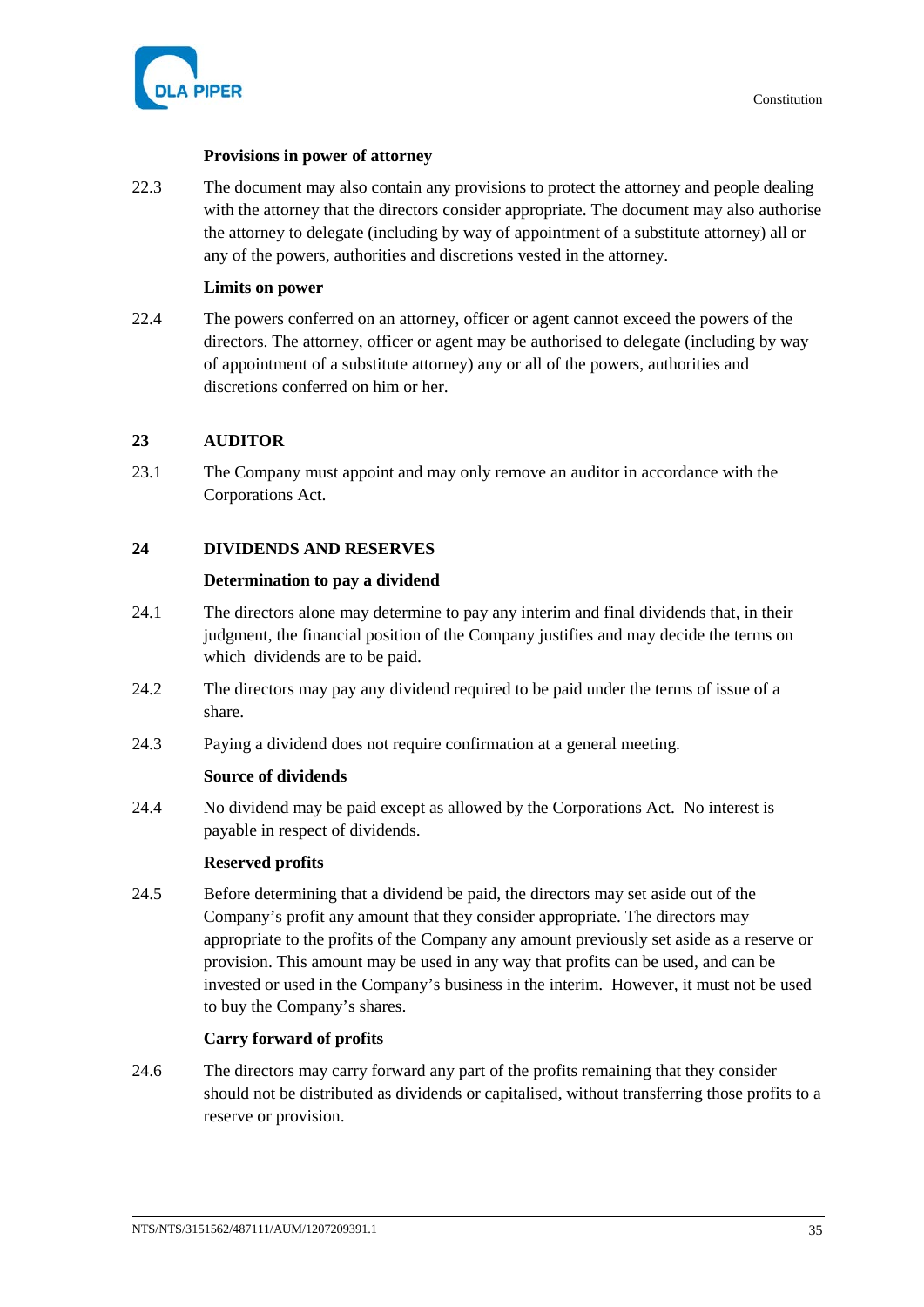**Provisions in power of attorney**

22.3 The document may also contain any provisions to protect the attorney and people dealing with the attorney that the directors consider appropriate. The document may also authorise the attorney to delegate (including by way of appointment of a substitute attorney) all or any of the powers, authorities and discretions vested in the attorney.

**Limits on power**

22.4 The powers conferred on an attorney, officer or agent cannot exceed the powers of the directors. The attorney, officer or agent may be authorised to delegate (including by way of appointment of a substitute attorney) any or all of the powers, authorities and discretions conferred on him or her.

## 23 AUDITOR

23.1 The Company must appoint and may only remove an auditor in accordance with the Corporations Act.

## 24 DIVIDENDS AND RESERVES

**Determination to pay a dividend**

24.1 The directors alone may determine to pay any interim and final dividends that, in their judgment, the financial position of the Company justifies and may decide the terms on which dividends are to be paid.

24.2 The directors may pay any dividend required to be paid under the terms of issue of a share.

24.3 Paying a dividend does not require confirmation at a general meeting.

**Source of dividends**

24.4 No dividend may be paid except as allowed by the Corporations Act. No interest is payable in respect of dividends.

**Reserved profits**

24.5 Before determining that a dividend be paid, the directors may set aside out of the Company's profit any amount that they consider appropriate. The directors may appropriate to the profits of the Company any amount previously set aside as a reserve or provision. This amount may be used in any way that profits can be used, and can be invested or used in the Company's business in the interim. However, it must not be used to buy the Company's shares.

**Carry forward of profits**

24.6 The directors may carry forward any part of the profits remaining that they consider should not be distributed as dividends or capitalised, without transferring those profits to a reserve or provision.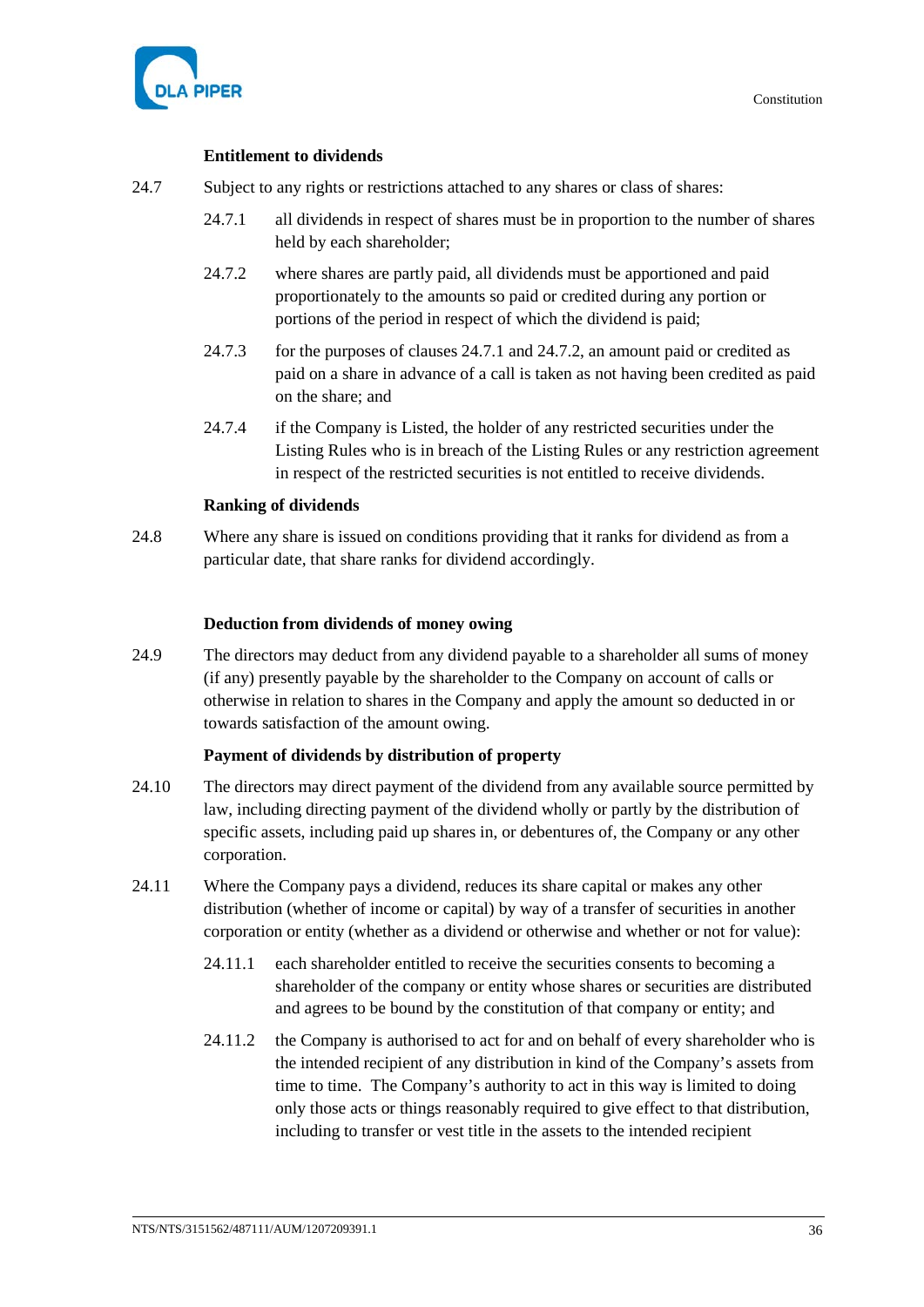**Entitlement to dividends**

24.7 Subject to any rights or restrictions attached to any shares or class of shares:

24.7.1 all dividends in respect of shares must be in proportion to the number of shares held by each shareholder;

24.7.2 where shares are partly paid, all dividends must be apportioned and paid proportionately to the amounts so paid or credited during any portion or portions of the period in respect of which the dividend is paid;

24.7.3 for the purposes of clauses 24.7.1 and 24.7.2, an amount paid or credited as paid on a share in advance of a call is taken as not having been credited as paid on the share; and

24.7.4 if the Company is Listed, the holder of any restricted securities under the Listing Rules who is in breach of the Listing Rules or any restriction agreement in respect of the restricted securities is not entitled to receive dividends.

**Ranking of dividends**

24.8 Where any share is issued on conditions providing that it ranks for dividend as from a particular date, that share ranks for dividend accordingly.

**Deduction from dividends of money owing**

24.9 The directors may deduct from any dividend payable to a shareholder all sums of money (if any) presently payable by the shareholder to the Company on account of calls or otherwise in relation to shares in the Company and apply the amount so deducted in or towards satisfaction of the amount owing.

**Payment of dividends by distribution of property**

24.10 The directors may direct payment of the dividend from any available source permitted by law, including directing payment of the dividend wholly or partly by the distribution of specific assets, including paid up shares in, or debentures of, the Company or any other corporation.

24.11 Where the Company pays a dividend, reduces its share capital or makes any other distribution (whether of income or capital) by way of a transfer of securities in another corporation or entity (whether as a dividend or otherwise and whether or not for value):

24.11.1 each shareholder entitled to receive the securities consents to becoming a shareholder of the company or entity whose shares or securities are distributed and agrees to be bound by the constitution of that company or entity; and

24.11.2 the Company is authorised to act for and on behalf of every shareholder who is the intended recipient of any distribution in kind of the Company's assets from time to time. The Company's authority to act in this way is limited to doing only those acts or things reasonably required to give effect to that distribution, including to transfer or vest title in the assets to the intended recipient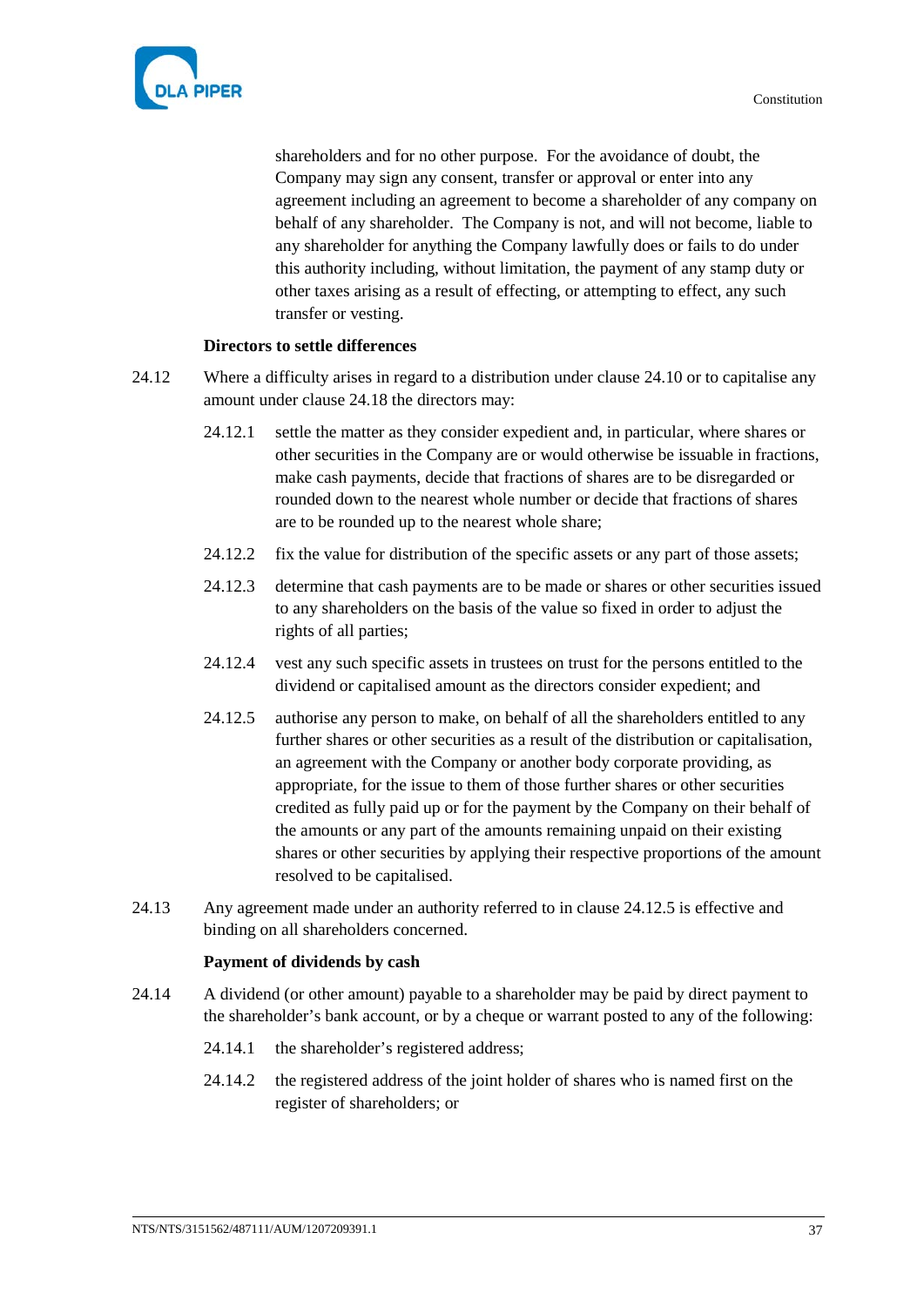shareholders and for no other purpose. For the avoidance of doubt, the Company may sign any consent, transfer or approval or enter into any agreement including an agreement to become a shareholder of any company on behalf of any shareholder. The Company is not, and will not become, liable to any shareholder for anything the Company lawfully does or fails to do under this authority including, without limitation, the payment of any stamp duty or other taxes arising as a result of effecting, or attempting to effect, any such transfer or vesting.

**Directors to settle differences**

24.12 Where a difficulty arises in regard to a distribution under clause 24.10 or to capitalise any amount under clause 24.18 the directors may:

24.12.1 settle the matter as they consider expedient and, in particular, where shares or other securities in the Company are or would otherwise be issuable in fractions, make cash payments, decide that fractions of shares are to be disregarded or rounded down to the nearest whole number or decide that fractions of shares are to be rounded up to the nearest whole share;

24.12.2 fix the value for distribution of the specific assets or any part of those assets;

24.12.3 determine that cash payments are to be made or shares or other securities issued to any shareholders on the basis of the value so fixed in order to adjust the rights of all parties;

24.12.4 vest any such specific assets in trustees on trust for the persons entitled to the dividend or capitalised amount as the directors consider expedient; and

24.12.5 authorise any person to make, on behalf of all the shareholders entitled to any further shares or other securities as a result of the distribution or capitalisation, an agreement with the Company or another body corporate providing, as appropriate, for the issue to them of those further shares or other securities credited as fully paid up or for the payment by the Company on their behalf of the amounts or any part of the amounts remaining unpaid on their existing shares or other securities by applying their respective proportions of the amount resolved to be capitalised.

24.13 Any agreement made under an authority referred to in clause 24.12.5 is effective and binding on all shareholders concerned.

**Payment of dividends by cash**

24.14 A dividend (or other amount) payable to a shareholder may be paid by direct payment to the shareholder's bank account, or by a cheque or warrant posted to any of the following:

24.14.1 the shareholder's registered address;

24.14.2 the registered address of the joint holder of shares who is named first on the register of shareholders; or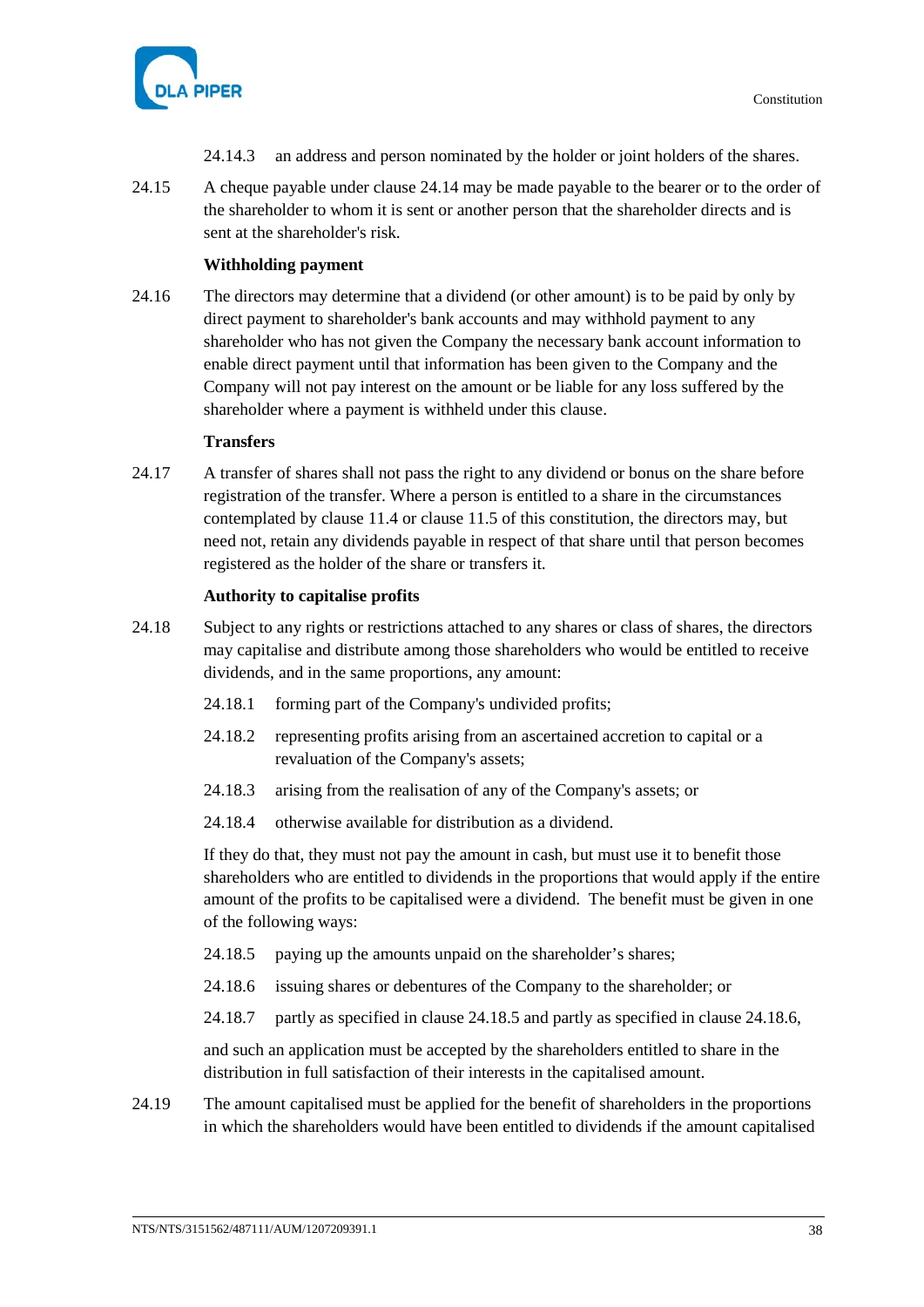24.14.3 an address and person nominated by the holder or joint holders of the shares.

24.15 A cheque payable under clause 24.14 may be made payable to the bearer or to the order of the shareholder to whom it is sent or another person that the shareholder directs and is sent at the shareholder's risk.

**Withholding payment**

24.16 The directors may determine that a dividend (or other amount) is to be paid by only by direct payment to shareholder's bank accounts and may withhold payment to any shareholder who has not given the Company the necessary bank account information to enable direct payment until that information has been given to the Company and the Company will not pay interest on the amount or be liable for any loss suffered by the shareholder where a payment is withheld under this clause.

**Transfers**

24.17 A transfer of shares shall not pass the right to any dividend or bonus on the share before registration of the transfer. Where a person is entitled to a share in the circumstances contemplated by clause 11.4 or clause 11.5 of this constitution, the directors may, but need not, retain any dividends payable in respect of that share until that person becomes registered as the holder of the share or transfers it.

**Authority to capitalise profits**

24.18 Subject to any rights or restrictions attached to any shares or class of shares, the directors may capitalise and distribute among those shareholders who would be entitled to receive dividends, and in the same proportions, any amount:

24.18.1 forming part of the Company's undivided profits;

24.18.2 representing profits arising from an ascertained accretion to capital or a revaluation of the Company's assets;

24.18.3 arising from the realisation of any of the Company's assets; or

24.18.4 otherwise available for distribution as a dividend.

If they do that, they must not pay the amount in cash, but must use it to benefit those shareholders who are entitled to dividends in the proportions that would apply if the entire amount of the profits to be capitalised were a dividend. The benefit must be given in one of the following ways:

24.18.5 paying up the amounts unpaid on the shareholder's shares;

24.18.6 issuing shares or debentures of the Company to the shareholder; or

24.18.7 partly as specified in clause 24.18.5 and partly as specified in clause 24.18.6,

and such an application must be accepted by the shareholders entitled to share in the distribution in full satisfaction of their interests in the capitalised amount.

24.19 The amount capitalised must be applied for the benefit of shareholders in the proportions in which the shareholders would have been entitled to dividends if the amount capitalised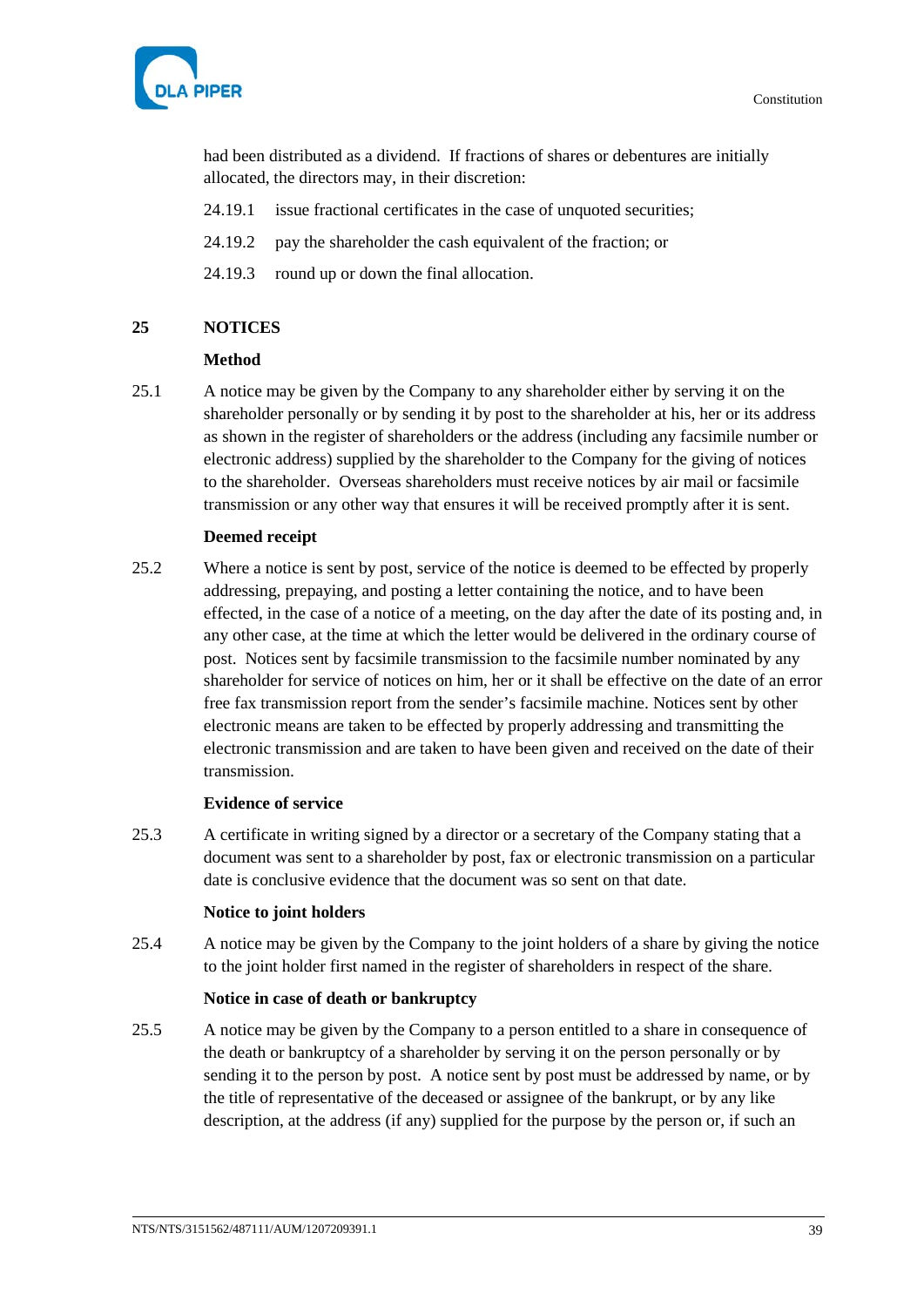had been distributed as a dividend. If fractions of shares or debentures are initially allocated, the directors may, in their discretion:

24.19.1 issue fractional certificates in the case of unquoted securities;

24.19.2 pay the shareholder the cash equivalent of the fraction; or

24.19.3 round up or down the final allocation.

## 25 NOTICES

**Method**

25.1 A notice may be given by the Company to any shareholder either by serving it on the shareholder personally or by sending it by post to the shareholder at his, her or its address as shown in the register of shareholders or the address (including any facsimile number or electronic address) supplied by the shareholder to the Company for the giving of notices to the shareholder. Overseas shareholders must receive notices by air mail or facsimile transmission or any other way that ensures it will be received promptly after it is sent.

**Deemed receipt**

25.2 Where a notice is sent by post, service of the notice is deemed to be effected by properly addressing, prepaying, and posting a letter containing the notice, and to have been effected, in the case of a notice of a meeting, on the day after the date of its posting and, in any other case, at the time at which the letter would be delivered in the ordinary course of post. Notices sent by facsimile transmission to the facsimile number nominated by any shareholder for service of notices on him, her or it shall be effective on the date of an error free fax transmission report from the sender's facsimile machine. Notices sent by other electronic means are taken to be effected by properly addressing and transmitting the electronic transmission and are taken to have been given and received on the date of their transmission.

**Evidence of service**

25.3 A certificate in writing signed by a director or a secretary of the Company stating that a document was sent to a shareholder by post, fax or electronic transmission on a particular date is conclusive evidence that the document was so sent on that date.

**Notice to joint holders**

25.4 A notice may be given by the Company to the joint holders of a share by giving the notice to the joint holder first named in the register of shareholders in respect of the share.

**Notice in case of death or bankruptcy**

25.5 A notice may be given by the Company to a person entitled to a share in consequence of the death or bankruptcy of a shareholder by serving it on the person personally or by sending it to the person by post. A notice sent by post must be addressed by name, or by the title of representative of the deceased or assignee of the bankrupt, or by any like description, at the address (if any) supplied for the purpose by the person or, if such an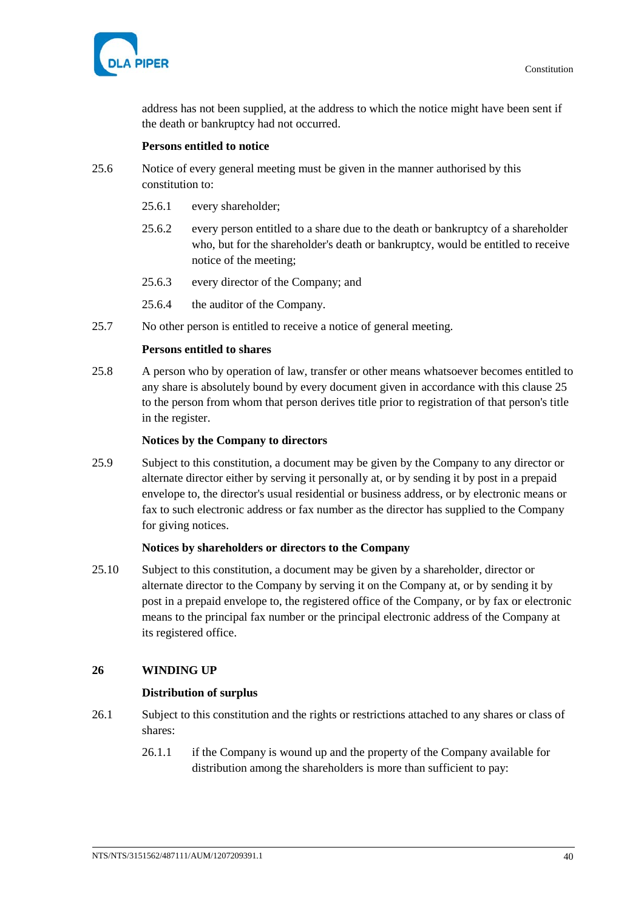address has not been supplied, at the address to which the notice might have been sent if the death or bankruptcy had not occurred.

**Persons entitled to notice**

25.6 Notice of every general meeting must be given in the manner authorised by this constitution to:

25.6.1 every shareholder;

25.6.2 every person entitled to a share due to the death or bankruptcy of a shareholder who, but for the shareholder's death or bankruptcy, would be entitled to receive notice of the meeting;

25.6.3 every director of the Company; and

25.6.4 the auditor of the Company.

25.7 No other person is entitled to receive a notice of general meeting.

**Persons entitled to shares**

25.8 A person who by operation of law, transfer or other means whatsoever becomes entitled to any share is absolutely bound by every document given in accordance with this clause 25 to the person from whom that person derives title prior to registration of that person's title in the register.

**Notices by the Company to directors**

25.9 Subject to this constitution, a document may be given by the Company to any director or alternate director either by serving it personally at, or by sending it by post in a prepaid envelope to, the director's usual residential or business address, or by electronic means or fax to such electronic address or fax number as the director has supplied to the Company for giving notices.

**Notices by shareholders or directors to the Company**

25.10 Subject to this constitution, a document may be given by a shareholder, director or alternate director to the Company by serving it on the Company at, or by sending it by post in a prepaid envelope to, the registered office of the Company, or by fax or electronic means to the principal fax number or the principal electronic address of the Company at its registered office.

## 26 WINDING UP

**Distribution of surplus**

26.1 Subject to this constitution and the rights or restrictions attached to any shares or class of shares:

26.1.1 if the Company is wound up and the property of the Company available for distribution among the shareholders is more than sufficient to pay: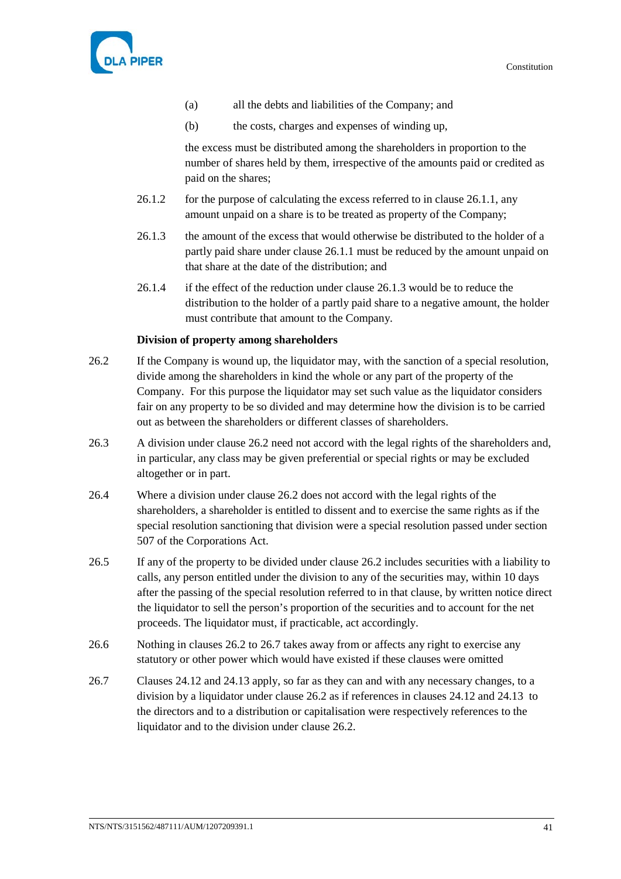(a) all the debts and liabilities of the Company; and

(b) the costs, charges and expenses of winding up,

the excess must be distributed among the shareholders in proportion to the number of shares held by them, irrespective of the amounts paid or credited as paid on the shares;

26.1.2 for the purpose of calculating the excess referred to in clause 26.1.1, any amount unpaid on a share is to be treated as property of the Company;

26.1.3 the amount of the excess that would otherwise be distributed to the holder of a partly paid share under clause 26.1.1 must be reduced by the amount unpaid on that share at the date of the distribution; and

26.1.4 if the effect of the reduction under clause 26.1.3 would be to reduce the distribution to the holder of a partly paid share to a negative amount, the holder must contribute that amount to the Company.

**Division of property among shareholders**

26.2 If the Company is wound up, the liquidator may, with the sanction of a special resolution, divide among the shareholders in kind the whole or any part of the property of the Company. For this purpose the liquidator may set such value as the liquidator considers fair on any property to be so divided and may determine how the division is to be carried out as between the shareholders or different classes of shareholders.

26.3 A division under clause 26.2 need not accord with the legal rights of the shareholders and, in particular, any class may be given preferential or special rights or may be excluded altogether or in part.

26.4 Where a division under clause 26.2 does not accord with the legal rights of the shareholders, a shareholder is entitled to dissent and to exercise the same rights as if the special resolution sanctioning that division were a special resolution passed under section 507 of the Corporations Act.

26.5 If any of the property to be divided under clause 26.2 includes securities with a liability to calls, any person entitled under the division to any of the securities may, within 10 days after the passing of the special resolution referred to in that clause, by written notice direct the liquidator to sell the person's proportion of the securities and to account for the net proceeds. The liquidator must, if practicable, act accordingly.

26.6 Nothing in clauses 26.2 to 26.7 takes away from or affects any right to exercise any statutory or other power which would have existed if these clauses were omitted

26.7 Clauses 24.12 and 24.13 apply, so far as they can and with any necessary changes, to a division by a liquidator under clause 26.2 as if references in clauses 24.12 and 24.13 to the directors and to a distribution or capitalisation were respectively references to the liquidator and to the division under clause 26.2.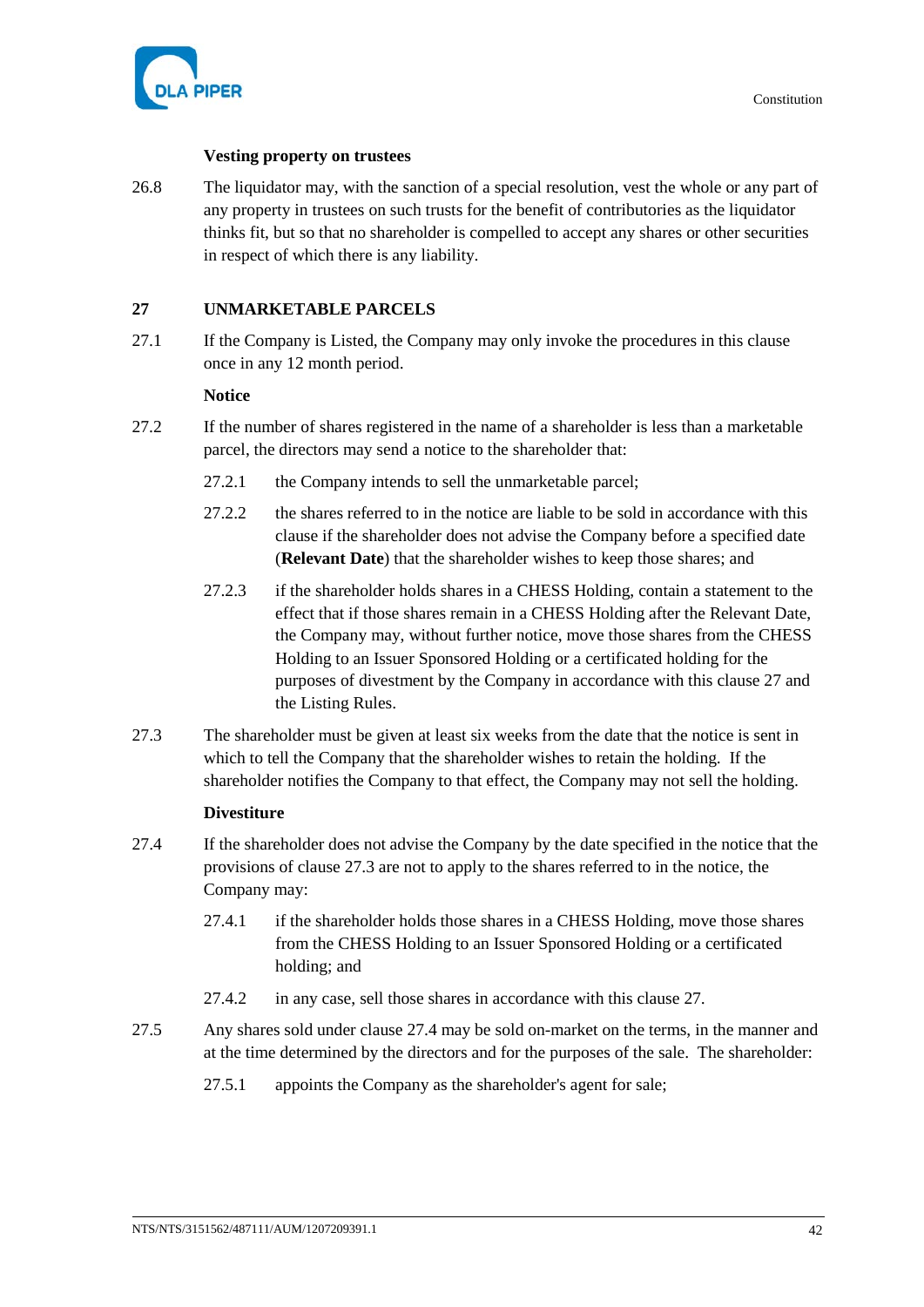**Vesting property on trustees**

26.8 The liquidator may, with the sanction of a special resolution, vest the whole or any part of any property in trustees on such trusts for the benefit of contributories as the liquidator thinks fit, but so that no shareholder is compelled to accept any shares or other securities in respect of which there is any liability.

## 27 UNMARKETABLE PARCELS

27.1 If the Company is Listed, the Company may only invoke the procedures in this clause once in any 12 month period.

**Notice**

27.2 If the number of shares registered in the name of a shareholder is less than a marketable parcel, the directors may send a notice to the shareholder that:

27.2.1 the Company intends to sell the unmarketable parcel;

27.2.2 the shares referred to in the notice are liable to be sold in accordance with this clause if the shareholder does not advise the Company before a specified date (**Relevant Date**) that the shareholder wishes to keep those shares; and

27.2.3 if the shareholder holds shares in a CHESS Holding, contain a statement to the effect that if those shares remain in a CHESS Holding after the Relevant Date, the Company may, without further notice, move those shares from the CHESS Holding to an Issuer Sponsored Holding or a certificated holding for the purposes of divestment by the Company in accordance with this clause 27 and the Listing Rules.

27.3 The shareholder must be given at least six weeks from the date that the notice is sent in which to tell the Company that the shareholder wishes to retain the holding. If the shareholder notifies the Company to that effect, the Company may not sell the holding.

**Divestiture**

27.4 If the shareholder does not advise the Company by the date specified in the notice that the provisions of clause 27.3 are not to apply to the shares referred to in the notice, the Company may:

27.4.1 if the shareholder holds those shares in a CHESS Holding, move those shares from the CHESS Holding to an Issuer Sponsored Holding or a certificated holding; and

27.4.2 in any case, sell those shares in accordance with this clause 27.

27.5 Any shares sold under clause 27.4 may be sold on-market on the terms, in the manner and at the time determined by the directors and for the purposes of the sale. The shareholder:

27.5.1 appoints the Company as the shareholder's agent for sale;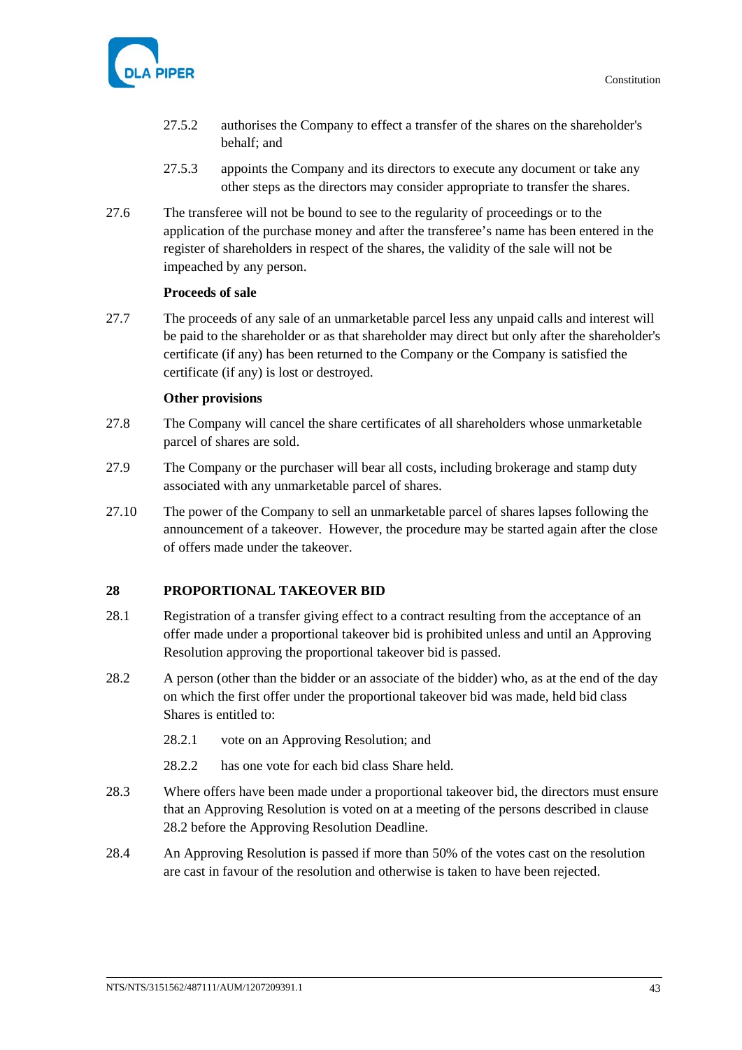27.5.2 authorises the Company to effect a transfer of the shares on the shareholder's behalf; and

27.5.3 appoints the Company and its directors to execute any document or take any other steps as the directors may consider appropriate to transfer the shares.

27.6 The transferee will not be bound to see to the regularity of proceedings or to the application of the purchase money and after the transferee's name has been entered in the register of shareholders in respect of the shares, the validity of the sale will not be impeached by any person.

**Proceeds of sale**

27.7 The proceeds of any sale of an unmarketable parcel less any unpaid calls and interest will be paid to the shareholder or as that shareholder may direct but only after the shareholder's certificate (if any) has been returned to the Company or the Company is satisfied the certificate (if any) is lost or destroyed.

**Other provisions**

27.8 The Company will cancel the share certificates of all shareholders whose unmarketable parcel of shares are sold.

27.9 The Company or the purchaser will bear all costs, including brokerage and stamp duty associated with any unmarketable parcel of shares.

27.10 The power of the Company to sell an unmarketable parcel of shares lapses following the announcement of a takeover. However, the procedure may be started again after the close of offers made under the takeover.

## 28 PROPORTIONAL TAKEOVER BID

28.1 Registration of a transfer giving effect to a contract resulting from the acceptance of an offer made under a proportional takeover bid is prohibited unless and until an Approving Resolution approving the proportional takeover bid is passed.

28.2 A person (other than the bidder or an associate of the bidder) who, as at the end of the day on which the first offer under the proportional takeover bid was made, held bid class Shares is entitled to:

28.2.1 vote on an Approving Resolution; and

28.2.2 has one vote for each bid class Share held.

28.3 Where offers have been made under a proportional takeover bid, the directors must ensure that an Approving Resolution is voted on at a meeting of the persons described in clause 28.2 before the Approving Resolution Deadline.

28.4 An Approving Resolution is passed if more than 50% of the votes cast on the resolution are cast in favour of the resolution and otherwise is taken to have been rejected.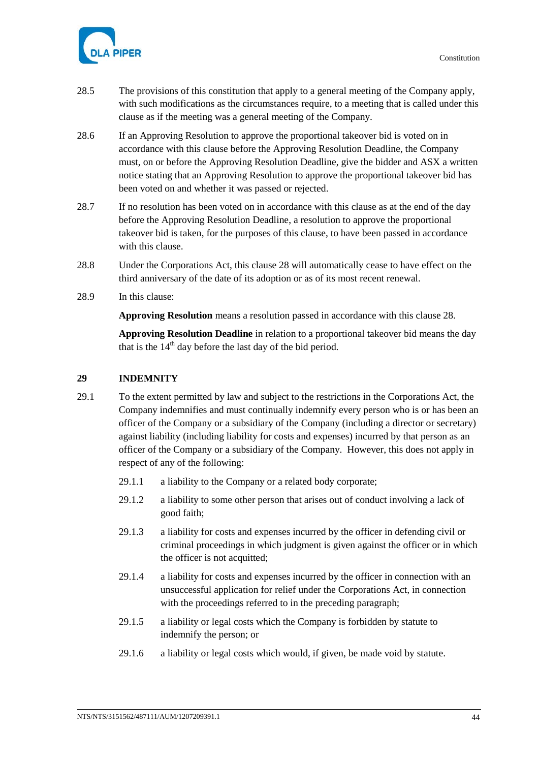28.5 The provisions of this constitution that apply to a general meeting of the Company apply, with such modifications as the circumstances require, to a meeting that is called under this clause as if the meeting was a general meeting of the Company.

28.6 If an Approving Resolution to approve the proportional takeover bid is voted on in accordance with this clause before the Approving Resolution Deadline, the Company must, on or before the Approving Resolution Deadline, give the bidder and ASX a written notice stating that an Approving Resolution to approve the proportional takeover bid has been voted on and whether it was passed or rejected.

28.7 If no resolution has been voted on in accordance with this clause as at the end of the day before the Approving Resolution Deadline, a resolution to approve the proportional takeover bid is taken, for the purposes of this clause, to have been passed in accordance with this clause.

28.8 Under the Corporations Act, this clause 28 will automatically cease to have effect on the third anniversary of the date of its adoption or as of its most recent renewal.

28.9 In this clause:

**Approving Resolution** means a resolution passed in accordance with this clause 28.

**Approving Resolution Deadline** in relation to a proportional takeover bid means the day that is the 14th day before the last day of the bid period.

## 29 INDEMNITY

29.1 To the extent permitted by law and subject to the restrictions in the Corporations Act, the Company indemnifies and must continually indemnify every person who is or has been an officer of the Company or a subsidiary of the Company (including a director or secretary) against liability (including liability for costs and expenses) incurred by that person as an officer of the Company or a subsidiary of the Company. However, this does not apply in respect of any of the following:

29.1.1 a liability to the Company or a related body corporate;

29.1.2 a liability to some other person that arises out of conduct involving a lack of good faith;

29.1.3 a liability for costs and expenses incurred by the officer in defending civil or criminal proceedings in which judgment is given against the officer or in which the officer is not acquitted;

29.1.4 a liability for costs and expenses incurred by the officer in connection with an unsuccessful application for relief under the Corporations Act, in connection with the proceedings referred to in the preceding paragraph;

29.1.5 a liability or legal costs which the Company is forbidden by statute to indemnify the person; or

29.1.6 a liability or legal costs which would, if given, be made void by statute.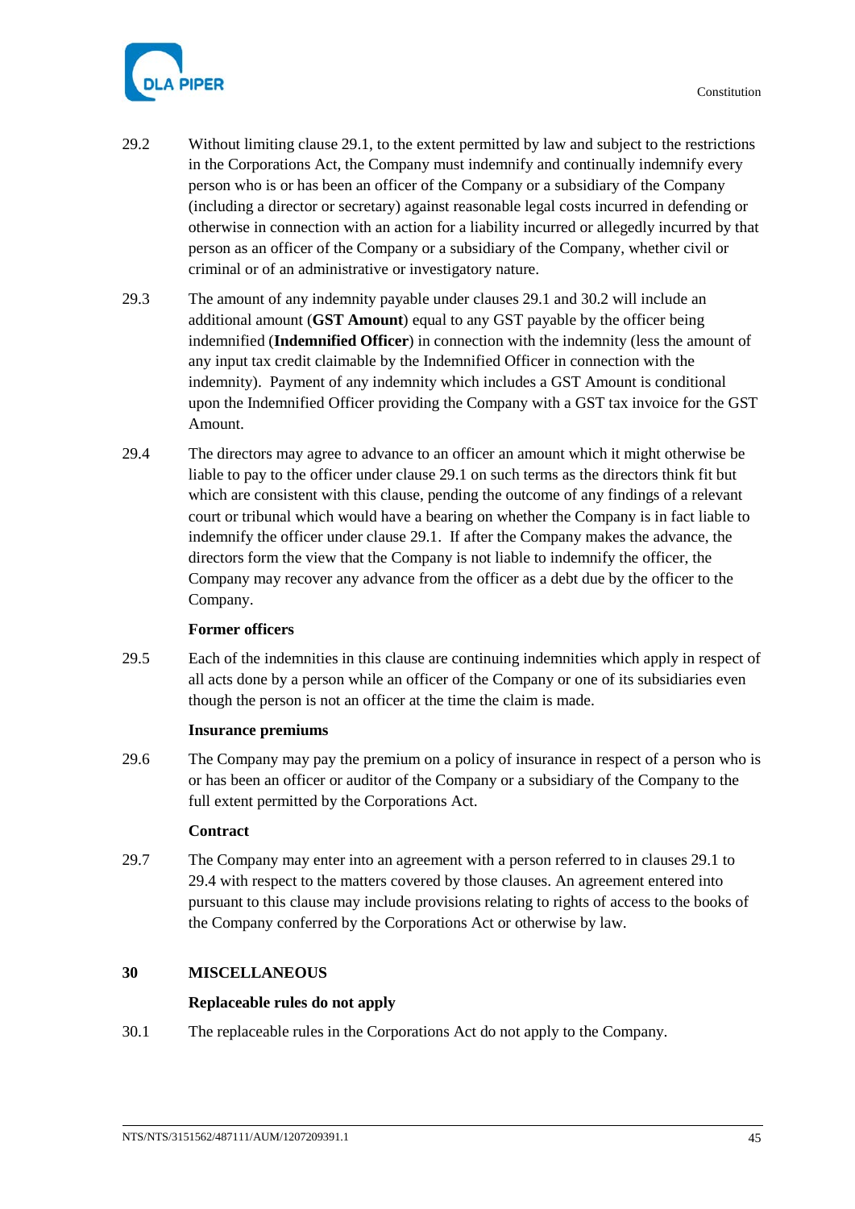29.2 Without limiting clause 29.1, to the extent permitted by law and subject to the restrictions in the Corporations Act, the Company must indemnify and continually indemnify every person who is or has been an officer of the Company or a subsidiary of the Company (including a director or secretary) against reasonable legal costs incurred in defending or otherwise in connection with an action for a liability incurred or allegedly incurred by that person as an officer of the Company or a subsidiary of the Company, whether civil or criminal or of an administrative or investigatory nature.

29.3 The amount of any indemnity payable under clauses 29.1 and 30.2 will include an additional amount (**GST Amount**) equal to any GST payable by the officer being indemnified (**Indemnified Officer**) in connection with the indemnity (less the amount of any input tax credit claimable by the Indemnified Officer in connection with the indemnity). Payment of any indemnity which includes a GST Amount is conditional upon the Indemnified Officer providing the Company with a GST tax invoice for the GST Amount.

29.4 The directors may agree to advance to an officer an amount which it might otherwise be liable to pay to the officer under clause 29.1 on such terms as the directors think fit but which are consistent with this clause, pending the outcome of any findings of a relevant court or tribunal which would have a bearing on whether the Company is in fact liable to indemnify the officer under clause 29.1. If after the Company makes the advance, the directors form the view that the Company is not liable to indemnify the officer, the Company may recover any advance from the officer as a debt due by the officer to the Company.

**Former officers**

29.5 Each of the indemnities in this clause are continuing indemnities which apply in respect of all acts done by a person while an officer of the Company or one of its subsidiaries even though the person is not an officer at the time the claim is made.

**Insurance premiums**

29.6 The Company may pay the premium on a policy of insurance in respect of a person who is or has been an officer or auditor of the Company or a subsidiary of the Company to the full extent permitted by the Corporations Act.

**Contract**

29.7 The Company may enter into an agreement with a person referred to in clauses 29.1 to 29.4 with respect to the matters covered by those clauses. An agreement entered into pursuant to this clause may include provisions relating to rights of access to the books of the Company conferred by the Corporations Act or otherwise by law.

## 30 MISCELLANEOUS

**Replaceable rules do not apply**

30.1 The replaceable rules in the Corporations Act do not apply to the Company.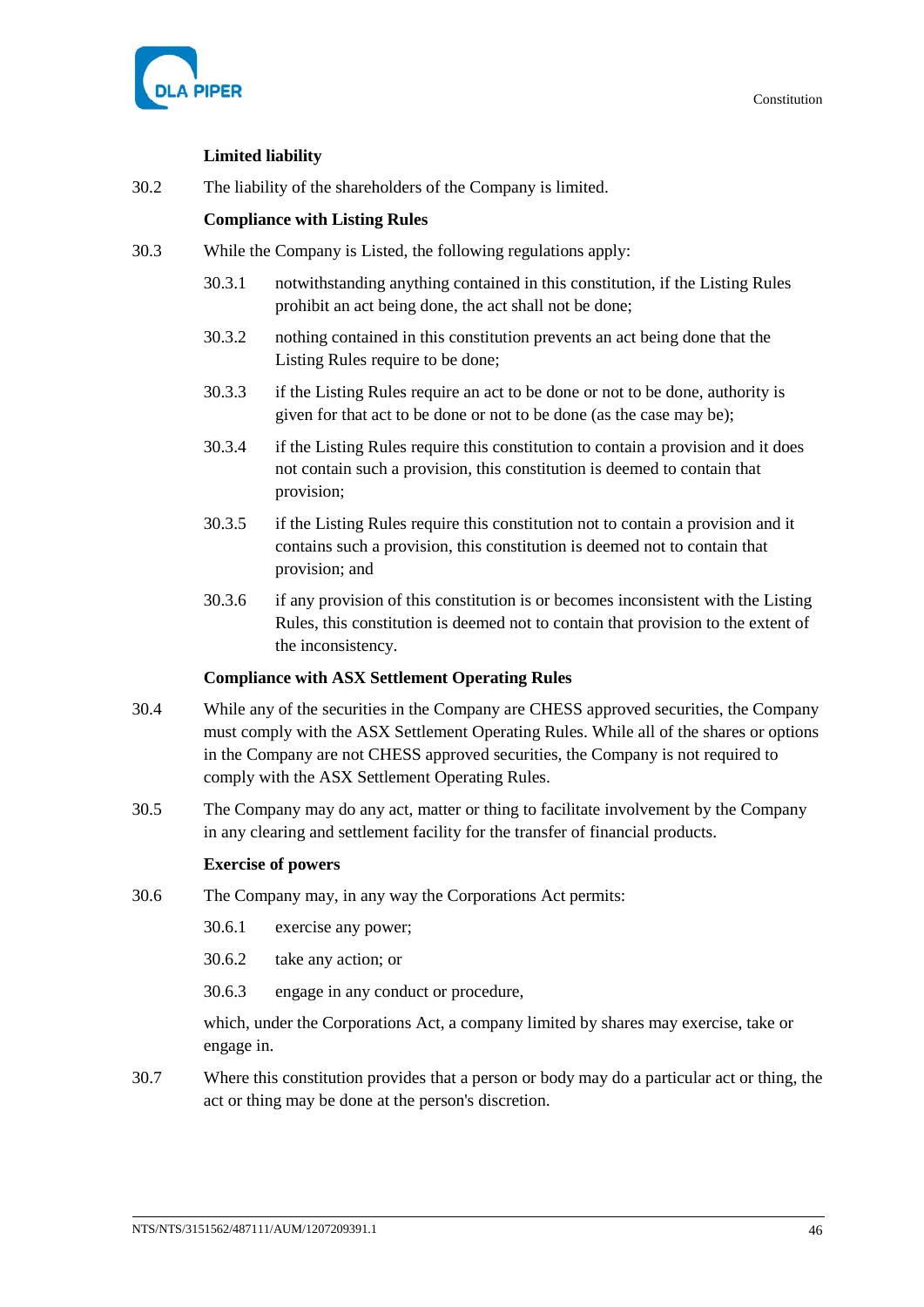**Limited liability**

30.2 The liability of the shareholders of the Company is limited.

**Compliance with Listing Rules**

30.3 While the Company is Listed, the following regulations apply:

30.3.1 notwithstanding anything contained in this constitution, if the Listing Rules prohibit an act being done, the act shall not be done;

30.3.2 nothing contained in this constitution prevents an act being done that the Listing Rules require to be done;

30.3.3 if the Listing Rules require an act to be done or not to be done, authority is given for that act to be done or not to be done (as the case may be);

30.3.4 if the Listing Rules require this constitution to contain a provision and it does not contain such a provision, this constitution is deemed to contain that provision;

30.3.5 if the Listing Rules require this constitution not to contain a provision and it contains such a provision, this constitution is deemed not to contain that provision; and

30.3.6 if any provision of this constitution is or becomes inconsistent with the Listing Rules, this constitution is deemed not to contain that provision to the extent of the inconsistency.

**Compliance with ASX Settlement Operating Rules**

30.4 While any of the securities in the Company are CHESS approved securities, the Company must comply with the ASX Settlement Operating Rules. While all of the shares or options in the Company are not CHESS approved securities, the Company is not required to comply with the ASX Settlement Operating Rules.

30.5 The Company may do any act, matter or thing to facilitate involvement by the Company in any clearing and settlement facility for the transfer of financial products.

**Exercise of powers**

30.6 The Company may, in any way the Corporations Act permits:

30.6.1 exercise any power;

30.6.2 take any action; or

30.6.3 engage in any conduct or procedure,

which, under the Corporations Act, a company limited by shares may exercise, take or engage in.

30.7 Where this constitution provides that a person or body may do a particular act or thing, the act or thing may be done at the person's discretion.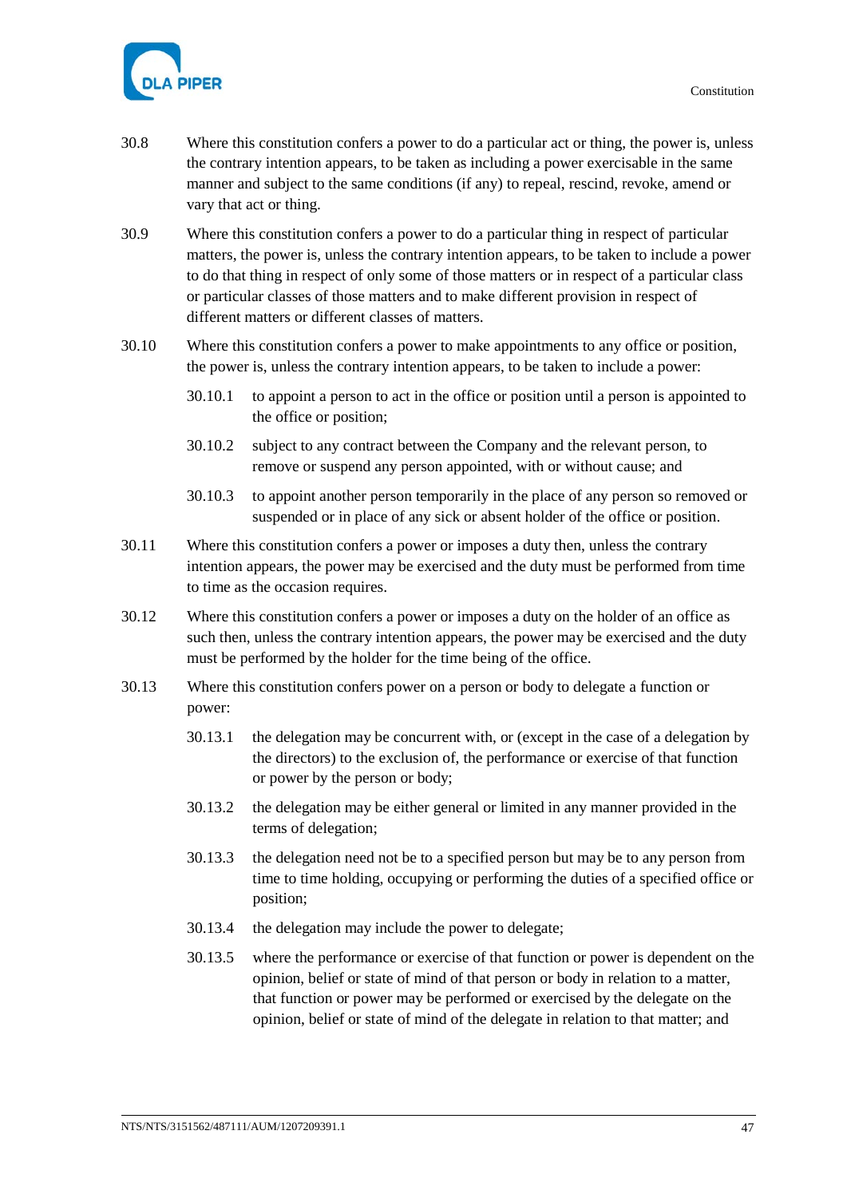30.8 Where this constitution confers a power to do a particular act or thing, the power is, unless the contrary intention appears, to be taken as including a power exercisable in the same manner and subject to the same conditions (if any) to repeal, rescind, revoke, amend or vary that act or thing.

30.9 Where this constitution confers a power to do a particular thing in respect of particular matters, the power is, unless the contrary intention appears, to be taken to include a power to do that thing in respect of only some of those matters or in respect of a particular class or particular classes of those matters and to make different provision in respect of different matters or different classes of matters.

30.10 Where this constitution confers a power to make appointments to any office or position, the power is, unless the contrary intention appears, to be taken to include a power:

30.10.1 to appoint a person to act in the office or position until a person is appointed to the office or position;

30.10.2 subject to any contract between the Company and the relevant person, to remove or suspend any person appointed, with or without cause; and

30.10.3 to appoint another person temporarily in the place of any person so removed or suspended or in place of any sick or absent holder of the office or position.

30.11 Where this constitution confers a power or imposes a duty then, unless the contrary intention appears, the power may be exercised and the duty must be performed from time to time as the occasion requires.

30.12 Where this constitution confers a power or imposes a duty on the holder of an office as such then, unless the contrary intention appears, the power may be exercised and the duty must be performed by the holder for the time being of the office.

30.13 Where this constitution confers power on a person or body to delegate a function or power:

30.13.1 the delegation may be concurrent with, or (except in the case of a delegation by the directors) to the exclusion of, the performance or exercise of that function or power by the person or body;

30.13.2 the delegation may be either general or limited in any manner provided in the terms of delegation;

30.13.3 the delegation need not be to a specified person but may be to any person from time to time holding, occupying or performing the duties of a specified office or position;

30.13.4 the delegation may include the power to delegate;

30.13.5 where the performance or exercise of that function or power is dependent on the opinion, belief or state of mind of that person or body in relation to a matter, that function or power may be performed or exercised by the delegate on the opinion, belief or state of mind of the delegate in relation to that matter; and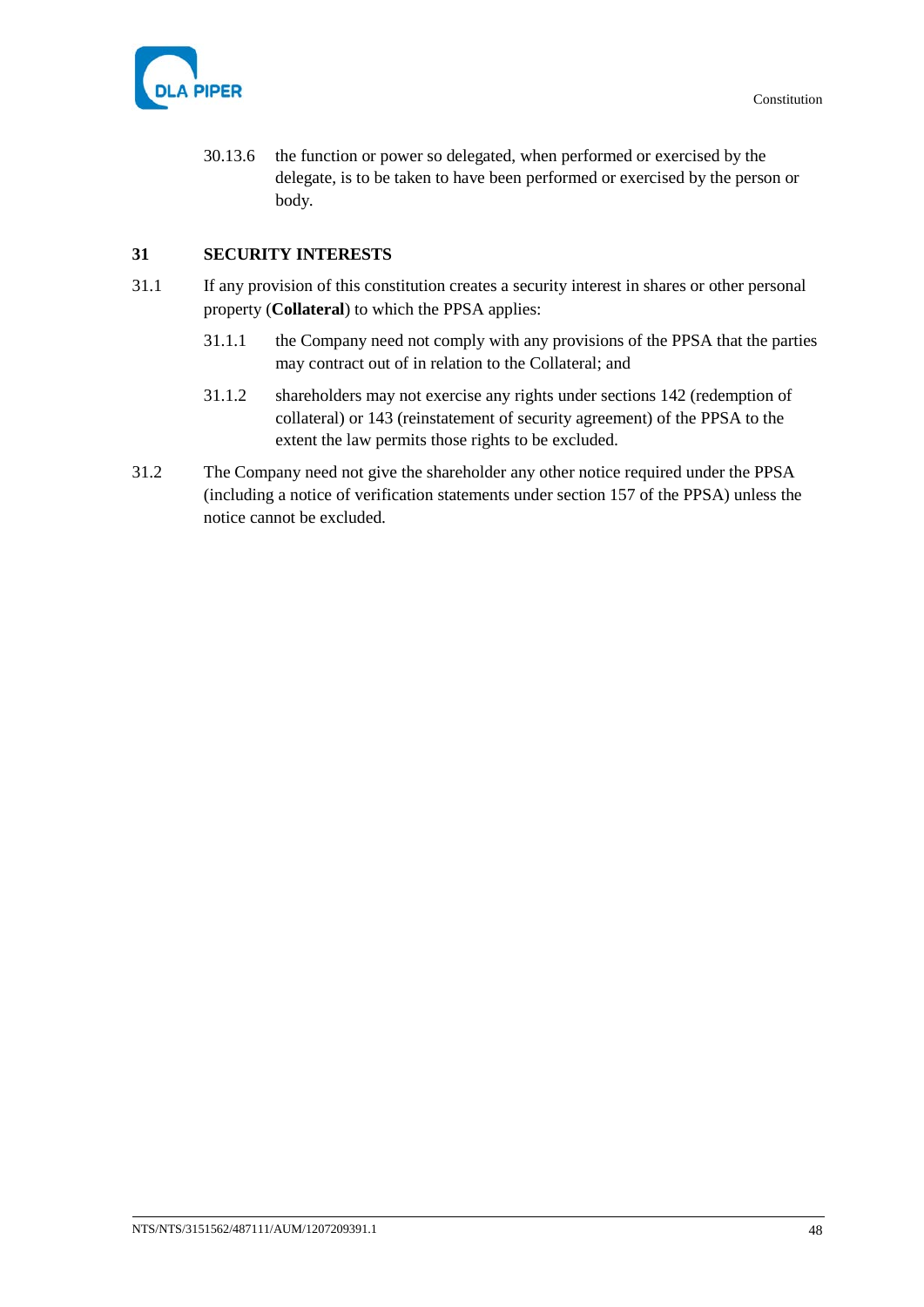30.13.6 the function or power so delegated, when performed or exercised by the delegate, is to be taken to have been performed or exercised by the person or body.

## 31 SECURITY INTERESTS

31.1 If any provision of this constitution creates a security interest in shares or other personal property (**Collateral**) to which the PPSA applies:

31.1.1 the Company need not comply with any provisions of the PPSA that the parties may contract out of in relation to the Collateral; and

31.1.2 shareholders may not exercise any rights under sections 142 (redemption of collateral) or 143 (reinstatement of security agreement) of the PPSA to the extent the law permits those rights to be excluded.

31.2 The Company need not give the shareholder any other notice required under the PPSA (including a notice of verification statements under section 157 of the PPSA) unless the notice cannot be excluded.